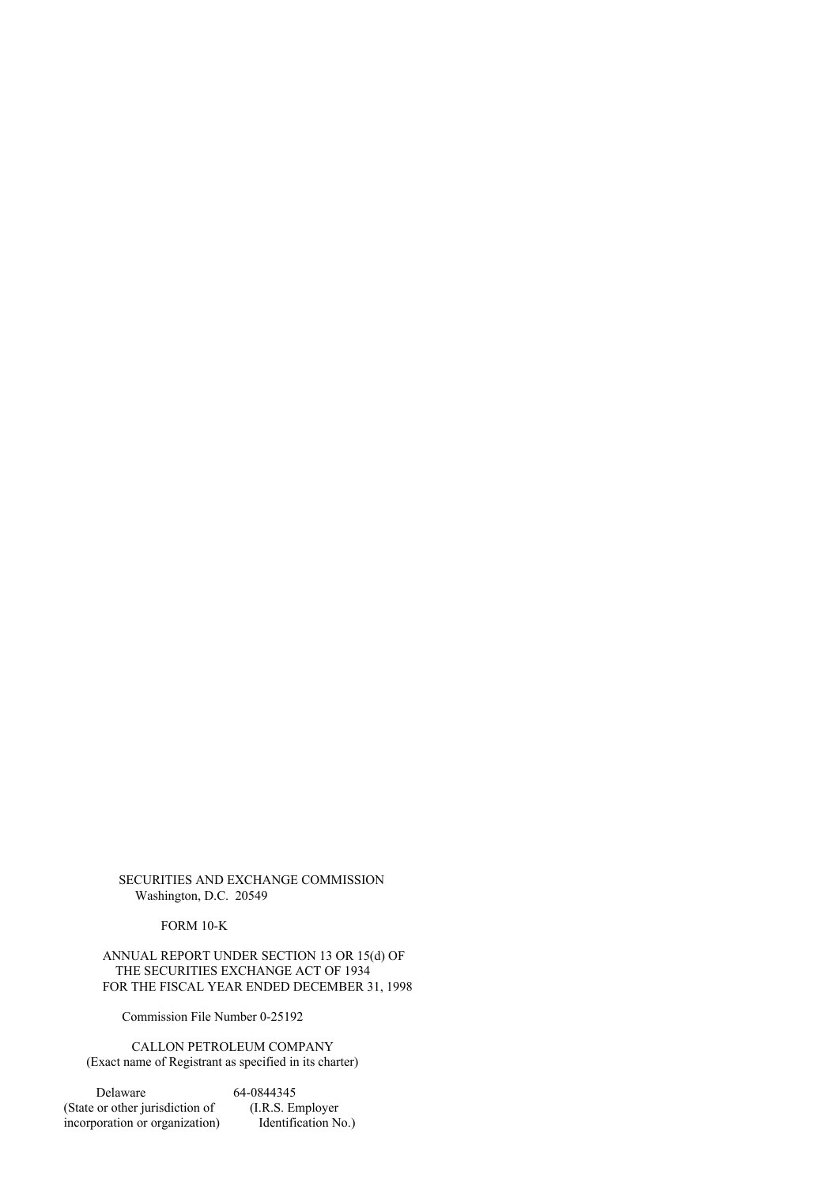SECURITIES AND EXCHANGE COMMISSION
Washington, D.C. 20549

FORM 10-K

ANNUAL REPORT UNDER SECTION 13 OR 15(d) OF
THE SECURITIES EXCHANGE ACT OF 1934
FOR THE FISCAL YEAR ENDED DECEMBER 31, 1998

Commission File Number 0-25192

CALLON PETROLEUM COMPANY
(Exact name of Registrant as specified in its charter)

| Delaware | 64-0844345 |
|---|---|
| (State or other jurisdiction of incorporation or organization) | (I.R.S. Employer Identification No.) |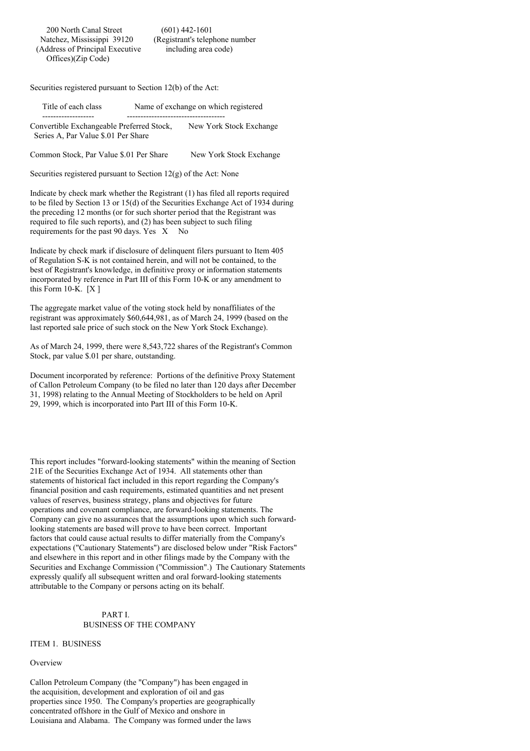200 North Canal Street (601) 442-1601
Natchez, Mississippi 39120 (Registrant's telephone number
(Address of Principal Executive including area code)
Offices)(Zip Code)

Securities registered pursuant to Section 12(b) of the Act:

| Title of each class | Name of exchange on which registered |
| --- | --- |
| Convertible Exchangeable Preferred Stock, Series A, Par Value $.01 Per Share | New York Stock Exchange |
| Common Stock, Par Value $.01 Per Share | New York Stock Exchange |

Securities registered pursuant to Section 12(g) of the Act: None

Indicate by check mark whether the Registrant (1) has filed all reports required to be filed by Section 13 or 15(d) of the Securities Exchange Act of 1934 during the preceding 12 months (or for such shorter period that the Registrant was required to file such reports), and (2) has been subject to such filing requirements for the past 90 days. Yes X No

Indicate by check mark if disclosure of delinquent filers pursuant to Item 405 of Regulation S-K is not contained herein, and will not be contained, to the best of Registrant's knowledge, in definitive proxy or information statements incorporated by reference in Part III of this Form 10-K or any amendment to this Form 10-K. [X ]

The aggregate market value of the voting stock held by nonaffiliates of the registrant was approximately $60,644,981, as of March 24, 1999 (based on the last reported sale price of such stock on the New York Stock Exchange).

As of March 24, 1999, there were 8,543,722 shares of the Registrant's Common Stock, par value $.01 per share, outstanding.

Document incorporated by reference: Portions of the definitive Proxy Statement of Callon Petroleum Company (to be filed no later than 120 days after December 31, 1998) relating to the Annual Meeting of Stockholders to be held on April 29, 1999, which is incorporated into Part III of this Form 10-K.

This report includes "forward-looking statements" within the meaning of Section 21E of the Securities Exchange Act of 1934. All statements other than statements of historical fact included in this report regarding the Company's financial position and cash requirements, estimated quantities and net present values of reserves, business strategy, plans and objectives for future operations and covenant compliance, are forward-looking statements. The Company can give no assurances that the assumptions upon which such forward-looking statements are based will prove to have been correct. Important factors that could cause actual results to differ materially from the Company's expectations ("Cautionary Statements") are disclosed below under "Risk Factors" and elsewhere in this report and in other filings made by the Company with the Securities and Exchange Commission ("Commission".) The Cautionary Statements expressly qualify all subsequent written and oral forward-looking statements attributable to the Company or persons acting on its behalf.

# PART I.
# BUSINESS OF THE COMPANY

## ITEM 1. BUSINESS

### Overview

Callon Petroleum Company (the "Company") has been engaged in the acquisition, development and exploration of oil and gas properties since 1950. The Company's properties are geographically concentrated offshore in the Gulf of Mexico and onshore in Louisiana and Alabama. The Company was formed under the laws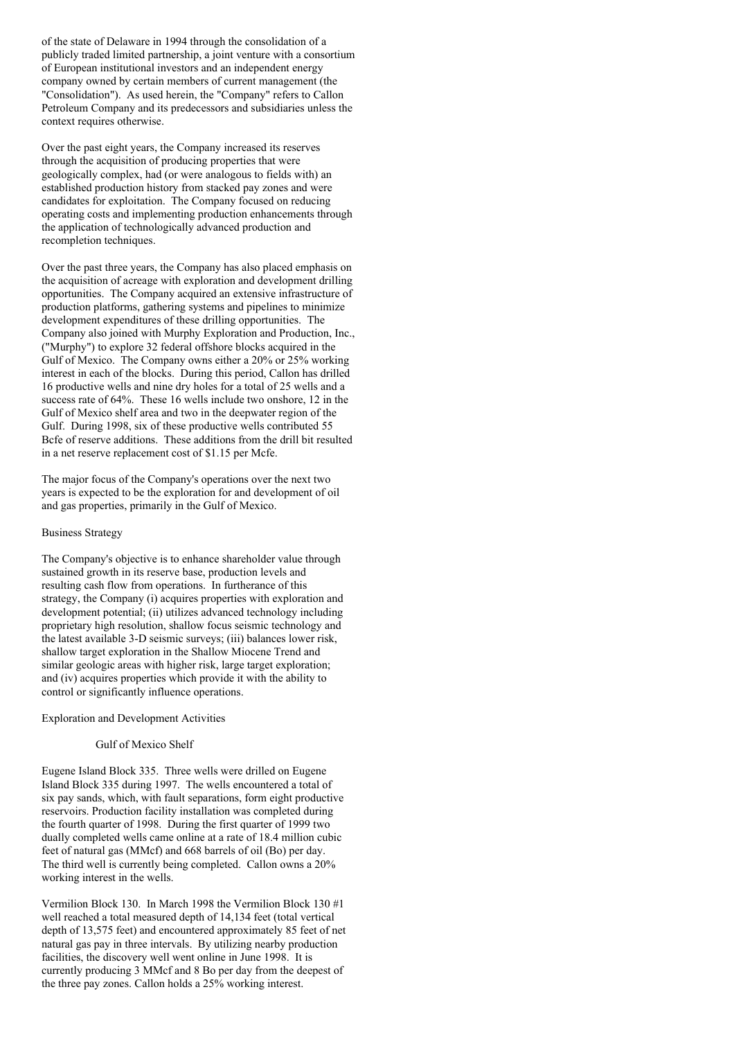of the state of Delaware in 1994 through the consolidation of a publicly traded limited partnership, a joint venture with a consortium of European institutional investors and an independent energy company owned by certain members of current management (the "Consolidation"). As used herein, the "Company" refers to Callon Petroleum Company and its predecessors and subsidiaries unless the context requires otherwise.

Over the past eight years, the Company increased its reserves through the acquisition of producing properties that were geologically complex, had (or were analogous to fields with) an established production history from stacked pay zones and were candidates for exploitation. The Company focused on reducing operating costs and implementing production enhancements through the application of technologically advanced production and recompletion techniques.

Over the past three years, the Company has also placed emphasis on the acquisition of acreage with exploration and development drilling opportunities. The Company acquired an extensive infrastructure of production platforms, gathering systems and pipelines to minimize development expenditures of these drilling opportunities. The Company also joined with Murphy Exploration and Production, Inc., ("Murphy") to explore 32 federal offshore blocks acquired in the Gulf of Mexico. The Company owns either a 20% or 25% working interest in each of the blocks. During this period, Callon has drilled 16 productive wells and nine dry holes for a total of 25 wells and a success rate of 64%. These 16 wells include two onshore, 12 in the Gulf of Mexico shelf area and two in the deepwater region of the Gulf. During 1998, six of these productive wells contributed 55 Bcfe of reserve additions. These additions from the drill bit resulted in a net reserve replacement cost of $1.15 per Mcfe.

The major focus of the Company's operations over the next two years is expected to be the exploration for and development of oil and gas properties, primarily in the Gulf of Mexico.

## Business Strategy

The Company's objective is to enhance shareholder value through sustained growth in its reserve base, production levels and resulting cash flow from operations. In furtherance of this strategy, the Company (i) acquires properties with exploration and development potential; (ii) utilizes advanced technology including proprietary high resolution, shallow focus seismic technology and the latest available 3-D seismic surveys; (iii) balances lower risk, shallow target exploration in the Shallow Miocene Trend and similar geologic areas with higher risk, large target exploration; and (iv) acquires properties which provide it with the ability to control or significantly influence operations.

## Exploration and Development Activities

### Gulf of Mexico Shelf

Eugene Island Block 335. Three wells were drilled on Eugene Island Block 335 during 1997. The wells encountered a total of six pay sands, which, with fault separations, form eight productive reservoirs. Production facility installation was completed during the fourth quarter of 1998. During the first quarter of 1999 two dually completed wells came online at a rate of 18.4 million cubic feet of natural gas (MMcf) and 668 barrels of oil (Bo) per day. The third well is currently being completed. Callon owns a 20% working interest in the wells.

Vermilion Block 130. In March 1998 the Vermilion Block 130 #1 well reached a total measured depth of 14,134 feet (total vertical depth of 13,575 feet) and encountered approximately 85 feet of net natural gas pay in three intervals. By utilizing nearby production facilities, the discovery well went online in June 1998. It is currently producing 3 MMcf and 8 Bo per day from the deepest of the three pay zones. Callon holds a 25% working interest.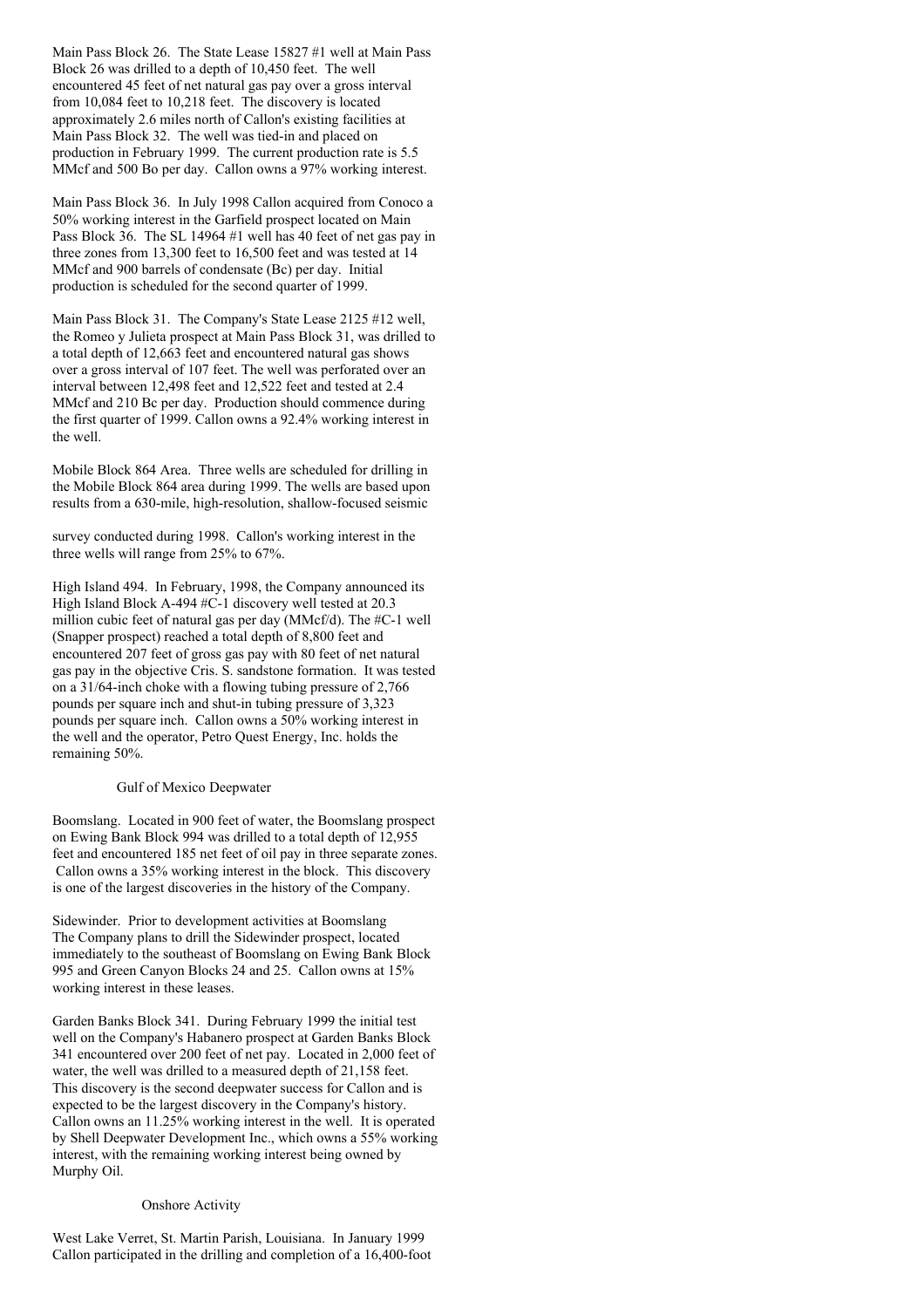Main Pass Block 26. The State Lease 15827 #1 well at Main Pass Block 26 was drilled to a depth of 10,450 feet. The well encountered 45 feet of net natural gas pay over a gross interval from 10,084 feet to 10,218 feet. The discovery is located approximately 2.6 miles north of Callon's existing facilities at Main Pass Block 32. The well was tied-in and placed on production in February 1999. The current production rate is 5.5 MMcf and 500 Bo per day. Callon owns a 97% working interest.

Main Pass Block 36. In July 1998 Callon acquired from Conoco a 50% working interest in the Garfield prospect located on Main Pass Block 36. The SL 14964 #1 well has 40 feet of net gas pay in three zones from 13,300 feet to 16,500 feet and was tested at 14 MMcf and 900 barrels of condensate (Bc) per day. Initial production is scheduled for the second quarter of 1999.

Main Pass Block 31. The Company's State Lease 2125 #12 well, the Romeo y Julieta prospect at Main Pass Block 31, was drilled to a total depth of 12,663 feet and encountered natural gas shows over a gross interval of 107 feet. The well was perforated over an interval between 12,498 feet and 12,522 feet and tested at 2.4 MMcf and 210 Bc per day. Production should commence during the first quarter of 1999. Callon owns a 92.4% working interest in the well.

Mobile Block 864 Area. Three wells are scheduled for drilling in the Mobile Block 864 area during 1999. The wells are based upon results from a 630-mile, high-resolution, shallow-focused seismic survey conducted during 1998. Callon's working interest in the three wells will range from 25% to 67%.

High Island 494. In February, 1998, the Company announced its High Island Block A-494 #C-1 discovery well tested at 20.3 million cubic feet of natural gas per day (MMcf/d). The #C-1 well (Snapper prospect) reached a total depth of 8,800 feet and encountered 207 feet of gross gas pay with 80 feet of net natural gas pay in the objective Cris. S. sandstone formation. It was tested on a 31/64-inch choke with a flowing tubing pressure of 2,766 pounds per square inch and shut-in tubing pressure of 3,323 pounds per square inch. Callon owns a 50% working interest in the well and the operator, Petro Quest Energy, Inc. holds the remaining 50%.

## Gulf of Mexico Deepwater

Boomslang. Located in 900 feet of water, the Boomslang prospect on Ewing Bank Block 994 was drilled to a total depth of 12,955 feet and encountered 185 net feet of oil pay in three separate zones. Callon owns a 35% working interest in the block. This discovery is one of the largest discoveries in the history of the Company.

Sidewinder. Prior to development activities at Boomslang The Company plans to drill the Sidewinder prospect, located immediately to the southeast of Boomslang on Ewing Bank Block 995 and Green Canyon Blocks 24 and 25. Callon owns at 15% working interest in these leases.

Garden Banks Block 341. During February 1999 the initial test well on the Company's Habanero prospect at Garden Banks Block 341 encountered over 200 feet of net pay. Located in 2,000 feet of water, the well was drilled to a measured depth of 21,158 feet. This discovery is the second deepwater success for Callon and is expected to be the largest discovery in the Company's history. Callon owns an 11.25% working interest in the well. It is operated by Shell Deepwater Development Inc., which owns a 55% working interest, with the remaining working interest being owned by Murphy Oil.

## Onshore Activity

West Lake Verret, St. Martin Parish, Louisiana. In January 1999 Callon participated in the drilling and completion of a 16,400-foot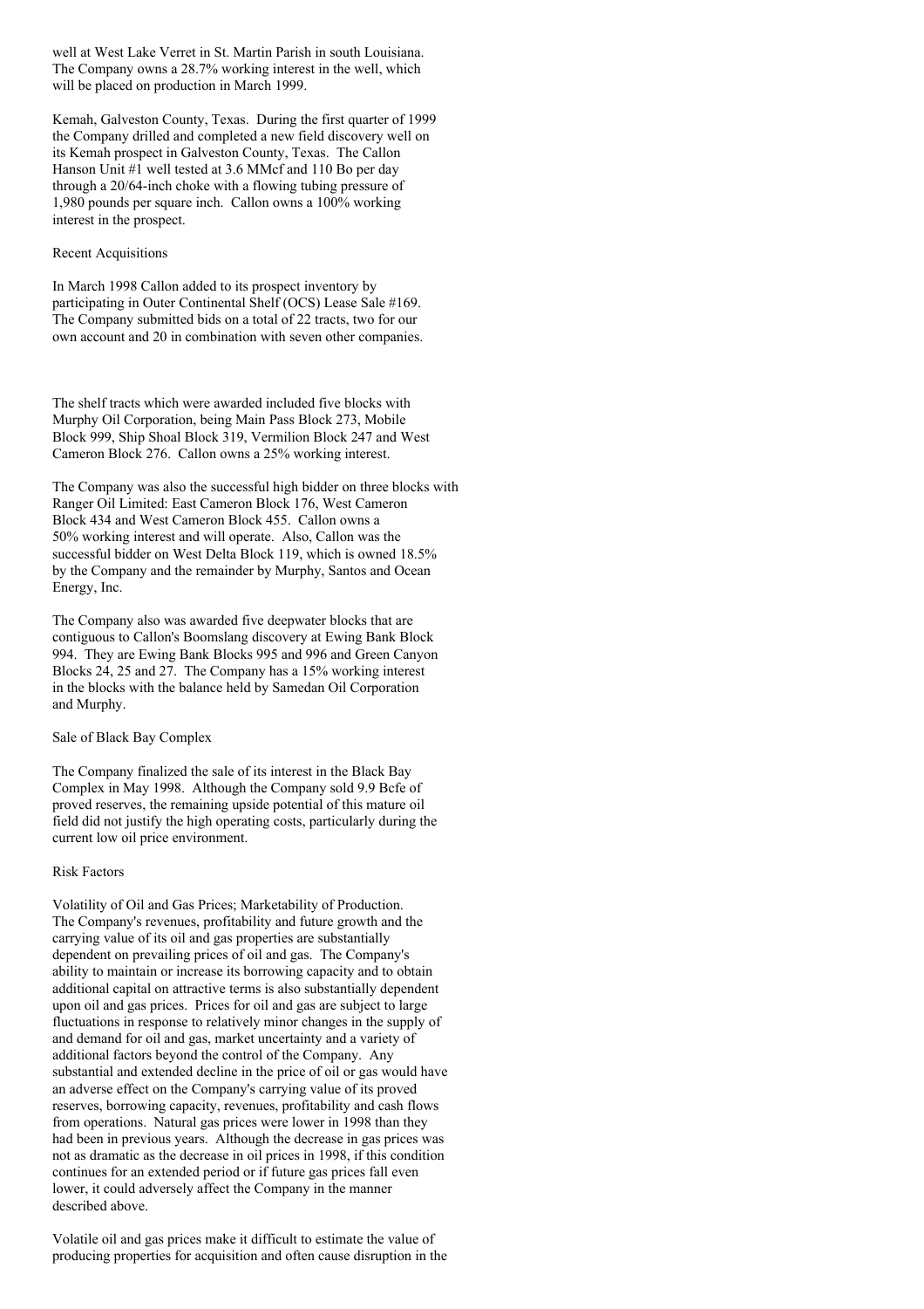well at West Lake Verret in St. Martin Parish in south Louisiana. The Company owns a 28.7% working interest in the well, which will be placed on production in March 1999.

Kemah, Galveston County, Texas. During the first quarter of 1999 the Company drilled and completed a new field discovery well on its Kemah prospect in Galveston County, Texas. The Callon Hanson Unit #1 well tested at 3.6 MMcf and 110 Bo per day through a 20/64-inch choke with a flowing tubing pressure of 1,980 pounds per square inch. Callon owns a 100% working interest in the prospect.

Recent Acquisitions

In March 1998 Callon added to its prospect inventory by participating in Outer Continental Shelf (OCS) Lease Sale #169. The Company submitted bids on a total of 22 tracts, two for our own account and 20 in combination with seven other companies.

The shelf tracts which were awarded included five blocks with Murphy Oil Corporation, being Main Pass Block 273, Mobile Block 999, Ship Shoal Block 319, Vermilion Block 247 and West Cameron Block 276. Callon owns a 25% working interest.

The Company was also the successful high bidder on three blocks with Ranger Oil Limited: East Cameron Block 176, West Cameron Block 434 and West Cameron Block 455. Callon owns a 50% working interest and will operate. Also, Callon was the successful bidder on West Delta Block 119, which is owned 18.5% by the Company and the remainder by Murphy, Santos and Ocean Energy, Inc.

The Company also was awarded five deepwater blocks that are contiguous to Callon's Boomslang discovery at Ewing Bank Block 994. They are Ewing Bank Blocks 995 and 996 and Green Canyon Blocks 24, 25 and 27. The Company has a 15% working interest in the blocks with the balance held by Samedan Oil Corporation and Murphy.

Sale of Black Bay Complex

The Company finalized the sale of its interest in the Black Bay Complex in May 1998. Although the Company sold 9.9 Bcfe of proved reserves, the remaining upside potential of this mature oil field did not justify the high operating costs, particularly during the current low oil price environment.

Risk Factors

Volatility of Oil and Gas Prices; Marketability of Production. The Company's revenues, profitability and future growth and the carrying value of its oil and gas properties are substantially dependent on prevailing prices of oil and gas. The Company's ability to maintain or increase its borrowing capacity and to obtain additional capital on attractive terms is also substantially dependent upon oil and gas prices. Prices for oil and gas are subject to large fluctuations in response to relatively minor changes in the supply of and demand for oil and gas, market uncertainty and a variety of additional factors beyond the control of the Company. Any substantial and extended decline in the price of oil or gas would have an adverse effect on the Company's carrying value of its proved reserves, borrowing capacity, revenues, profitability and cash flows from operations. Natural gas prices were lower in 1998 than they had been in previous years. Although the decrease in gas prices was not as dramatic as the decrease in oil prices in 1998, if this condition continues for an extended period or if future gas prices fall even lower, it could adversely affect the Company in the manner described above.

Volatile oil and gas prices make it difficult to estimate the value of producing properties for acquisition and often cause disruption in the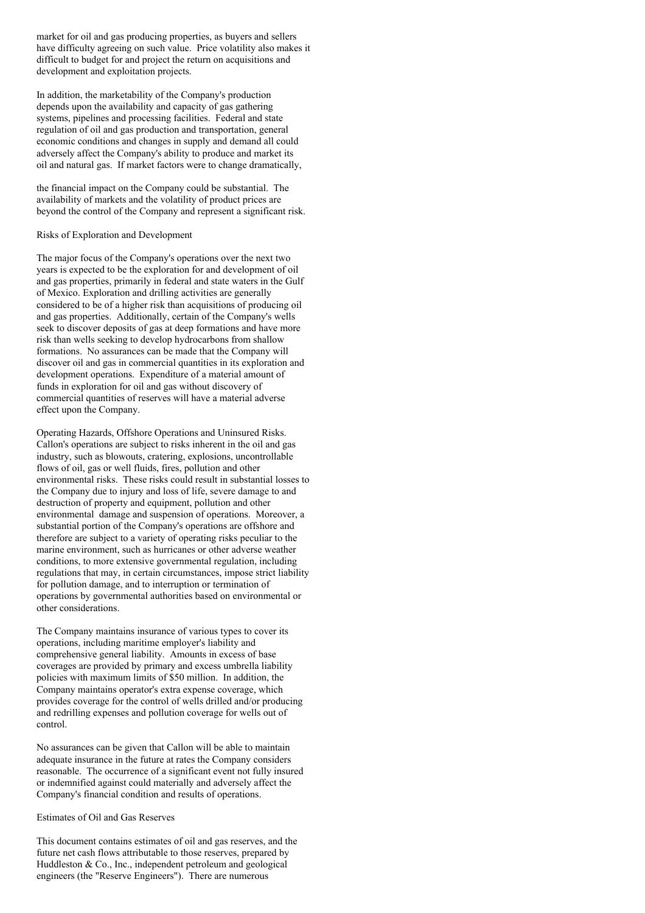market for oil and gas producing properties, as buyers and sellers have difficulty agreeing on such value. Price volatility also makes it difficult to budget for and project the return on acquisitions and development and exploitation projects.

In addition, the marketability of the Company's production depends upon the availability and capacity of gas gathering systems, pipelines and processing facilities. Federal and state regulation of oil and gas production and transportation, general economic conditions and changes in supply and demand all could adversely affect the Company's ability to produce and market its oil and natural gas. If market factors were to change dramatically, the financial impact on the Company could be substantial. The availability of markets and the volatility of product prices are beyond the control of the Company and represent a significant risk.

Risks of Exploration and Development

The major focus of the Company's operations over the next two years is expected to be the exploration for and development of oil and gas properties, primarily in federal and state waters in the Gulf of Mexico. Exploration and drilling activities are generally considered to be of a higher risk than acquisitions of producing oil and gas properties. Additionally, certain of the Company's wells seek to discover deposits of gas at deep formations and have more risk than wells seeking to develop hydrocarbons from shallow formations. No assurances can be made that the Company will discover oil and gas in commercial quantities in its exploration and development operations. Expenditure of a material amount of funds in exploration for oil and gas without discovery of commercial quantities of reserves will have a material adverse effect upon the Company.

Operating Hazards, Offshore Operations and Uninsured Risks. Callon's operations are subject to risks inherent in the oil and gas industry, such as blowouts, cratering, explosions, uncontrollable flows of oil, gas or well fluids, fires, pollution and other environmental risks. These risks could result in substantial losses to the Company due to injury and loss of life, severe damage to and destruction of property and equipment, pollution and other environmental damage and suspension of operations. Moreover, a substantial portion of the Company's operations are offshore and therefore are subject to a variety of operating risks peculiar to the marine environment, such as hurricanes or other adverse weather conditions, to more extensive governmental regulation, including regulations that may, in certain circumstances, impose strict liability for pollution damage, and to interruption or termination of operations by governmental authorities based on environmental or other considerations.

The Company maintains insurance of various types to cover its operations, including maritime employer's liability and comprehensive general liability. Amounts in excess of base coverages are provided by primary and excess umbrella liability policies with maximum limits of $50 million. In addition, the Company maintains operator's extra expense coverage, which provides coverage for the control of wells drilled and/or producing and redrilling expenses and pollution coverage for wells out of control.

No assurances can be given that Callon will be able to maintain adequate insurance in the future at rates the Company considers reasonable. The occurrence of a significant event not fully insured or indemnified against could materially and adversely affect the Company's financial condition and results of operations.

Estimates of Oil and Gas Reserves

This document contains estimates of oil and gas reserves, and the future net cash flows attributable to those reserves, prepared by Huddleston & Co., Inc., independent petroleum and geological engineers (the "Reserve Engineers"). There are numerous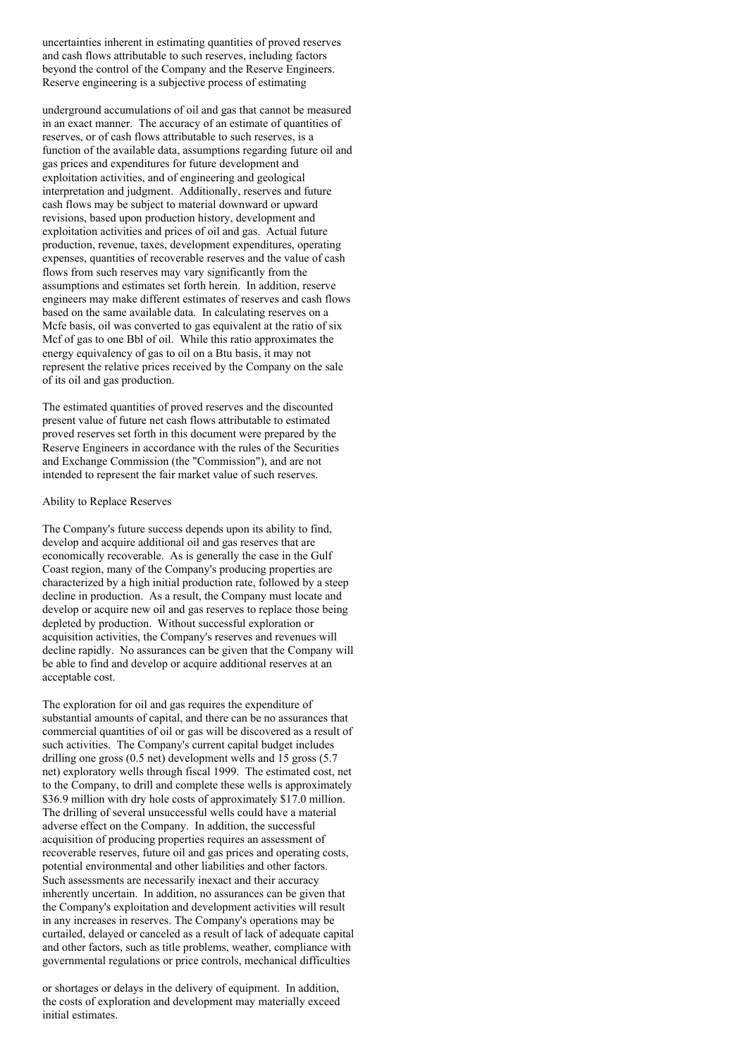uncertainties inherent in estimating quantities of proved reserves and cash flows attributable to such reserves, including factors beyond the control of the Company and the Reserve Engineers. Reserve engineering is a subjective process of estimating

underground accumulations of oil and gas that cannot be measured in an exact manner. The accuracy of an estimate of quantities of reserves, or of cash flows attributable to such reserves, is a function of the available data, assumptions regarding future oil and gas prices and expenditures for future development and exploitation activities, and of engineering and geological interpretation and judgment. Additionally, reserves and future cash flows may be subject to material downward or upward revisions, based upon production history, development and exploitation activities and prices of oil and gas. Actual future production, revenue, taxes, development expenditures, operating expenses, quantities of recoverable reserves and the value of cash flows from such reserves may vary significantly from the assumptions and estimates set forth herein. In addition, reserve engineers may make different estimates of reserves and cash flows based on the same available data. In calculating reserves on a Mcfe basis, oil was converted to gas equivalent at the ratio of six Mcf of gas to one Bbl of oil. While this ratio approximates the energy equivalency of gas to oil on a Btu basis, it may not represent the relative prices received by the Company on the sale of its oil and gas production.

The estimated quantities of proved reserves and the discounted present value of future net cash flows attributable to estimated proved reserves set forth in this document were prepared by the Reserve Engineers in accordance with the rules of the Securities and Exchange Commission (the "Commission"), and are not intended to represent the fair market value of such reserves.

Ability to Replace Reserves

The Company's future success depends upon its ability to find, develop and acquire additional oil and gas reserves that are economically recoverable. As is generally the case in the Gulf Coast region, many of the Company's producing properties are characterized by a high initial production rate, followed by a steep decline in production. As a result, the Company must locate and develop or acquire new oil and gas reserves to replace those being depleted by production. Without successful exploration or acquisition activities, the Company's reserves and revenues will decline rapidly. No assurances can be given that the Company will be able to find and develop or acquire additional reserves at an acceptable cost.

The exploration for oil and gas requires the expenditure of substantial amounts of capital, and there can be no assurances that commercial quantities of oil or gas will be discovered as a result of such activities. The Company's current capital budget includes drilling one gross (0.5 net) development wells and 15 gross (5.7 net) exploratory wells through fiscal 1999. The estimated cost, net to the Company, to drill and complete these wells is approximately $36.9 million with dry hole costs of approximately $17.0 million. The drilling of several unsuccessful wells could have a material adverse effect on the Company. In addition, the successful acquisition of producing properties requires an assessment of recoverable reserves, future oil and gas prices and operating costs, potential environmental and other liabilities and other factors. Such assessments are necessarily inexact and their accuracy inherently uncertain. In addition, no assurances can be given that the Company's exploitation and development activities will result in any increases in reserves. The Company's operations may be curtailed, delayed or canceled as a result of lack of adequate capital and other factors, such as title problems, weather, compliance with governmental regulations or price controls, mechanical difficulties

or shortages or delays in the delivery of equipment. In addition, the costs of exploration and development may materially exceed initial estimates.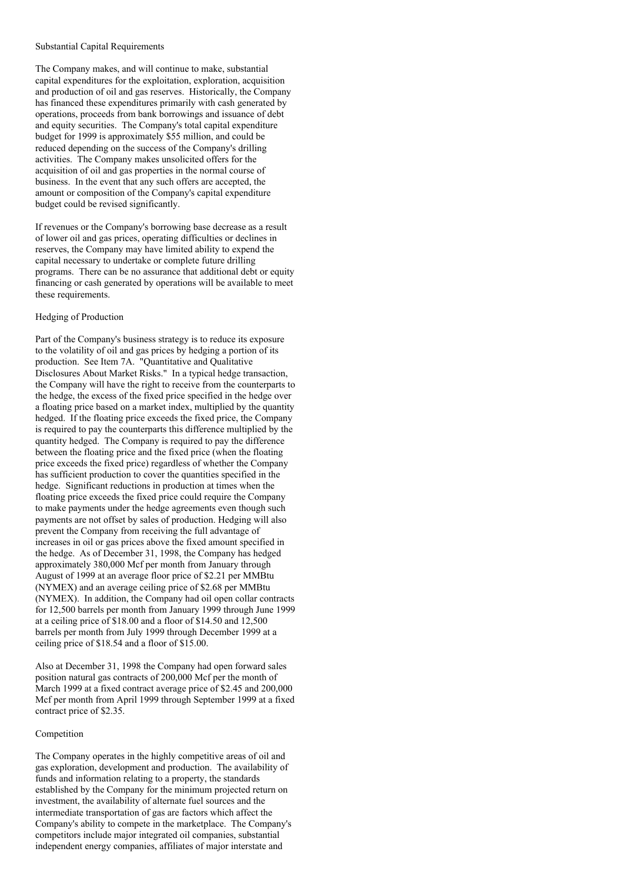### Substantial Capital Requirements

The Company makes, and will continue to make, substantial capital expenditures for the exploitation, exploration, acquisition and production of oil and gas reserves. Historically, the Company has financed these expenditures primarily with cash generated by operations, proceeds from bank borrowings and issuance of debt and equity securities. The Company's total capital expenditure budget for 1999 is approximately $55 million, and could be reduced depending on the success of the Company's drilling activities. The Company makes unsolicited offers for the acquisition of oil and gas properties in the normal course of business. In the event that any such offers are accepted, the amount or composition of the Company's capital expenditure budget could be revised significantly.

If revenues or the Company's borrowing base decrease as a result of lower oil and gas prices, operating difficulties or declines in reserves, the Company may have limited ability to expend the capital necessary to undertake or complete future drilling programs. There can be no assurance that additional debt or equity financing or cash generated by operations will be available to meet these requirements.

### Hedging of Production

Part of the Company's business strategy is to reduce its exposure to the volatility of oil and gas prices by hedging a portion of its production. See Item 7A. "Quantitative and Qualitative Disclosures About Market Risks." In a typical hedge transaction, the Company will have the right to receive from the counterparts to the hedge, the excess of the fixed price specified in the hedge over a floating price based on a market index, multiplied by the quantity hedged. If the floating price exceeds the fixed price, the Company is required to pay the counterparts this difference multiplied by the quantity hedged. The Company is required to pay the difference between the floating price and the fixed price (when the floating price exceeds the fixed price) regardless of whether the Company has sufficient production to cover the quantities specified in the hedge. Significant reductions in production at times when the floating price exceeds the fixed price could require the Company to make payments under the hedge agreements even though such payments are not offset by sales of production. Hedging will also prevent the Company from receiving the full advantage of increases in oil or gas prices above the fixed amount specified in the hedge. As of December 31, 1998, the Company has hedged approximately 380,000 Mcf per month from January through August of 1999 at an average floor price of $2.21 per MMBtu (NYMEX) and an average ceiling price of $2.68 per MMBtu (NYMEX). In addition, the Company had oil open collar contracts for 12,500 barrels per month from January 1999 through June 1999 at a ceiling price of $18.00 and a floor of $14.50 and 12,500 barrels per month from July 1999 through December 1999 at a ceiling price of $18.54 and a floor of $15.00.

Also at December 31, 1998 the Company had open forward sales position natural gas contracts of 200,000 Mcf per the month of March 1999 at a fixed contract average price of $2.45 and 200,000 Mcf per month from April 1999 through September 1999 at a fixed contract price of $2.35.

### Competition

The Company operates in the highly competitive areas of oil and gas exploration, development and production. The availability of funds and information relating to a property, the standards established by the Company for the minimum projected return on investment, the availability of alternate fuel sources and the intermediate transportation of gas are factors which affect the Company's ability to compete in the marketplace. The Company's competitors include major integrated oil companies, substantial independent energy companies, affiliates of major interstate and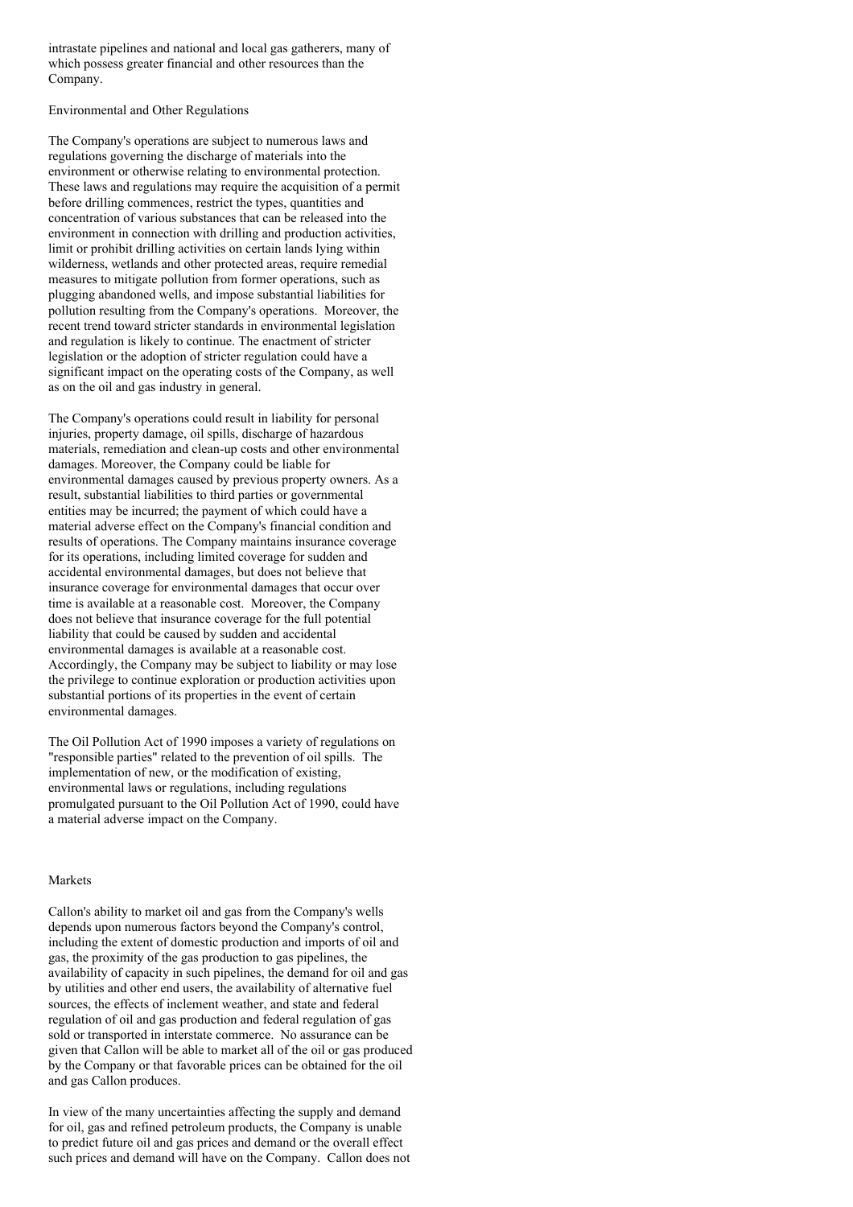intrastate pipelines and national and local gas gatherers, many of which possess greater financial and other resources than the Company.

## Environmental and Other Regulations

The Company's operations are subject to numerous laws and regulations governing the discharge of materials into the environment or otherwise relating to environmental protection. These laws and regulations may require the acquisition of a permit before drilling commences, restrict the types, quantities and concentration of various substances that can be released into the environment in connection with drilling and production activities, limit or prohibit drilling activities on certain lands lying within wilderness, wetlands and other protected areas, require remedial measures to mitigate pollution from former operations, such as plugging abandoned wells, and impose substantial liabilities for pollution resulting from the Company's operations. Moreover, the recent trend toward stricter standards in environmental legislation and regulation is likely to continue. The enactment of stricter legislation or the adoption of stricter regulation could have a significant impact on the operating costs of the Company, as well as on the oil and gas industry in general.

The Company's operations could result in liability for personal injuries, property damage, oil spills, discharge of hazardous materials, remediation and clean-up costs and other environmental damages. Moreover, the Company could be liable for environmental damages caused by previous property owners. As a result, substantial liabilities to third parties or governmental entities may be incurred; the payment of which could have a material adverse effect on the Company's financial condition and results of operations. The Company maintains insurance coverage for its operations, including limited coverage for sudden and accidental environmental damages, but does not believe that insurance coverage for environmental damages that occur over time is available at a reasonable cost. Moreover, the Company does not believe that insurance coverage for the full potential liability that could be caused by sudden and accidental environmental damages is available at a reasonable cost. Accordingly, the Company may be subject to liability or may lose the privilege to continue exploration or production activities upon substantial portions of its properties in the event of certain environmental damages.

The Oil Pollution Act of 1990 imposes a variety of regulations on "responsible parties" related to the prevention of oil spills. The implementation of new, or the modification of existing, environmental laws or regulations, including regulations promulgated pursuant to the Oil Pollution Act of 1990, could have a material adverse impact on the Company.

## Markets

Callon's ability to market oil and gas from the Company's wells depends upon numerous factors beyond the Company's control, including the extent of domestic production and imports of oil and gas, the proximity of the gas production to gas pipelines, the availability of capacity in such pipelines, the demand for oil and gas by utilities and other end users, the availability of alternative fuel sources, the effects of inclement weather, and state and federal regulation of oil and gas production and federal regulation of gas sold or transported in interstate commerce. No assurance can be given that Callon will be able to market all of the oil or gas produced by the Company or that favorable prices can be obtained for the oil and gas Callon produces.

In view of the many uncertainties affecting the supply and demand for oil, gas and refined petroleum products, the Company is unable to predict future oil and gas prices and demand or the overall effect such prices and demand will have on the Company. Callon does not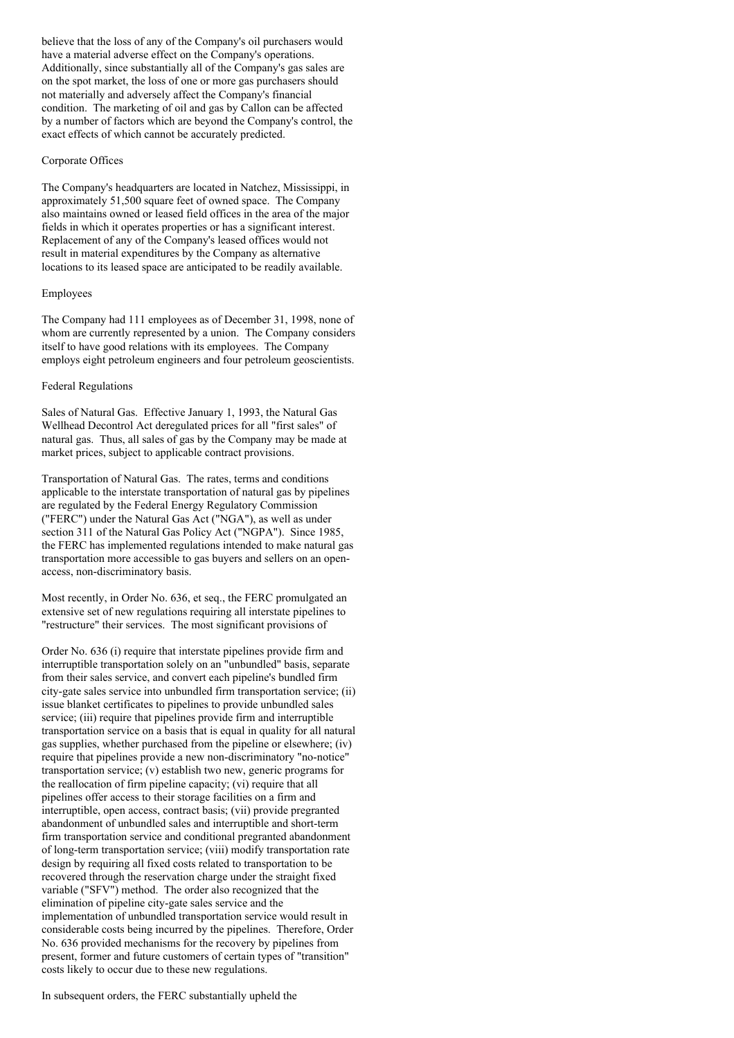believe that the loss of any of the Company's oil purchasers would have a material adverse effect on the Company's operations. Additionally, since substantially all of the Company's gas sales are on the spot market, the loss of one or more gas purchasers should not materially and adversely affect the Company's financial condition. The marketing of oil and gas by Callon can be affected by a number of factors which are beyond the Company's control, the exact effects of which cannot be accurately predicted.

## Corporate Offices

The Company's headquarters are located in Natchez, Mississippi, in approximately 51,500 square feet of owned space. The Company also maintains owned or leased field offices in the area of the major fields in which it operates properties or has a significant interest. Replacement of any of the Company's leased offices would not result in material expenditures by the Company as alternative locations to its leased space are anticipated to be readily available.

## Employees

The Company had 111 employees as of December 31, 1998, none of whom are currently represented by a union. The Company considers itself to have good relations with its employees. The Company employs eight petroleum engineers and four petroleum geoscientists.

## Federal Regulations

Sales of Natural Gas. Effective January 1, 1993, the Natural Gas Wellhead Decontrol Act deregulated prices for all "first sales" of natural gas. Thus, all sales of gas by the Company may be made at market prices, subject to applicable contract provisions.

Transportation of Natural Gas. The rates, terms and conditions applicable to the interstate transportation of natural gas by pipelines are regulated by the Federal Energy Regulatory Commission ("FERC") under the Natural Gas Act ("NGA"), as well as under section 311 of the Natural Gas Policy Act ("NGPA"). Since 1985, the FERC has implemented regulations intended to make natural gas transportation more accessible to gas buyers and sellers on an open-access, non-discriminatory basis.

Most recently, in Order No. 636, et seq., the FERC promulgated an extensive set of new regulations requiring all interstate pipelines to "restructure" their services. The most significant provisions of Order No. 636 (i) require that interstate pipelines provide firm and interruptible transportation solely on an "unbundled" basis, separate from their sales service, and convert each pipeline's bundled firm city-gate sales service into unbundled firm transportation service; (ii) issue blanket certificates to pipelines to provide unbundled sales service; (iii) require that pipelines provide firm and interruptible transportation service on a basis that is equal in quality for all natural gas supplies, whether purchased from the pipeline or elsewhere; (iv) require that pipelines provide a new non-discriminatory "no-notice" transportation service; (v) establish two new, generic programs for the reallocation of firm pipeline capacity; (vi) require that all pipelines offer access to their storage facilities on a firm and interruptible, open access, contract basis; (vii) provide pregranted abandonment of unbundled sales and interruptible and short-term firm transportation service and conditional pregranted abandonment of long-term transportation service; (viii) modify transportation rate design by requiring all fixed costs related to transportation to be recovered through the reservation charge under the straight fixed variable ("SFV") method. The order also recognized that the elimination of pipeline city-gate sales service and the implementation of unbundled transportation service would result in considerable costs being incurred by the pipelines. Therefore, Order No. 636 provided mechanisms for the recovery by pipelines from present, former and future customers of certain types of "transition" costs likely to occur due to these new regulations.

In subsequent orders, the FERC substantially upheld the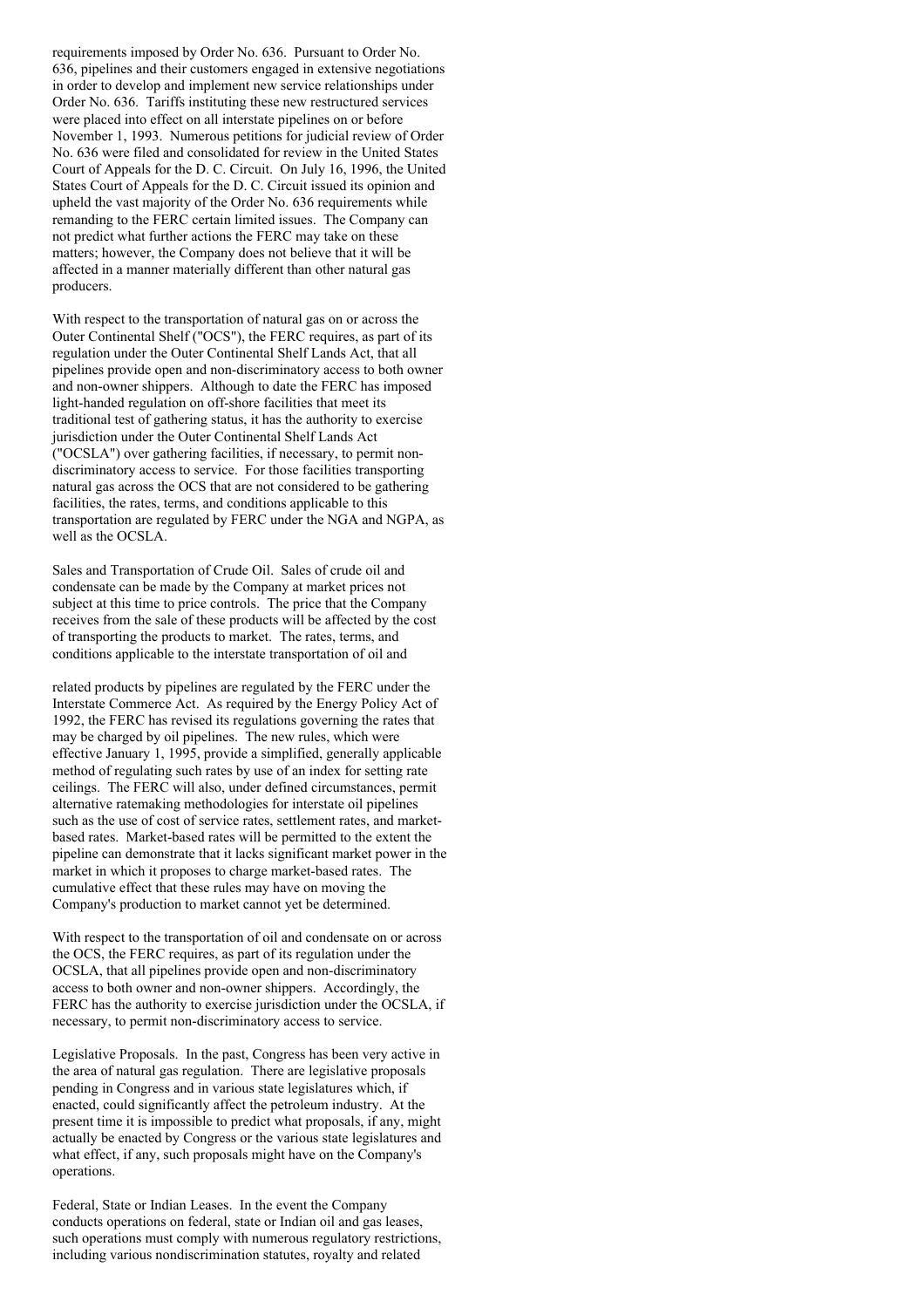requirements imposed by Order No. 636. Pursuant to Order No. 636, pipelines and their customers engaged in extensive negotiations in order to develop and implement new service relationships under Order No. 636. Tariffs instituting these new restructured services were placed into effect on all interstate pipelines on or before November 1, 1993. Numerous petitions for judicial review of Order No. 636 were filed and consolidated for review in the United States Court of Appeals for the D. C. Circuit. On July 16, 1996, the United States Court of Appeals for the D. C. Circuit issued its opinion and upheld the vast majority of the Order No. 636 requirements while remanding to the FERC certain limited issues. The Company can not predict what further actions the FERC may take on these matters; however, the Company does not believe that it will be affected in a manner materially different than other natural gas producers.

With respect to the transportation of natural gas on or across the Outer Continental Shelf ("OCS"), the FERC requires, as part of its regulation under the Outer Continental Shelf Lands Act, that all pipelines provide open and non-discriminatory access to both owner and non-owner shippers. Although to date the FERC has imposed light-handed regulation on off-shore facilities that meet its traditional test of gathering status, it has the authority to exercise jurisdiction under the Outer Continental Shelf Lands Act ("OCSLA") over gathering facilities, if necessary, to permit non-discriminatory access to service. For those facilities transporting natural gas across the OCS that are not considered to be gathering facilities, the rates, terms, and conditions applicable to this transportation are regulated by FERC under the NGA and NGPA, as well as the OCSLA.

Sales and Transportation of Crude Oil. Sales of crude oil and condensate can be made by the Company at market prices not subject at this time to price controls. The price that the Company receives from the sale of these products will be affected by the cost of transporting the products to market. The rates, terms, and conditions applicable to the interstate transportation of oil and related products by pipelines are regulated by the FERC under the Interstate Commerce Act. As required by the Energy Policy Act of 1992, the FERC has revised its regulations governing the rates that may be charged by oil pipelines. The new rules, which were effective January 1, 1995, provide a simplified, generally applicable method of regulating such rates by use of an index for setting rate ceilings. The FERC will also, under defined circumstances, permit alternative ratemaking methodologies for interstate oil pipelines such as the use of cost of service rates, settlement rates, and market-based rates. Market-based rates will be permitted to the extent the pipeline can demonstrate that it lacks significant market power in the market in which it proposes to charge market-based rates. The cumulative effect that these rules may have on moving the Company's production to market cannot yet be determined.

With respect to the transportation of oil and condensate on or across the OCS, the FERC requires, as part of its regulation under the OCSLA, that all pipelines provide open and non-discriminatory access to both owner and non-owner shippers. Accordingly, the FERC has the authority to exercise jurisdiction under the OCSLA, if necessary, to permit non-discriminatory access to service.

Legislative Proposals. In the past, Congress has been very active in the area of natural gas regulation. There are legislative proposals pending in Congress and in various state legislatures which, if enacted, could significantly affect the petroleum industry. At the present time it is impossible to predict what proposals, if any, might actually be enacted by Congress or the various state legislatures and what effect, if any, such proposals might have on the Company's operations.

Federal, State or Indian Leases. In the event the Company conducts operations on federal, state or Indian oil and gas leases, such operations must comply with numerous regulatory restrictions, including various nondiscrimination statutes, royalty and related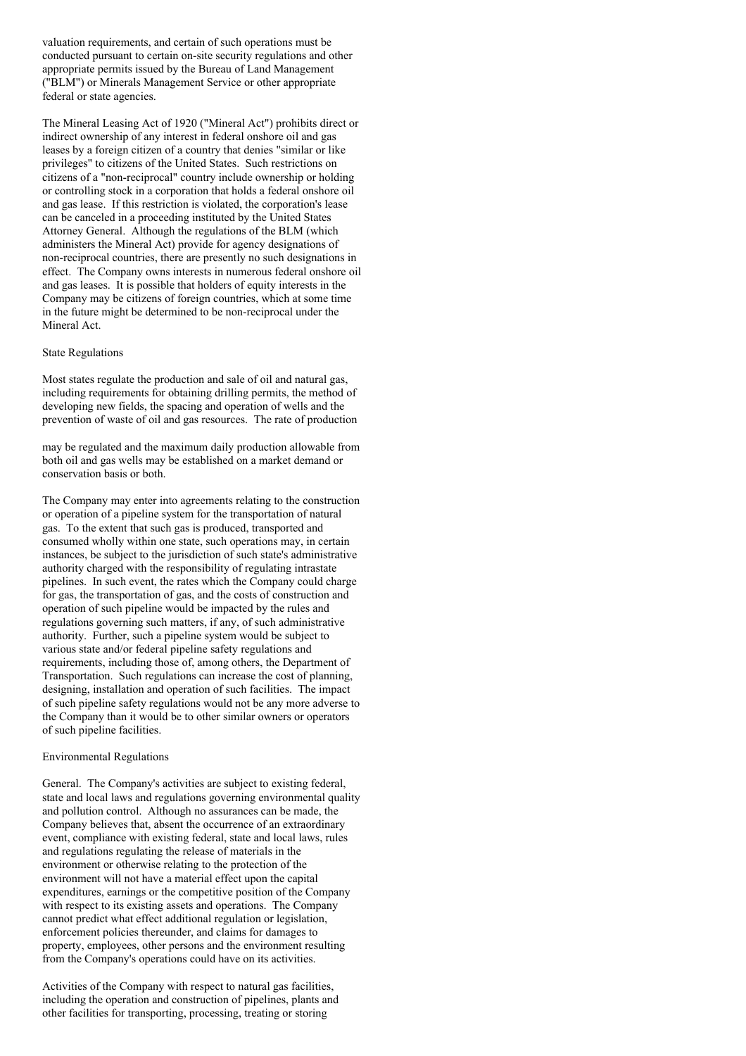valuation requirements, and certain of such operations must be conducted pursuant to certain on-site security regulations and other appropriate permits issued by the Bureau of Land Management ("BLM") or Minerals Management Service or other appropriate federal or state agencies.

The Mineral Leasing Act of 1920 ("Mineral Act") prohibits direct or indirect ownership of any interest in federal onshore oil and gas leases by a foreign citizen of a country that denies "similar or like privileges" to citizens of the United States. Such restrictions on citizens of a "non-reciprocal" country include ownership or holding or controlling stock in a corporation that holds a federal onshore oil and gas lease. If this restriction is violated, the corporation's lease can be canceled in a proceeding instituted by the United States Attorney General. Although the regulations of the BLM (which administers the Mineral Act) provide for agency designations of non-reciprocal countries, there are presently no such designations in effect. The Company owns interests in numerous federal onshore oil and gas leases. It is possible that holders of equity interests in the Company may be citizens of foreign countries, which at some time in the future might be determined to be non-reciprocal under the Mineral Act.

State Regulations

Most states regulate the production and sale of oil and natural gas, including requirements for obtaining drilling permits, the method of developing new fields, the spacing and operation of wells and the prevention of waste of oil and gas resources. The rate of production may be regulated and the maximum daily production allowable from both oil and gas wells may be established on a market demand or conservation basis or both.

The Company may enter into agreements relating to the construction or operation of a pipeline system for the transportation of natural gas. To the extent that such gas is produced, transported and consumed wholly within one state, such operations may, in certain instances, be subject to the jurisdiction of such state's administrative authority charged with the responsibility of regulating intrastate pipelines. In such event, the rates which the Company could charge for gas, the transportation of gas, and the costs of construction and operation of such pipeline would be impacted by the rules and regulations governing such matters, if any, of such administrative authority. Further, such a pipeline system would be subject to various state and/or federal pipeline safety regulations and requirements, including those of, among others, the Department of Transportation. Such regulations can increase the cost of planning, designing, installation and operation of such facilities. The impact of such pipeline safety regulations would not be any more adverse to the Company than it would be to other similar owners or operators of such pipeline facilities.

Environmental Regulations

General. The Company's activities are subject to existing federal, state and local laws and regulations governing environmental quality and pollution control. Although no assurances can be made, the Company believes that, absent the occurrence of an extraordinary event, compliance with existing federal, state and local laws, rules and regulations regulating the release of materials in the environment or otherwise relating to the protection of the environment will not have a material effect upon the capital expenditures, earnings or the competitive position of the Company with respect to its existing assets and operations. The Company cannot predict what effect additional regulation or legislation, enforcement policies thereunder, and claims for damages to property, employees, other persons and the environment resulting from the Company's operations could have on its activities.

Activities of the Company with respect to natural gas facilities, including the operation and construction of pipelines, plants and other facilities for transporting, processing, treating or storing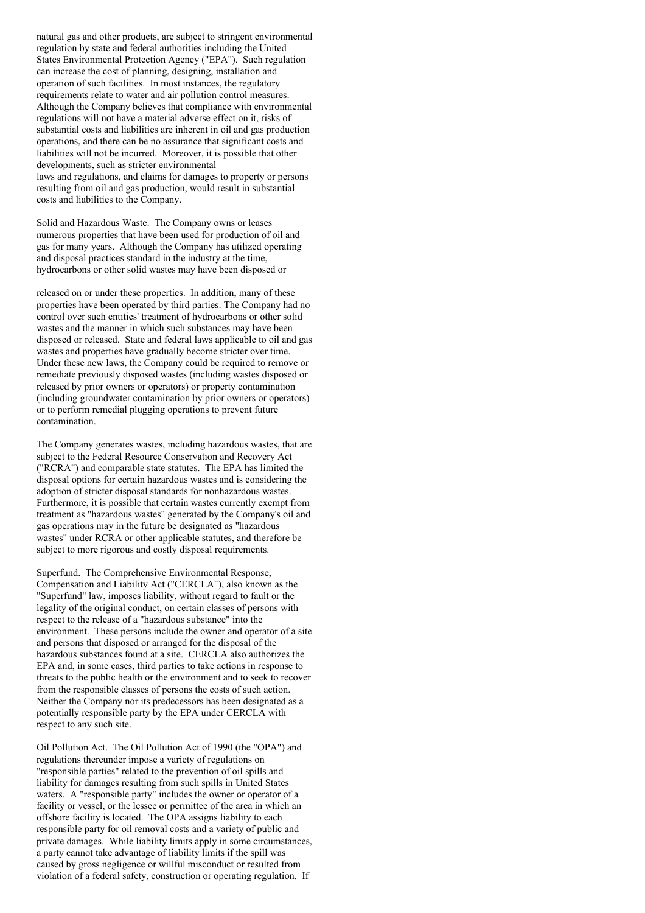natural gas and other products, are subject to stringent environmental regulation by state and federal authorities including the United States Environmental Protection Agency ("EPA"). Such regulation can increase the cost of planning, designing, installation and operation of such facilities. In most instances, the regulatory requirements relate to water and air pollution control measures. Although the Company believes that compliance with environmental regulations will not have a material adverse effect on it, risks of substantial costs and liabilities are inherent in oil and gas production operations, and there can be no assurance that significant costs and liabilities will not be incurred. Moreover, it is possible that other developments, such as stricter environmental laws and regulations, and claims for damages to property or persons resulting from oil and gas production, would result in substantial costs and liabilities to the Company.

Solid and Hazardous Waste. The Company owns or leases numerous properties that have been used for production of oil and gas for many years. Although the Company has utilized operating and disposal practices standard in the industry at the time, hydrocarbons or other solid wastes may have been disposed or released on or under these properties. In addition, many of these properties have been operated by third parties. The Company had no control over such entities' treatment of hydrocarbons or other solid wastes and the manner in which such substances may have been disposed or released. State and federal laws applicable to oil and gas wastes and properties have gradually become stricter over time. Under these new laws, the Company could be required to remove or remediate previously disposed wastes (including wastes disposed or released by prior owners or operators) or property contamination (including groundwater contamination by prior owners or operators) or to perform remedial plugging operations to prevent future contamination.

The Company generates wastes, including hazardous wastes, that are subject to the Federal Resource Conservation and Recovery Act ("RCRA") and comparable state statutes. The EPA has limited the disposal options for certain hazardous wastes and is considering the adoption of stricter disposal standards for nonhazardous wastes. Furthermore, it is possible that certain wastes currently exempt from treatment as "hazardous wastes" generated by the Company's oil and gas operations may in the future be designated as "hazardous wastes" under RCRA or other applicable statutes, and therefore be subject to more rigorous and costly disposal requirements.

Superfund. The Comprehensive Environmental Response, Compensation and Liability Act ("CERCLA"), also known as the "Superfund" law, imposes liability, without regard to fault or the legality of the original conduct, on certain classes of persons with respect to the release of a "hazardous substance" into the environment. These persons include the owner and operator of a site and persons that disposed or arranged for the disposal of the hazardous substances found at a site. CERCLA also authorizes the EPA and, in some cases, third parties to take actions in response to threats to the public health or the environment and to seek to recover from the responsible classes of persons the costs of such action. Neither the Company nor its predecessors has been designated as a potentially responsible party by the EPA under CERCLA with respect to any such site.

Oil Pollution Act. The Oil Pollution Act of 1990 (the "OPA") and regulations thereunder impose a variety of regulations on "responsible parties" related to the prevention of oil spills and liability for damages resulting from such spills in United States waters. A "responsible party" includes the owner or operator of a facility or vessel, or the lessee or permittee of the area in which an offshore facility is located. The OPA assigns liability to each responsible party for oil removal costs and a variety of public and private damages. While liability limits apply in some circumstances, a party cannot take advantage of liability limits if the spill was caused by gross negligence or willful misconduct or resulted from violation of a federal safety, construction or operating regulation. If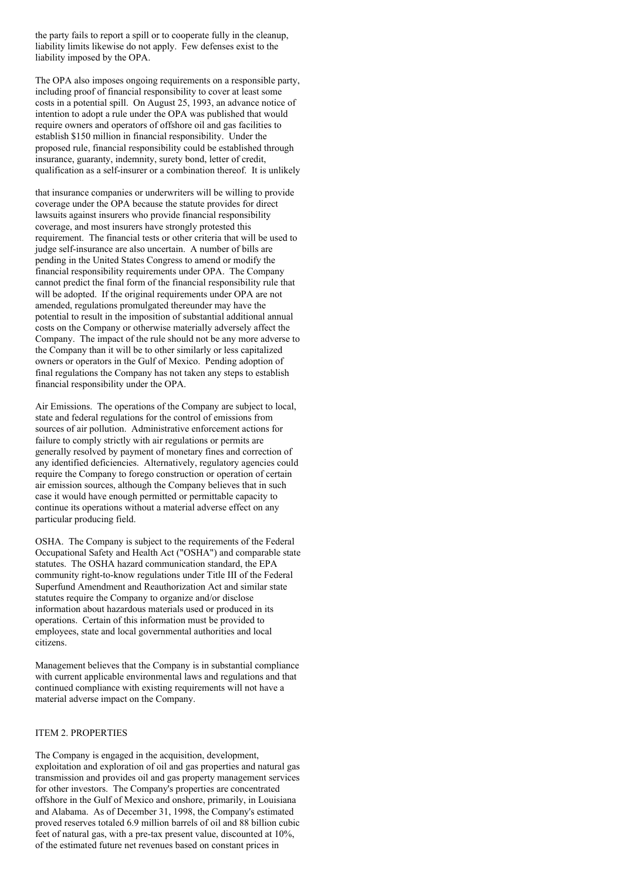the party fails to report a spill or to cooperate fully in the cleanup, liability limits likewise do not apply. Few defenses exist to the liability imposed by the OPA.

The OPA also imposes ongoing requirements on a responsible party, including proof of financial responsibility to cover at least some costs in a potential spill. On August 25, 1993, an advance notice of intention to adopt a rule under the OPA was published that would require owners and operators of offshore oil and gas facilities to establish $150 million in financial responsibility. Under the proposed rule, financial responsibility could be established through insurance, guaranty, indemnity, surety bond, letter of credit, qualification as a self-insurer or a combination thereof. It is unlikely

that insurance companies or underwriters will be willing to provide coverage under the OPA because the statute provides for direct lawsuits against insurers who provide financial responsibility coverage, and most insurers have strongly protested this requirement. The financial tests or other criteria that will be used to judge self-insurance are also uncertain. A number of bills are pending in the United States Congress to amend or modify the financial responsibility requirements under OPA. The Company cannot predict the final form of the financial responsibility rule that will be adopted. If the original requirements under OPA are not amended, regulations promulgated thereunder may have the potential to result in the imposition of substantial additional annual costs on the Company or otherwise materially adversely affect the Company. The impact of the rule should not be any more adverse to the Company than it will be to other similarly or less capitalized owners or operators in the Gulf of Mexico. Pending adoption of final regulations the Company has not taken any steps to establish financial responsibility under the OPA.

Air Emissions. The operations of the Company are subject to local, state and federal regulations for the control of emissions from sources of air pollution. Administrative enforcement actions for failure to comply strictly with air regulations or permits are generally resolved by payment of monetary fines and correction of any identified deficiencies. Alternatively, regulatory agencies could require the Company to forego construction or operation of certain air emission sources, although the Company believes that in such case it would have enough permitted or permittable capacity to continue its operations without a material adverse effect on any particular producing field.

OSHA. The Company is subject to the requirements of the Federal Occupational Safety and Health Act ("OSHA") and comparable state statutes. The OSHA hazard communication standard, the EPA community right-to-know regulations under Title III of the Federal Superfund Amendment and Reauthorization Act and similar state statutes require the Company to organize and/or disclose information about hazardous materials used or produced in its operations. Certain of this information must be provided to employees, state and local governmental authorities and local citizens.

Management believes that the Company is in substantial compliance with current applicable environmental laws and regulations and that continued compliance with existing requirements will not have a material adverse impact on the Company.

## ITEM 2. PROPERTIES

The Company is engaged in the acquisition, development, exploitation and exploration of oil and gas properties and natural gas transmission and provides oil and gas property management services for other investors. The Company's properties are concentrated offshore in the Gulf of Mexico and onshore, primarily, in Louisiana and Alabama. As of December 31, 1998, the Company's estimated proved reserves totaled 6.9 million barrels of oil and 88 billion cubic feet of natural gas, with a pre-tax present value, discounted at 10%, of the estimated future net revenues based on constant prices in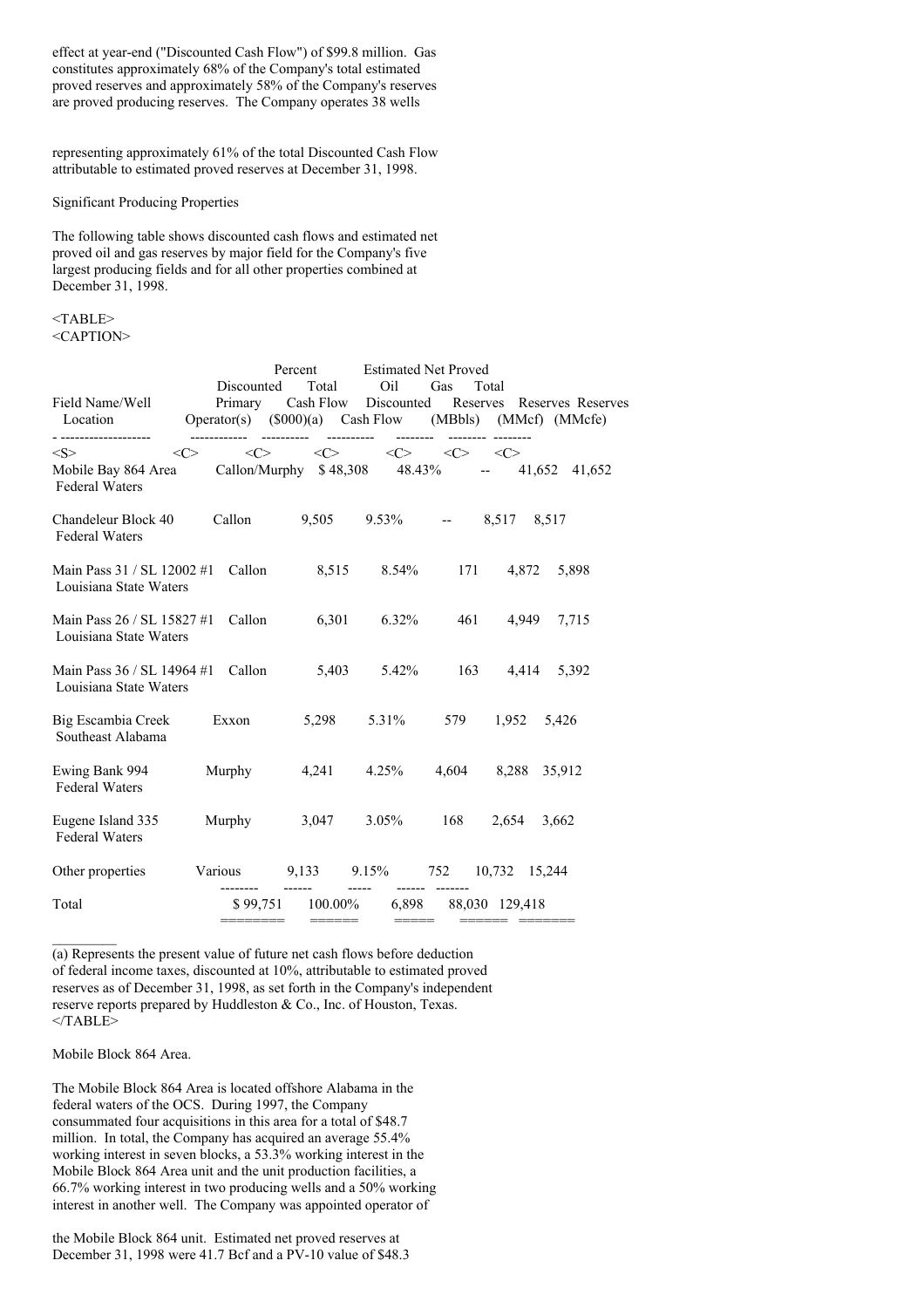effect at year-end ("Discounted Cash Flow") of $99.8 million. Gas constitutes approximately 68% of the Company's total estimated proved reserves and approximately 58% of the Company's reserves are proved producing reserves. The Company operates 38 wells

representing approximately 61% of the total Discounted Cash Flow attributable to estimated proved reserves at December 31, 1998.

Significant Producing Properties

The following table shows discounted cash flows and estimated net proved oil and gas reserves by major field for the Company's five largest producing fields and for all other properties combined at December 31, 1998.

| Field Name/Well Location | Primary Operator(s) | Discounted Cash Flow ($000)(a) | Percent Total Discounted Cash Flow | Estimated Net Proved Oil Reserves (MBbls) | Gas Reserves (MMcf) | Total Reserves (MMcfe) |
|---|---|---|---|---|---|---|
| Mobile Bay 864 Area Federal Waters | Callon/Murphy | $ 48,308 | 48.43% | -- | 41,652 | 41,652 |
| Chandeleur Block 40 Federal Waters | Callon | 9,505 | 9.53% | -- | 8,517 | 8,517 |
| Main Pass 31 / SL 12002 #1 Louisiana State Waters | Callon | 8,515 | 8.54% | 171 | 4,872 | 5,898 |
| Main Pass 26 / SL 15827 #1 Louisiana State Waters | Callon | 6,301 | 6.32% | 461 | 4,949 | 7,715 |
| Main Pass 36 / SL 14964 #1 Louisiana State Waters | Callon | 5,403 | 5.42% | 163 | 4,414 | 5,392 |
| Big Escambia Creek Southeast Alabama | Exxon | 5,298 | 5.31% | 579 | 1,952 | 5,426 |
| Ewing Bank 994 Federal Waters | Murphy | 4,241 | 4.25% | 4,604 | 8,288 | 35,912 |
| Eugene Island 335 Federal Waters | Murphy | 3,047 | 3.05% | 168 | 2,654 | 3,662 |
| Other properties | Various | 9,133 | 9.15% | 752 | 10,732 | 15,244 |
| Total | | $ 99,751 | 100.00% | 6,898 | 88,030 | 129,418 |

(a) Represents the present value of future net cash flows before deduction of federal income taxes, discounted at 10%, attributable to estimated proved reserves as of December 31, 1998, as set forth in the Company's independent reserve reports prepared by Huddleston & Co., Inc. of Houston, Texas.

Mobile Block 864 Area.

The Mobile Block 864 Area is located offshore Alabama in the federal waters of the OCS. During 1997, the Company consummated four acquisitions in this area for a total of $48.7 million. In total, the Company has acquired an average 55.4% working interest in seven blocks, a 53.3% working interest in the Mobile Block 864 Area unit and the unit production facilities, a 66.7% working interest in two producing wells and a 50% working interest in another well. The Company was appointed operator of

the Mobile Block 864 unit. Estimated net proved reserves at December 31, 1998 were 41.7 Bcf and a PV-10 value of $48.3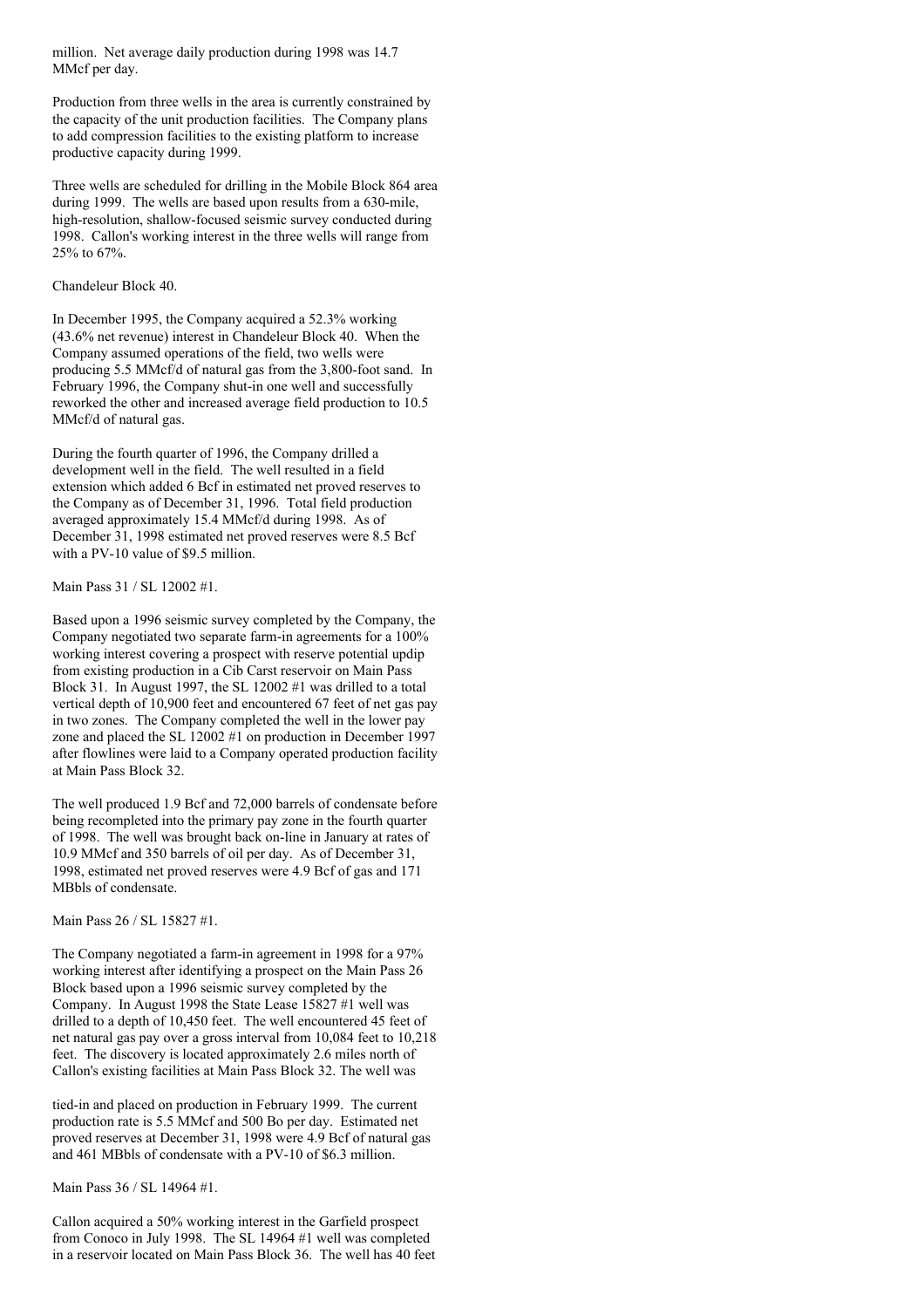million. Net average daily production during 1998 was 14.7 MMcf per day.

Production from three wells in the area is currently constrained by the capacity of the unit production facilities. The Company plans to add compression facilities to the existing platform to increase productive capacity during 1999.

Three wells are scheduled for drilling in the Mobile Block 864 area during 1999. The wells are based upon results from a 630-mile, high-resolution, shallow-focused seismic survey conducted during 1998. Callon's working interest in the three wells will range from 25% to 67%.

Chandeleur Block 40.

In December 1995, the Company acquired a 52.3% working (43.6% net revenue) interest in Chandeleur Block 40. When the Company assumed operations of the field, two wells were producing 5.5 MMcf/d of natural gas from the 3,800-foot sand. In February 1996, the Company shut-in one well and successfully reworked the other and increased average field production to 10.5 MMcf/d of natural gas.

During the fourth quarter of 1996, the Company drilled a development well in the field. The well resulted in a field extension which added 6 Bcf in estimated net proved reserves to the Company as of December 31, 1996. Total field production averaged approximately 15.4 MMcf/d during 1998. As of December 31, 1998 estimated net proved reserves were 8.5 Bcf with a PV-10 value of $9.5 million.

Main Pass 31 / SL 12002 #1.

Based upon a 1996 seismic survey completed by the Company, the Company negotiated two separate farm-in agreements for a 100% working interest covering a prospect with reserve potential updip from existing production in a Cib Carst reservoir on Main Pass Block 31. In August 1997, the SL 12002 #1 was drilled to a total vertical depth of 10,900 feet and encountered 67 feet of net gas pay in two zones. The Company completed the well in the lower pay zone and placed the SL 12002 #1 on production in December 1997 after flowlines were laid to a Company operated production facility at Main Pass Block 32.

The well produced 1.9 Bcf and 72,000 barrels of condensate before being recompleted into the primary pay zone in the fourth quarter of 1998. The well was brought back on-line in January at rates of 10.9 MMcf and 350 barrels of oil per day. As of December 31, 1998, estimated net proved reserves were 4.9 Bcf of gas and 171 MBbls of condensate.

Main Pass 26 / SL 15827 #1.

The Company negotiated a farm-in agreement in 1998 for a 97% working interest after identifying a prospect on the Main Pass 26 Block based upon a 1996 seismic survey completed by the Company. In August 1998 the State Lease 15827 #1 well was drilled to a depth of 10,450 feet. The well encountered 45 feet of net natural gas pay over a gross interval from 10,084 feet to 10,218 feet. The discovery is located approximately 2.6 miles north of Callon's existing facilities at Main Pass Block 32. The well was tied-in and placed on production in February 1999. The current production rate is 5.5 MMcf and 500 Bo per day. Estimated net proved reserves at December 31, 1998 were 4.9 Bcf of natural gas and 461 MBbls of condensate with a PV-10 of $6.3 million.

Main Pass 36 / SL 14964 #1.

Callon acquired a 50% working interest in the Garfield prospect from Conoco in July 1998. The SL 14964 #1 well was completed in a reservoir located on Main Pass Block 36. The well has 40 feet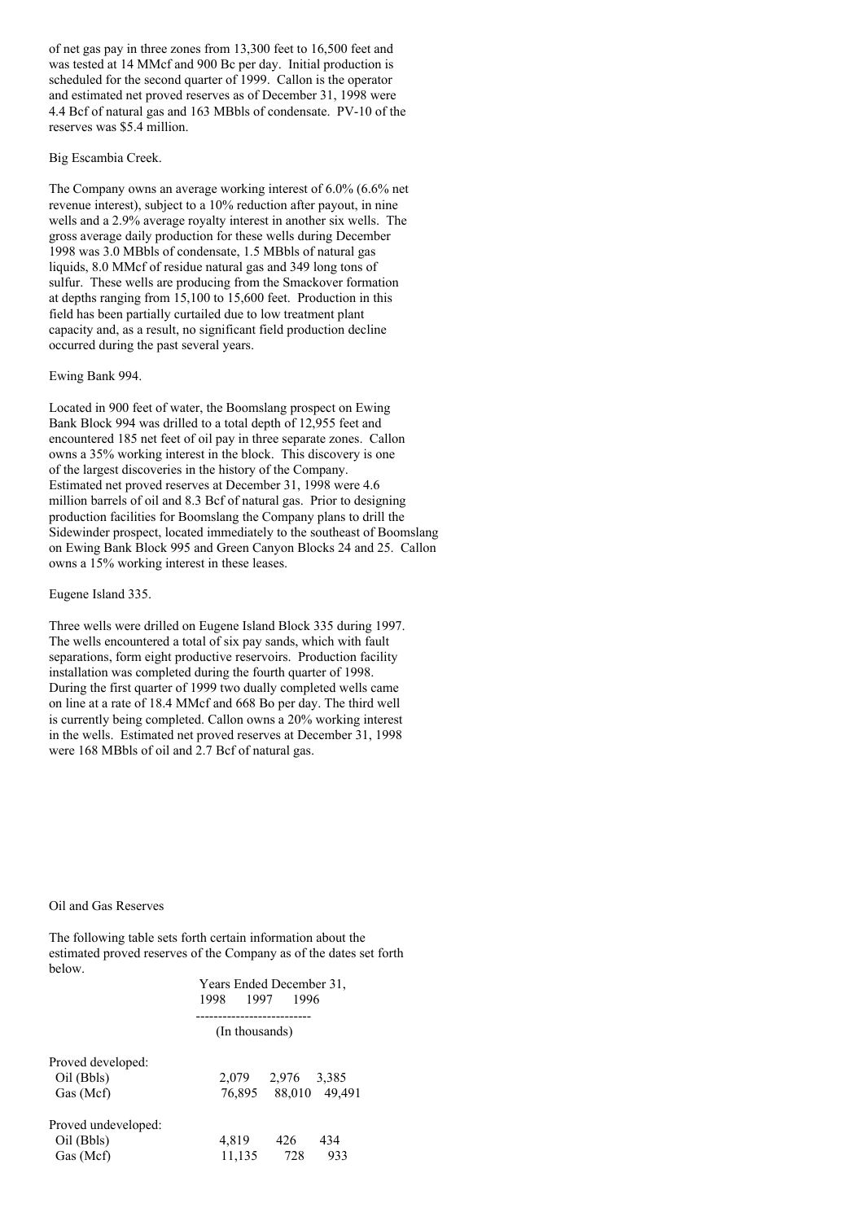of net gas pay in three zones from 13,300 feet to 16,500 feet and was tested at 14 MMcf and 900 Bc per day. Initial production is scheduled for the second quarter of 1999. Callon is the operator and estimated net proved reserves as of December 31, 1998 were 4.4 Bcf of natural gas and 163 MBbls of condensate. PV-10 of the reserves was $5.4 million.

Big Escambia Creek.

The Company owns an average working interest of 6.0% (6.6% net revenue interest), subject to a 10% reduction after payout, in nine wells and a 2.9% average royalty interest in another six wells. The gross average daily production for these wells during December 1998 was 3.0 MBbls of condensate, 1.5 MBbls of natural gas liquids, 8.0 MMcf of residue natural gas and 349 long tons of sulfur. These wells are producing from the Smackover formation at depths ranging from 15,100 to 15,600 feet. Production in this field has been partially curtailed due to low treatment plant capacity and, as a result, no significant field production decline occurred during the past several years.

Ewing Bank 994.

Located in 900 feet of water, the Boomslang prospect on Ewing Bank Block 994 was drilled to a total depth of 12,955 feet and encountered 185 net feet of oil pay in three separate zones. Callon owns a 35% working interest in the block. This discovery is one of the largest discoveries in the history of the Company. Estimated net proved reserves at December 31, 1998 were 4.6 million barrels of oil and 8.3 Bcf of natural gas. Prior to designing production facilities for Boomslang the Company plans to drill the Sidewinder prospect, located immediately to the southeast of Boomslang on Ewing Bank Block 995 and Green Canyon Blocks 24 and 25. Callon owns a 15% working interest in these leases.

Eugene Island 335.

Three wells were drilled on Eugene Island Block 335 during 1997. The wells encountered a total of six pay sands, which with fault separations, form eight productive reservoirs. Production facility installation was completed during the fourth quarter of 1998. During the first quarter of 1999 two dually completed wells came on line at a rate of 18.4 MMcf and 668 Bo per day. The third well is currently being completed. Callon owns a 20% working interest in the wells. Estimated net proved reserves at December 31, 1998 were 168 MBbls of oil and 2.7 Bcf of natural gas.

Oil and Gas Reserves

The following table sets forth certain information about the estimated proved reserves of the Company as of the dates set forth below.

| | Years Ended December 31, | | |
|---|---|---|---|
| | 1998 | 1997 | 1996 |
| | (In thousands) | | |
| Proved developed: | | | |
| Oil (Bbls) | 2,079 | 2,976 | 3,385 |
| Gas (Mcf) | 76,895 | 88,010 | 49,491 |
| Proved undeveloped: | | | |
| Oil (Bbls) | 4,819 | 426 | 434 |
| Gas (Mcf) | 11,135 | 728 | 933 |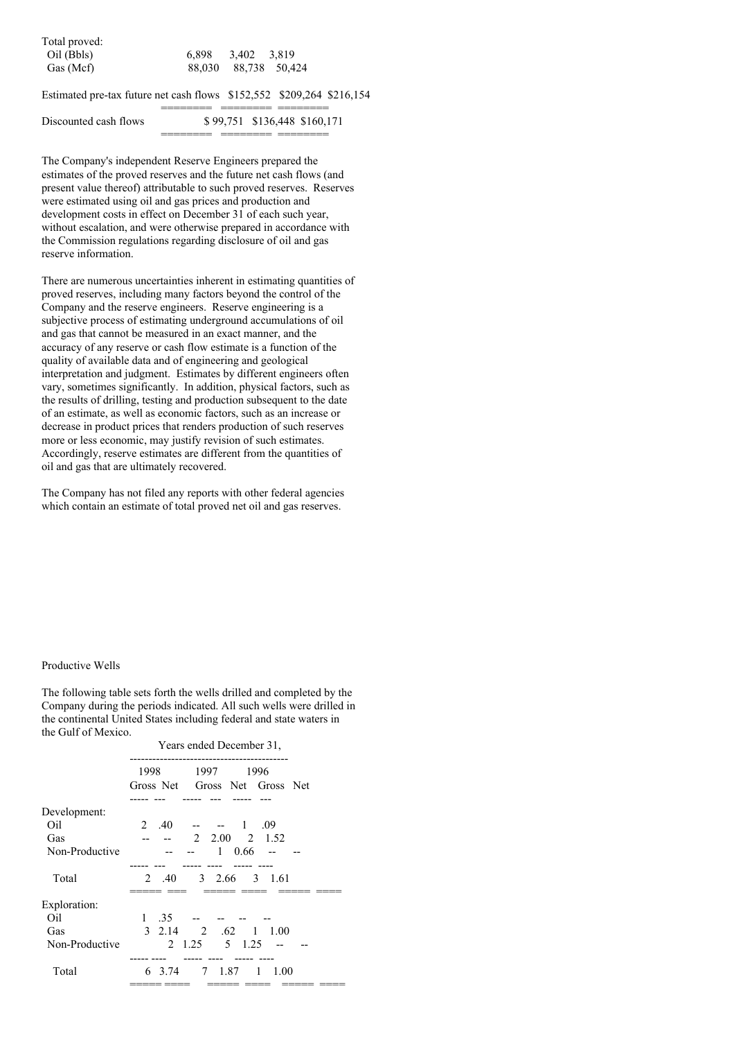| | 1998 | 1997 | 1996 |
|---|---|---|---|
| Total proved: | | | |
| Oil (Bbls) | 6,898 | 3,402 | 3,819 |
| Gas (Mcf) | 88,030 | 88,738 | 50,424 |
| Estimated pre-tax future net cash flows | $152,552 | $209,264 | $216,154 |
| Discounted cash flows | $ 99,751 | $136,448 | $160,171 |

The Company's independent Reserve Engineers prepared the estimates of the proved reserves and the future net cash flows (and present value thereof) attributable to such proved reserves. Reserves were estimated using oil and gas prices and production and development costs in effect on December 31 of each such year, without escalation, and were otherwise prepared in accordance with the Commission regulations regarding disclosure of oil and gas reserve information.

There are numerous uncertainties inherent in estimating quantities of proved reserves, including many factors beyond the control of the Company and the reserve engineers. Reserve engineering is a subjective process of estimating underground accumulations of oil and gas that cannot be measured in an exact manner, and the accuracy of any reserve or cash flow estimate is a function of the quality of available data and of engineering and geological interpretation and judgment. Estimates by different engineers often vary, sometimes significantly. In addition, physical factors, such as the results of drilling, testing and production subsequent to the date of an estimate, as well as economic factors, such as an increase or decrease in product prices that renders production of such reserves more or less economic, may justify revision of such estimates. Accordingly, reserve estimates are different from the quantities of oil and gas that are ultimately recovered.

The Company has not filed any reports with other federal agencies which contain an estimate of total proved net oil and gas reserves.

Productive Wells

The following table sets forth the wells drilled and completed by the Company during the periods indicated. All such wells were drilled in the continental United States including federal and state waters in the Gulf of Mexico.

| | Years ended December 31, | | | | | |
|---|---|---|---|---|---|---|
| | 1998 | | 1997 | | 1996 | |
| | Gross | Net | Gross | Net | Gross | Net |
| Development: | | | | | | |
| Oil | 2 | .40 | -- | -- | 1 | .09 |
| Gas | -- | -- | 2 | 2.00 | 2 | 1.52 |
| Non-Productive | -- | -- | 1 | 0.66 | -- | -- |
| Total | 2 | .40 | 3 | 2.66 | 3 | 1.61 |
| Exploration: | | | | | | |
| Oil | 1 | .35 | -- | -- | -- | -- |
| Gas | 3 | 2.14 | 2 | .62 | 1 | 1.00 |
| Non-Productive | 2 | 1.25 | 5 | 1.25 | -- | -- |
| Total | 6 | 3.74 | 7 | 1.87 | 1 | 1.00 |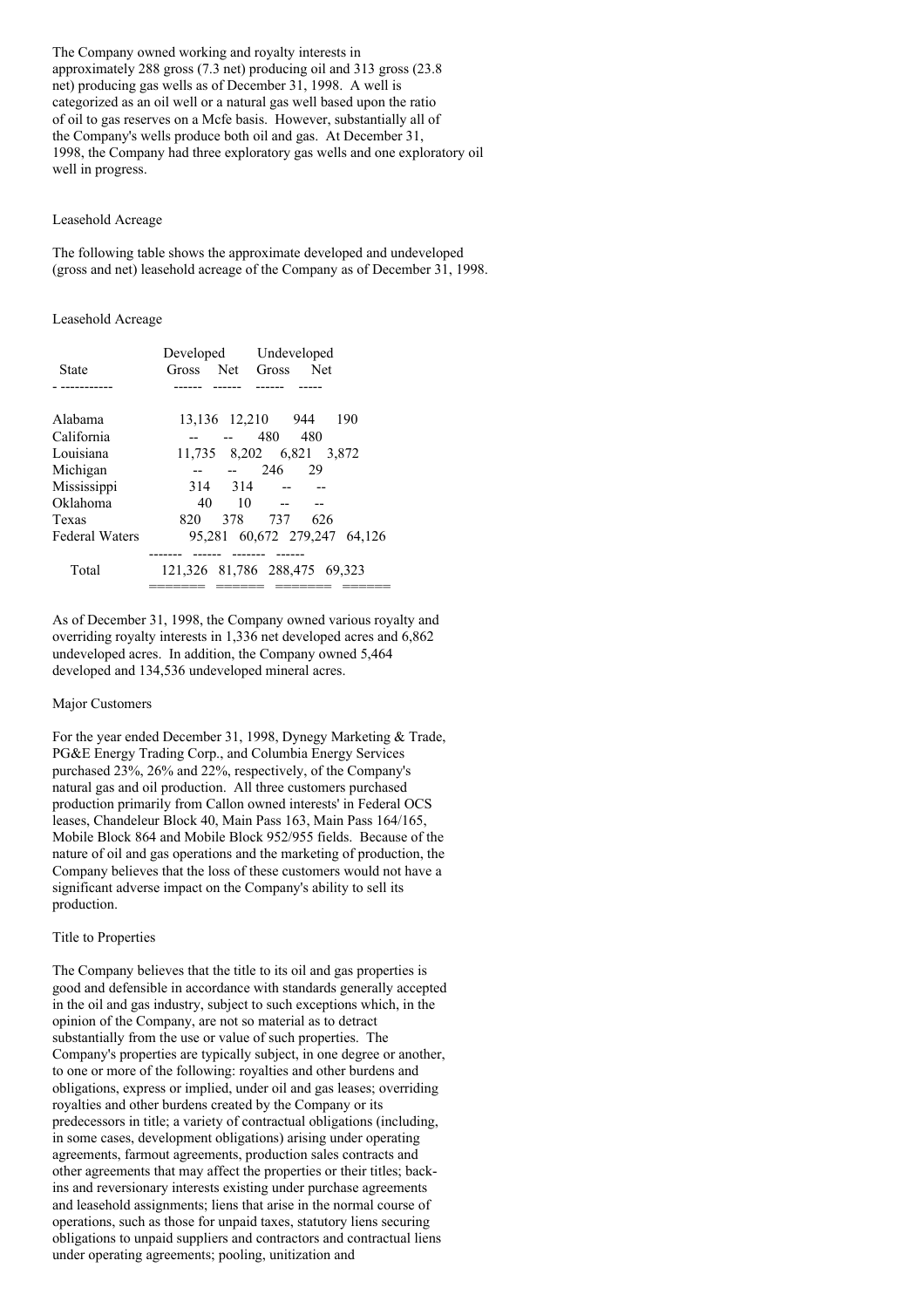The Company owned working and royalty interests in approximately 288 gross (7.3 net) producing oil and 313 gross (23.8 net) producing gas wells as of December 31, 1998. A well is categorized as an oil well or a natural gas well based upon the ratio of oil to gas reserves on a Mcfe basis. However, substantially all of the Company's wells produce both oil and gas. At December 31, 1998, the Company had three exploratory gas wells and one exploratory oil well in progress.

Leasehold Acreage

The following table shows the approximate developed and undeveloped (gross and net) leasehold acreage of the Company as of December 31, 1998.

Leasehold Acreage

| State | Developed | | Undeveloped | |
|---|---|---|---|---|
| | Gross | Net | Gross | Net |
| Alabama | 13,136 | 12,210 | 944 | 190 |
| California | -- | -- | 480 | 480 |
| Louisiana | 11,735 | 8,202 | 6,821 | 3,872 |
| Michigan | -- | -- | 246 | 29 |
| Mississippi | 314 | 314 | -- | -- |
| Oklahoma | 40 | 10 | -- | -- |
| Texas | 820 | 378 | 737 | 626 |
| Federal Waters | 95,281 | 60,672 | 279,247 | 64,126 |
| Total | 121,326 | 81,786 | 288,475 | 69,323 |

As of December 31, 1998, the Company owned various royalty and overriding royalty interests in 1,336 net developed acres and 6,862 undeveloped acres. In addition, the Company owned 5,464 developed and 134,536 undeveloped mineral acres.

Major Customers

For the year ended December 31, 1998, Dynegy Marketing & Trade, PG&E Energy Trading Corp., and Columbia Energy Services purchased 23%, 26% and 22%, respectively, of the Company's natural gas and oil production. All three customers purchased production primarily from Callon owned interests' in Federal OCS leases, Chandeleur Block 40, Main Pass 163, Main Pass 164/165, Mobile Block 864 and Mobile Block 952/955 fields. Because of the nature of oil and gas operations and the marketing of production, the Company believes that the loss of these customers would not have a significant adverse impact on the Company's ability to sell its production.

Title to Properties

The Company believes that the title to its oil and gas properties is good and defensible in accordance with standards generally accepted in the oil and gas industry, subject to such exceptions which, in the opinion of the Company, are not so material as to detract substantially from the use or value of such properties. The Company's properties are typically subject, in one degree or another, to one or more of the following: royalties and other burdens and obligations, express or implied, under oil and gas leases; overriding royalties and other burdens created by the Company or its predecessors in title; a variety of contractual obligations (including, in some cases, development obligations) arising under operating agreements, farmout agreements, production sales contracts and other agreements that may affect the properties or their titles; back-ins and reversionary interests existing under purchase agreements and leasehold assignments; liens that arise in the normal course of operations, such as those for unpaid taxes, statutory liens securing obligations to unpaid suppliers and contractors and contractual liens under operating agreements; pooling, unitization and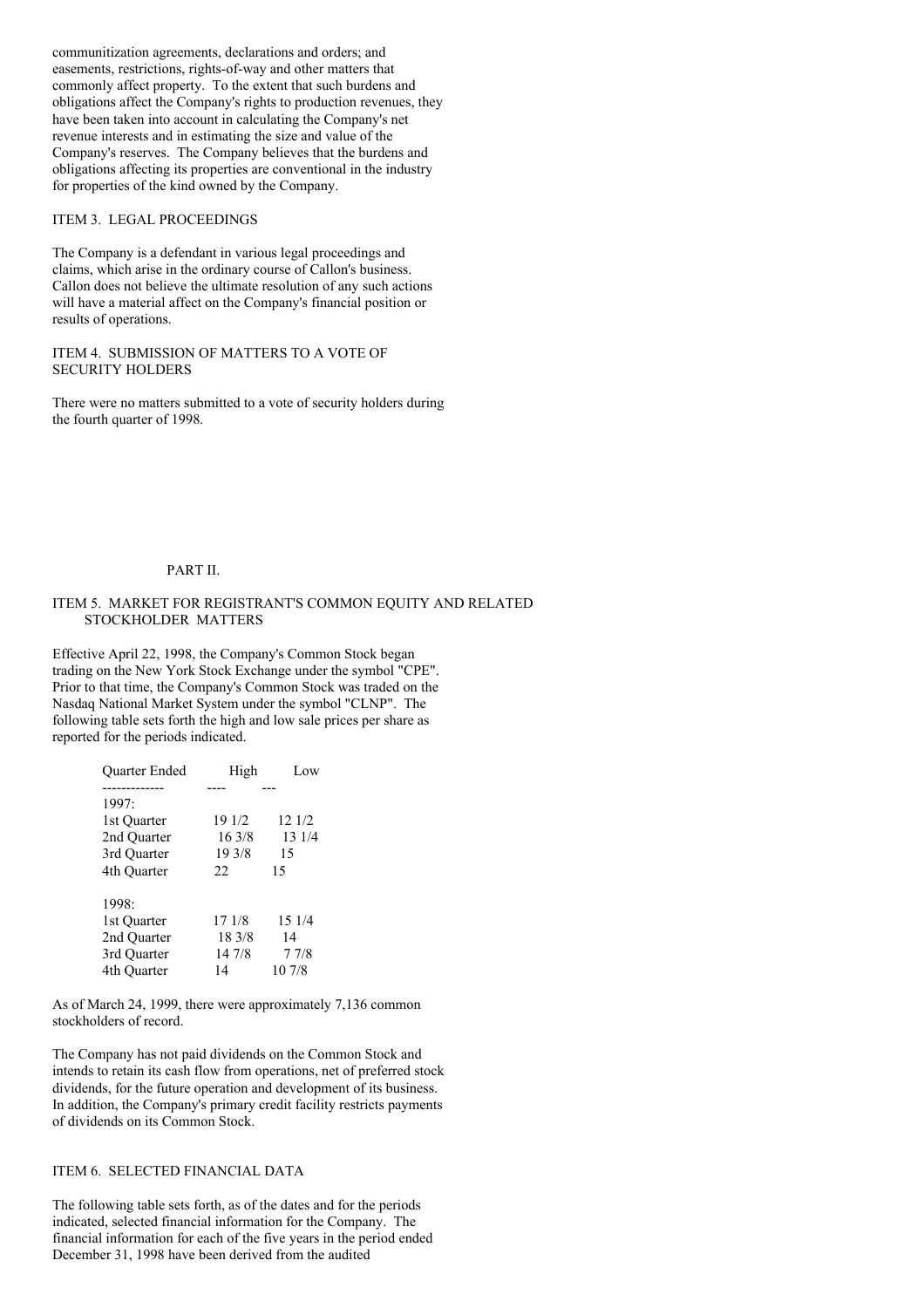communitization agreements, declarations and orders; and easements, restrictions, rights-of-way and other matters that commonly affect property. To the extent that such burdens and obligations affect the Company's rights to production revenues, they have been taken into account in calculating the Company's net revenue interests and in estimating the size and value of the Company's reserves. The Company believes that the burdens and obligations affecting its properties are conventional in the industry for properties of the kind owned by the Company.

## ITEM 3. LEGAL PROCEEDINGS

The Company is a defendant in various legal proceedings and claims, which arise in the ordinary course of Callon's business. Callon does not believe the ultimate resolution of any such actions will have a material affect on the Company's financial position or results of operations.

## ITEM 4. SUBMISSION OF MATTERS TO A VOTE OF SECURITY HOLDERS

There were no matters submitted to a vote of security holders during the fourth quarter of 1998.

# PART II.

## ITEM 5. MARKET FOR REGISTRANT'S COMMON EQUITY AND RELATED STOCKHOLDER MATTERS

Effective April 22, 1998, the Company's Common Stock began trading on the New York Stock Exchange under the symbol "CPE". Prior to that time, the Company's Common Stock was traded on the Nasdaq National Market System under the symbol "CLNP". The following table sets forth the high and low sale prices per share as reported for the periods indicated.

| Quarter Ended | High | Low |
|---|---|---|
| 1997: | | |
| 1st Quarter | 19 1/2 | 12 1/2 |
| 2nd Quarter | 16 3/8 | 13 1/4 |
| 3rd Quarter | 19 3/8 | 15 |
| 4th Quarter | 22 | 15 |
| 1998: | | |
| 1st Quarter | 17 1/8 | 15 1/4 |
| 2nd Quarter | 18 3/8 | 14 |
| 3rd Quarter | 14 7/8 | 7 7/8 |
| 4th Quarter | 14 | 10 7/8 |

As of March 24, 1999, there were approximately 7,136 common stockholders of record.

The Company has not paid dividends on the Common Stock and intends to retain its cash flow from operations, net of preferred stock dividends, for the future operation and development of its business. In addition, the Company's primary credit facility restricts payments of dividends on its Common Stock.

## ITEM 6. SELECTED FINANCIAL DATA

The following table sets forth, as of the dates and for the periods indicated, selected financial information for the Company. The financial information for each of the five years in the period ended December 31, 1998 have been derived from the audited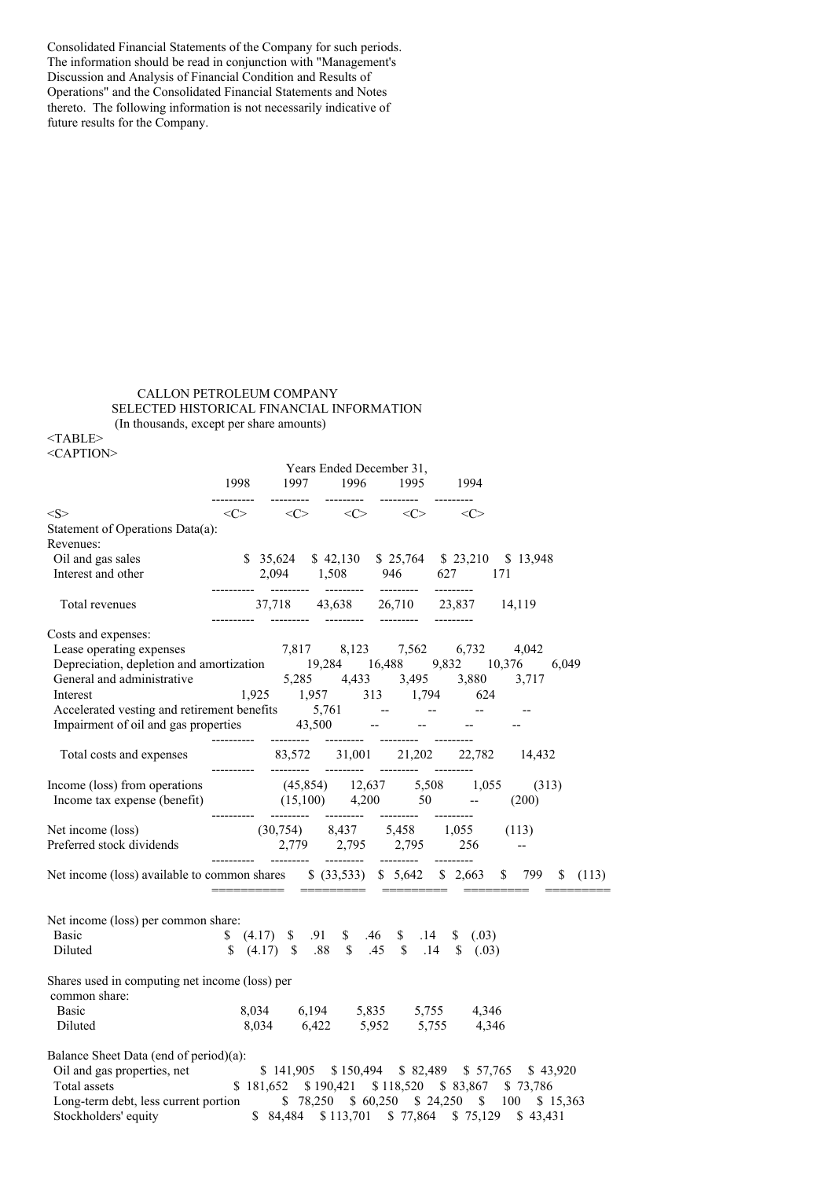Consolidated Financial Statements of the Company for such periods. The information should be read in conjunction with "Management's Discussion and Analysis of Financial Condition and Results of Operations" and the Consolidated Financial Statements and Notes thereto. The following information is not necessarily indicative of future results for the Company.

CALLON PETROLEUM COMPANY
SELECTED HISTORICAL FINANCIAL INFORMATION
(In thousands, except per share amounts)

| | Years Ended December 31, | | | | |
|---|---|---|---|---|---|
| | 1998 | 1997 | 1996 | 1995 | 1994 |
| **Statement of Operations Data(a):** | | | | | |
| Revenues: | | | | | |
| Oil and gas sales | $ 35,624 | $ 42,130 | $ 25,764 | $ 23,210 | $ 13,948 |
| Interest and other | 2,094 | 1,508 | 946 | 627 | 171 |
| Total revenues | 37,718 | 43,638 | 26,710 | 23,837 | 14,119 |
| Costs and expenses: | | | | | |
| Lease operating expenses | 7,817 | 8,123 | 7,562 | 6,732 | 4,042 |
| Depreciation, depletion and amortization | 19,284 | 16,488 | 9,832 | 10,376 | 6,049 |
| General and administrative | 5,285 | 4,433 | 3,495 | 3,880 | 3,717 |
| Interest | 1,925 | 1,957 | 313 | 1,794 | 624 |
| Accelerated vesting and retirement benefits | 5,761 | -- | -- | -- | -- |
| Impairment of oil and gas properties | 43,500 | -- | -- | -- | -- |
| Total costs and expenses | 83,572 | 31,001 | 21,202 | 22,782 | 14,432 |
| Income (loss) from operations | (45,854) | 12,637 | 5,508 | 1,055 | (313) |
| Income tax expense (benefit) | (15,100) | 4,200 | 50 | -- | (200) |
| Net income (loss) | (30,754) | 8,437 | 5,458 | 1,055 | (113) |
| Preferred stock dividends | 2,779 | 2,795 | 2,795 | 256 | -- |
| Net income (loss) available to common shares | $ (33,533) | $ 5,642 | $ 2,663 | $ 799 | $ (113) |
| Net income (loss) per common share: | | | | | |
| Basic | $ (4.17) | $ .91 | $ .46 | $ .14 | $ (.03) |
| Diluted | $ (4.17) | $ .88 | $ .45 | $ .14 | $ (.03) |
| Shares used in computing net income (loss) per common share: | | | | | |
| Basic | 8,034 | 6,194 | 5,835 | 5,755 | 4,346 |
| Diluted | 8,034 | 6,422 | 5,952 | 5,755 | 4,346 |
| **Balance Sheet Data (end of period)(a):** | | | | | |
| Oil and gas properties, net | $ 141,905 | $ 150,494 | $ 82,489 | $ 57,765 | $ 43,920 |
| Total assets | $ 181,652 | $ 190,421 | $ 118,520 | $ 83,867 | $ 73,786 |
| Long-term debt, less current portion | $ 78,250 | $ 60,250 | $ 24,250 | $ 100 | $ 15,363 |
| Stockholders' equity | $ 84,484 | $ 113,701 | $ 77,864 | $ 75,129 | $ 43,431 |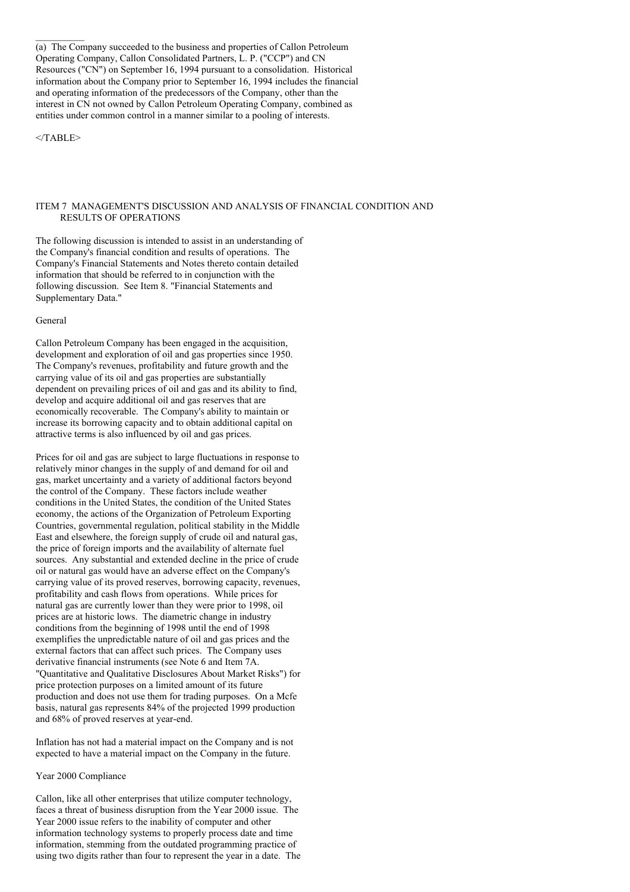(a) The Company succeeded to the business and properties of Callon Petroleum Operating Company, Callon Consolidated Partners, L. P. ("CCP") and CN Resources ("CN") on September 16, 1994 pursuant to a consolidation. Historical information about the Company prior to September 16, 1994 includes the financial and operating information of the predecessors of the Company, other than the interest in CN not owned by Callon Petroleum Operating Company, combined as entities under common control in a manner similar to a pooling of interests.

</TABLE>

## ITEM 7 MANAGEMENT'S DISCUSSION AND ANALYSIS OF FINANCIAL CONDITION AND RESULTS OF OPERATIONS

The following discussion is intended to assist in an understanding of the Company's financial condition and results of operations. The Company's Financial Statements and Notes thereto contain detailed information that should be referred to in conjunction with the following discussion. See Item 8. "Financial Statements and Supplementary Data."

### General

Callon Petroleum Company has been engaged in the acquisition, development and exploration of oil and gas properties since 1950. The Company's revenues, profitability and future growth and the carrying value of its oil and gas properties are substantially dependent on prevailing prices of oil and gas and its ability to find, develop and acquire additional oil and gas reserves that are economically recoverable. The Company's ability to maintain or increase its borrowing capacity and to obtain additional capital on attractive terms is also influenced by oil and gas prices.

Prices for oil and gas are subject to large fluctuations in response to relatively minor changes in the supply of and demand for oil and gas, market uncertainty and a variety of additional factors beyond the control of the Company. These factors include weather conditions in the United States, the condition of the United States economy, the actions of the Organization of Petroleum Exporting Countries, governmental regulation, political stability in the Middle East and elsewhere, the foreign supply of crude oil and natural gas, the price of foreign imports and the availability of alternate fuel sources. Any substantial and extended decline in the price of crude oil or natural gas would have an adverse effect on the Company's carrying value of its proved reserves, borrowing capacity, revenues, profitability and cash flows from operations. While prices for natural gas are currently lower than they were prior to 1998, oil prices are at historic lows. The diametric change in industry conditions from the beginning of 1998 until the end of 1998 exemplifies the unpredictable nature of oil and gas prices and the external factors that can affect such prices. The Company uses derivative financial instruments (see Note 6 and Item 7A. "Quantitative and Qualitative Disclosures About Market Risks") for price protection purposes on a limited amount of its future production and does not use them for trading purposes. On a Mcfe basis, natural gas represents 84% of the projected 1999 production and 68% of proved reserves at year-end.

Inflation has not had a material impact on the Company and is not expected to have a material impact on the Company in the future.

### Year 2000 Compliance

Callon, like all other enterprises that utilize computer technology, faces a threat of business disruption from the Year 2000 issue. The Year 2000 issue refers to the inability of computer and other information technology systems to properly process date and time information, stemming from the outdated programming practice of using two digits rather than four to represent the year in a date. The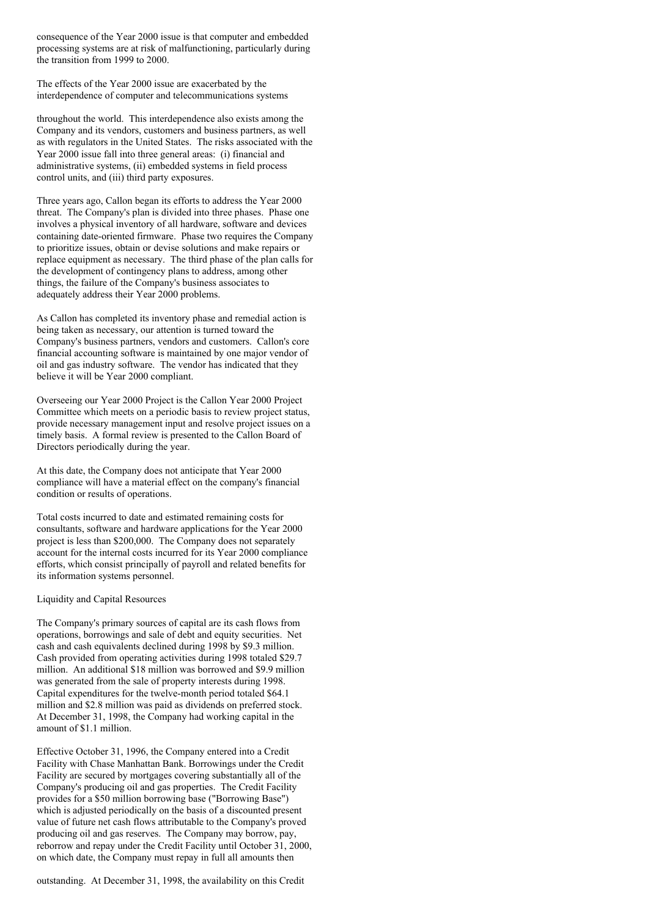consequence of the Year 2000 issue is that computer and embedded processing systems are at risk of malfunctioning, particularly during the transition from 1999 to 2000.

The effects of the Year 2000 issue are exacerbated by the interdependence of computer and telecommunications systems throughout the world. This interdependence also exists among the Company and its vendors, customers and business partners, as well as with regulators in the United States. The risks associated with the Year 2000 issue fall into three general areas: (i) financial and administrative systems, (ii) embedded systems in field process control units, and (iii) third party exposures.

Three years ago, Callon began its efforts to address the Year 2000 threat. The Company's plan is divided into three phases. Phase one involves a physical inventory of all hardware, software and devices containing date-oriented firmware. Phase two requires the Company to prioritize issues, obtain or devise solutions and make repairs or replace equipment as necessary. The third phase of the plan calls for the development of contingency plans to address, among other things, the failure of the Company's business associates to adequately address their Year 2000 problems.

As Callon has completed its inventory phase and remedial action is being taken as necessary, our attention is turned toward the Company's business partners, vendors and customers. Callon's core financial accounting software is maintained by one major vendor of oil and gas industry software. The vendor has indicated that they believe it will be Year 2000 compliant.

Overseeing our Year 2000 Project is the Callon Year 2000 Project Committee which meets on a periodic basis to review project status, provide necessary management input and resolve project issues on a timely basis. A formal review is presented to the Callon Board of Directors periodically during the year.

At this date, the Company does not anticipate that Year 2000 compliance will have a material effect on the company's financial condition or results of operations.

Total costs incurred to date and estimated remaining costs for consultants, software and hardware applications for the Year 2000 project is less than $200,000. The Company does not separately account for the internal costs incurred for its Year 2000 compliance efforts, which consist principally of payroll and related benefits for its information systems personnel.

Liquidity and Capital Resources

The Company's primary sources of capital are its cash flows from operations, borrowings and sale of debt and equity securities. Net cash and cash equivalents declined during 1998 by $9.3 million. Cash provided from operating activities during 1998 totaled $29.7 million. An additional $18 million was borrowed and $9.9 million was generated from the sale of property interests during 1998. Capital expenditures for the twelve-month period totaled $64.1 million and $2.8 million was paid as dividends on preferred stock. At December 31, 1998, the Company had working capital in the amount of $1.1 million.

Effective October 31, 1996, the Company entered into a Credit Facility with Chase Manhattan Bank. Borrowings under the Credit Facility are secured by mortgages covering substantially all of the Company's producing oil and gas properties. The Credit Facility provides for a $50 million borrowing base ("Borrowing Base") which is adjusted periodically on the basis of a discounted present value of future net cash flows attributable to the Company's proved producing oil and gas reserves. The Company may borrow, pay, reborrow and repay under the Credit Facility until October 31, 2000, on which date, the Company must repay in full all amounts then outstanding. At December 31, 1998, the availability on this Credit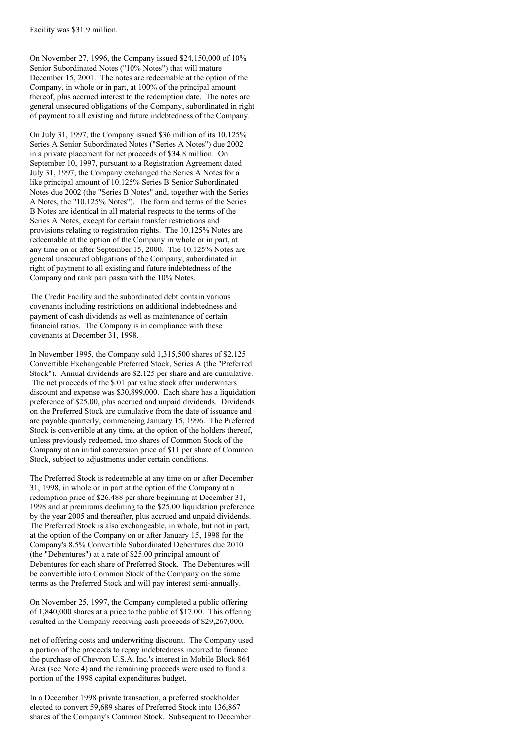Facility was $31.9 million.

On November 27, 1996, the Company issued $24,150,000 of 10% Senior Subordinated Notes ("10% Notes") that will mature December 15, 2001. The notes are redeemable at the option of the Company, in whole or in part, at 100% of the principal amount thereof, plus accrued interest to the redemption date. The notes are general unsecured obligations of the Company, subordinated in right of payment to all existing and future indebtedness of the Company.

On July 31, 1997, the Company issued $36 million of its 10.125% Series A Senior Subordinated Notes ("Series A Notes") due 2002 in a private placement for net proceeds of $34.8 million. On September 10, 1997, pursuant to a Registration Agreement dated July 31, 1997, the Company exchanged the Series A Notes for a like principal amount of 10.125% Series B Senior Subordinated Notes due 2002 (the "Series B Notes" and, together with the Series A Notes, the "10.125% Notes"). The form and terms of the Series B Notes are identical in all material respects to the terms of the Series A Notes, except for certain transfer restrictions and provisions relating to registration rights. The 10.125% Notes are redeemable at the option of the Company in whole or in part, at any time on or after September 15, 2000. The 10.125% Notes are general unsecured obligations of the Company, subordinated in right of payment to all existing and future indebtedness of the Company and rank pari passu with the 10% Notes.

The Credit Facility and the subordinated debt contain various covenants including restrictions on additional indebtedness and payment of cash dividends as well as maintenance of certain financial ratios. The Company is in compliance with these covenants at December 31, 1998.

In November 1995, the Company sold 1,315,500 shares of $2.125 Convertible Exchangeable Preferred Stock, Series A (the "Preferred Stock"). Annual dividends are $2.125 per share and are cumulative. The net proceeds of the $.01 par value stock after underwriters discount and expense was $30,899,000. Each share has a liquidation preference of $25.00, plus accrued and unpaid dividends. Dividends on the Preferred Stock are cumulative from the date of issuance and are payable quarterly, commencing January 15, 1996. The Preferred Stock is convertible at any time, at the option of the holders thereof, unless previously redeemed, into shares of Common Stock of the Company at an initial conversion price of $11 per share of Common Stock, subject to adjustments under certain conditions.

The Preferred Stock is redeemable at any time on or after December 31, 1998, in whole or in part at the option of the Company at a redemption price of $26.488 per share beginning at December 31, 1998 and at premiums declining to the $25.00 liquidation preference by the year 2005 and thereafter, plus accrued and unpaid dividends. The Preferred Stock is also exchangeable, in whole, but not in part, at the option of the Company on or after January 15, 1998 for the Company's 8.5% Convertible Subordinated Debentures due 2010 (the "Debentures") at a rate of $25.00 principal amount of Debentures for each share of Preferred Stock. The Debentures will be convertible into Common Stock of the Company on the same terms as the Preferred Stock and will pay interest semi-annually.

On November 25, 1997, the Company completed a public offering of 1,840,000 shares at a price to the public of $17.00. This offering resulted in the Company receiving cash proceeds of $29,267,000, net of offering costs and underwriting discount. The Company used a portion of the proceeds to repay indebtedness incurred to finance the purchase of Chevron U.S.A. Inc.'s interest in Mobile Block 864 Area (see Note 4) and the remaining proceeds were used to fund a portion of the 1998 capital expenditures budget.

In a December 1998 private transaction, a preferred stockholder elected to convert 59,689 shares of Preferred Stock into 136,867 shares of the Company's Common Stock. Subsequent to December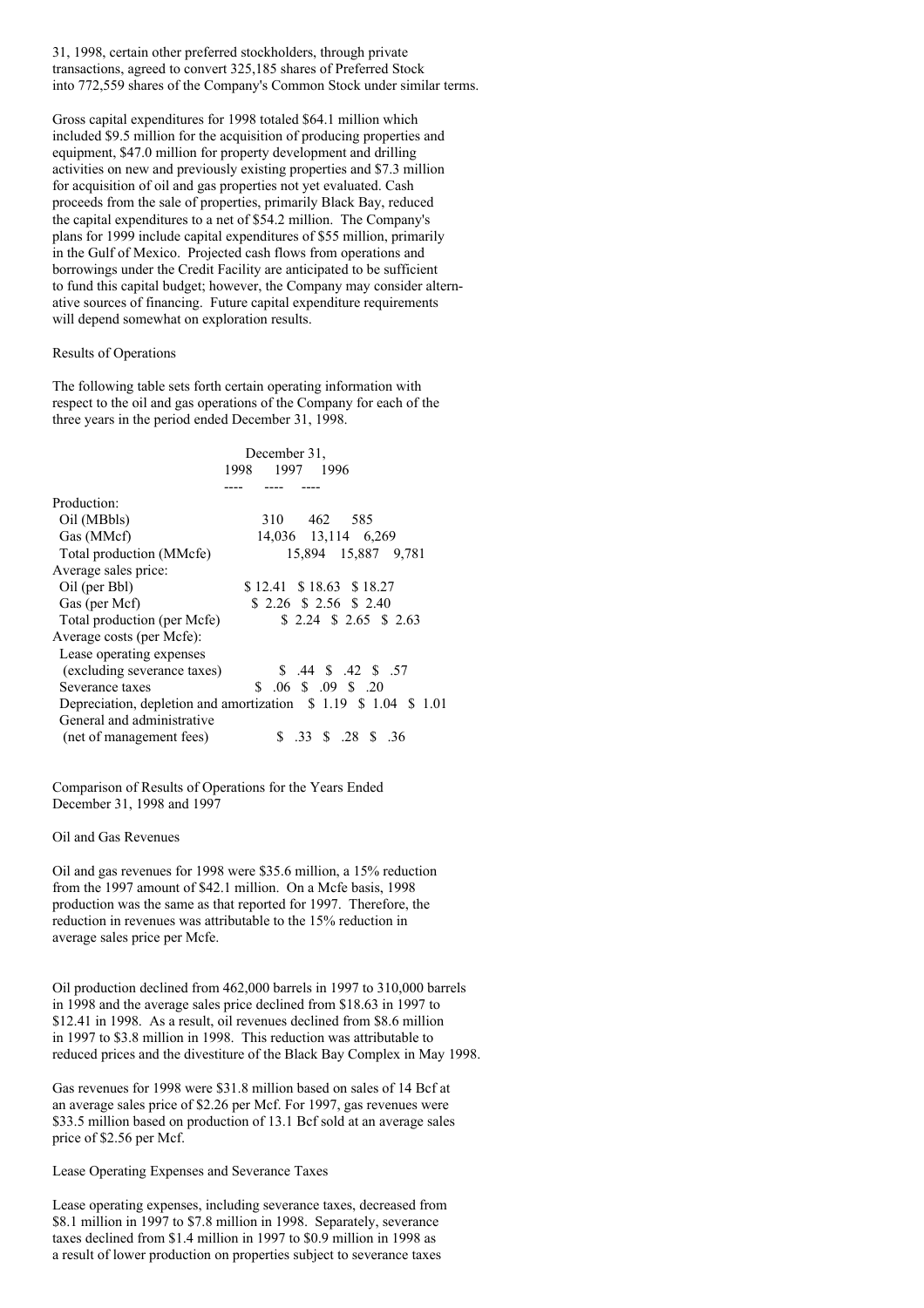31, 1998, certain other preferred stockholders, through private transactions, agreed to convert 325,185 shares of Preferred Stock into 772,559 shares of the Company's Common Stock under similar terms.

Gross capital expenditures for 1998 totaled $64.1 million which included $9.5 million for the acquisition of producing properties and equipment, $47.0 million for property development and drilling activities on new and previously existing properties and $7.3 million for acquisition of oil and gas properties not yet evaluated. Cash proceeds from the sale of properties, primarily Black Bay, reduced the capital expenditures to a net of $54.2 million. The Company's plans for 1999 include capital expenditures of $55 million, primarily in the Gulf of Mexico. Projected cash flows from operations and borrowings under the Credit Facility are anticipated to be sufficient to fund this capital budget; however, the Company may consider alternative sources of financing. Future capital expenditure requirements will depend somewhat on exploration results.

Results of Operations

The following table sets forth certain operating information with respect to the oil and gas operations of the Company for each of the three years in the period ended December 31, 1998.

| | December 31, | | |
|---|---|---|---|
| | 1998 | 1997 | 1996 |
| Production: | | | |
| Oil (MBbls) | 310 | 462 | 585 |
| Gas (MMcf) | 14,036 | 13,114 | 6,269 |
| Total production (MMcfe) | 15,894 | 15,887 | 9,781 |
| Average sales price: | | | |
| Oil (per Bbl) | $ 12.41 | $ 18.63 | $ 18.27 |
| Gas (per Mcf) | $ 2.26 | $ 2.56 | $ 2.40 |
| Total production (per Mcfe) | $ 2.24 | $ 2.65 | $ 2.63 |
| Average costs (per Mcfe): | | | |
| Lease operating expenses (excluding severance taxes) | $ .44 | $ .42 | $ .57 |
| Severance taxes | $ .06 | $ .09 | $ .20 |
| Depreciation, depletion and amortization | $ 1.19 | $ 1.04 | $ 1.01 |
| General and administrative (net of management fees) | $ .33 | $ .28 | $ .36 |

Comparison of Results of Operations for the Years Ended December 31, 1998 and 1997

Oil and Gas Revenues

Oil and gas revenues for 1998 were $35.6 million, a 15% reduction from the 1997 amount of $42.1 million. On a Mcfe basis, 1998 production was the same as that reported for 1997. Therefore, the reduction in revenues was attributable to the 15% reduction in average sales price per Mcfe.

Oil production declined from 462,000 barrels in 1997 to 310,000 barrels in 1998 and the average sales price declined from $18.63 in 1997 to $12.41 in 1998. As a result, oil revenues declined from $8.6 million in 1997 to $3.8 million in 1998. This reduction was attributable to reduced prices and the divestiture of the Black Bay Complex in May 1998.

Gas revenues for 1998 were $31.8 million based on sales of 14 Bcf at an average sales price of $2.26 per Mcf. For 1997, gas revenues were $33.5 million based on production of 13.1 Bcf sold at an average sales price of $2.56 per Mcf.

Lease Operating Expenses and Severance Taxes

Lease operating expenses, including severance taxes, decreased from $8.1 million in 1997 to $7.8 million in 1998. Separately, severance taxes declined from $1.4 million in 1997 to $0.9 million in 1998 as a result of lower production on properties subject to severance taxes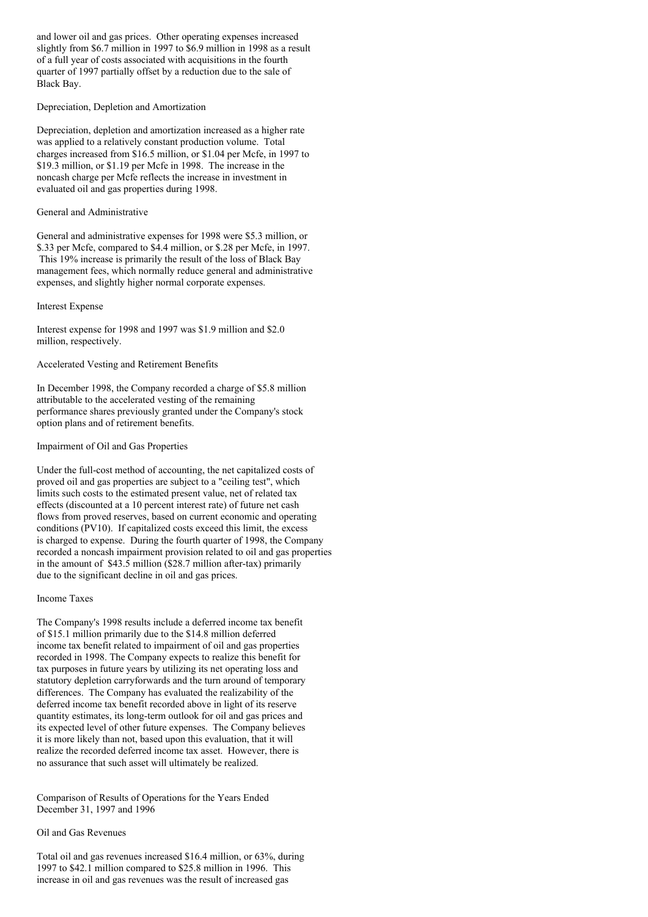and lower oil and gas prices. Other operating expenses increased slightly from $6.7 million in 1997 to $6.9 million in 1998 as a result of a full year of costs associated with acquisitions in the fourth quarter of 1997 partially offset by a reduction due to the sale of Black Bay.

### Depreciation, Depletion and Amortization

Depreciation, depletion and amortization increased as a higher rate was applied to a relatively constant production volume. Total charges increased from $16.5 million, or $1.04 per Mcfe, in 1997 to $19.3 million, or $1.19 per Mcfe in 1998. The increase in the noncash charge per Mcfe reflects the increase in investment in evaluated oil and gas properties during 1998.

### General and Administrative

General and administrative expenses for 1998 were $5.3 million, or $.33 per Mcfe, compared to $4.4 million, or $.28 per Mcfe, in 1997. This 19% increase is primarily the result of the loss of Black Bay management fees, which normally reduce general and administrative expenses, and slightly higher normal corporate expenses.

### Interest Expense

Interest expense for 1998 and 1997 was $1.9 million and $2.0 million, respectively.

### Accelerated Vesting and Retirement Benefits

In December 1998, the Company recorded a charge of $5.8 million attributable to the accelerated vesting of the remaining performance shares previously granted under the Company's stock option plans and of retirement benefits.

### Impairment of Oil and Gas Properties

Under the full-cost method of accounting, the net capitalized costs of proved oil and gas properties are subject to a "ceiling test", which limits such costs to the estimated present value, net of related tax effects (discounted at a 10 percent interest rate) of future net cash flows from proved reserves, based on current economic and operating conditions (PV10). If capitalized costs exceed this limit, the excess is charged to expense. During the fourth quarter of 1998, the Company recorded a noncash impairment provision related to oil and gas properties in the amount of $43.5 million ($28.7 million after-tax) primarily due to the significant decline in oil and gas prices.

### Income Taxes

The Company's 1998 results include a deferred income tax benefit of $15.1 million primarily due to the $14.8 million deferred income tax benefit related to impairment of oil and gas properties recorded in 1998. The Company expects to realize this benefit for tax purposes in future years by utilizing its net operating loss and statutory depletion carryforwards and the turn around of temporary differences. The Company has evaluated the realizability of the deferred income tax benefit recorded above in light of its reserve quantity estimates, its long-term outlook for oil and gas prices and its expected level of other future expenses. The Company believes it is more likely than not, based upon this evaluation, that it will realize the recorded deferred income tax asset. However, there is no assurance that such asset will ultimately be realized.

## Comparison of Results of Operations for the Years Ended December 31, 1997 and 1996

### Oil and Gas Revenues

Total oil and gas revenues increased $16.4 million, or 63%, during 1997 to $42.1 million compared to $25.8 million in 1996. This increase in oil and gas revenues was the result of increased gas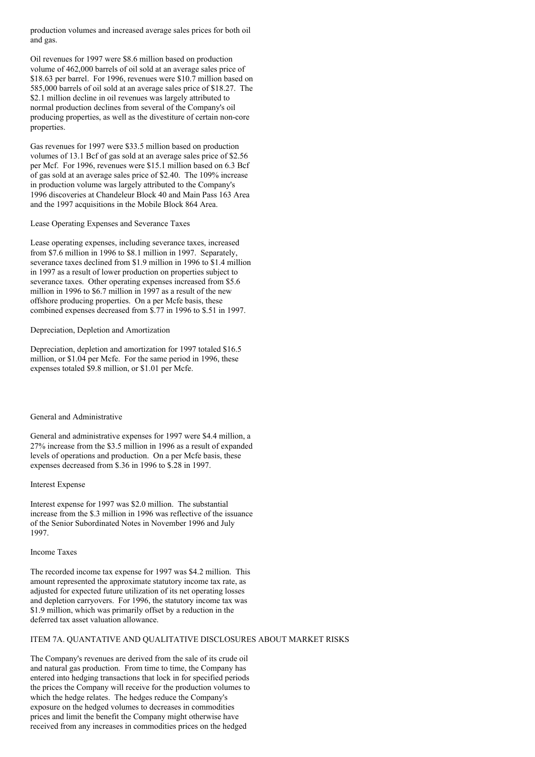production volumes and increased average sales prices for both oil and gas.

Oil revenues for 1997 were $8.6 million based on production volume of 462,000 barrels of oil sold at an average sales price of $18.63 per barrel. For 1996, revenues were $10.7 million based on 585,000 barrels of oil sold at an average sales price of $18.27. The $2.1 million decline in oil revenues was largely attributed to normal production declines from several of the Company's oil producing properties, as well as the divestiture of certain non-core properties.

Gas revenues for 1997 were $33.5 million based on production volumes of 13.1 Bcf of gas sold at an average sales price of $2.56 per Mcf. For 1996, revenues were $15.1 million based on 6.3 Bcf of gas sold at an average sales price of $2.40. The 109% increase in production volume was largely attributed to the Company's 1996 discoveries at Chandeleur Block 40 and Main Pass 163 Area and the 1997 acquisitions in the Mobile Block 864 Area.

Lease Operating Expenses and Severance Taxes

Lease operating expenses, including severance taxes, increased from $7.6 million in 1996 to $8.1 million in 1997. Separately, severance taxes declined from $1.9 million in 1996 to $1.4 million in 1997 as a result of lower production on properties subject to severance taxes. Other operating expenses increased from $5.6 million in 1996 to $6.7 million in 1997 as a result of the new offshore producing properties. On a per Mcfe basis, these combined expenses decreased from $.77 in 1996 to $.51 in 1997.

Depreciation, Depletion and Amortization

Depreciation, depletion and amortization for 1997 totaled $16.5 million, or $1.04 per Mcfe. For the same period in 1996, these expenses totaled $9.8 million, or $1.01 per Mcfe.

General and Administrative

General and administrative expenses for 1997 were $4.4 million, a 27% increase from the $3.5 million in 1996 as a result of expanded levels of operations and production. On a per Mcfe basis, these expenses decreased from $.36 in 1996 to $.28 in 1997.

Interest Expense

Interest expense for 1997 was $2.0 million. The substantial increase from the $.3 million in 1996 was reflective of the issuance of the Senior Subordinated Notes in November 1996 and July 1997.

Income Taxes

The recorded income tax expense for 1997 was $4.2 million. This amount represented the approximate statutory income tax rate, as adjusted for expected future utilization of its net operating losses and depletion carryovers. For 1996, the statutory income tax was $1.9 million, which was primarily offset by a reduction in the deferred tax asset valuation allowance.

ITEM 7A. QUANTATIVE AND QUALITATIVE DISCLOSURES ABOUT MARKET RISKS

The Company's revenues are derived from the sale of its crude oil and natural gas production. From time to time, the Company has entered into hedging transactions that lock in for specified periods the prices the Company will receive for the production volumes to which the hedge relates. The hedges reduce the Company's exposure on the hedged volumes to decreases in commodities prices and limit the benefit the Company might otherwise have received from any increases in commodities prices on the hedged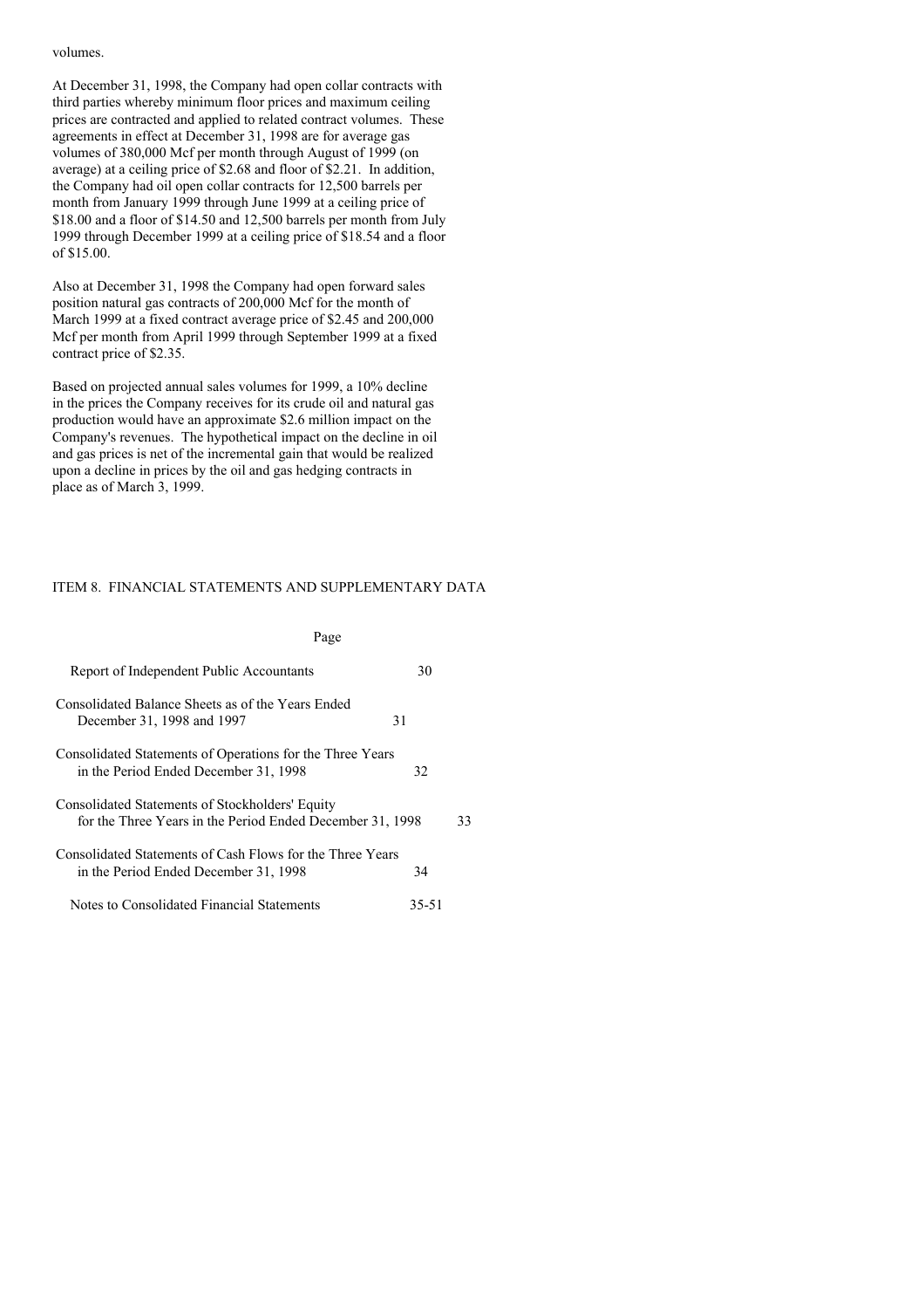volumes.

At December 31, 1998, the Company had open collar contracts with third parties whereby minimum floor prices and maximum ceiling prices are contracted and applied to related contract volumes. These agreements in effect at December 31, 1998 are for average gas volumes of 380,000 Mcf per month through August of 1999 (on average) at a ceiling price of $2.68 and floor of $2.21. In addition, the Company had oil open collar contracts for 12,500 barrels per month from January 1999 through June 1999 at a ceiling price of $18.00 and a floor of $14.50 and 12,500 barrels per month from July 1999 through December 1999 at a ceiling price of $18.54 and a floor of $15.00.

Also at December 31, 1998 the Company had open forward sales position natural gas contracts of 200,000 Mcf for the month of March 1999 at a fixed contract average price of $2.45 and 200,000 Mcf per month from April 1999 through September 1999 at a fixed contract price of $2.35.

Based on projected annual sales volumes for 1999, a 10% decline in the prices the Company receives for its crude oil and natural gas production would have an approximate $2.6 million impact on the Company's revenues. The hypothetical impact on the decline in oil and gas prices is net of the incremental gain that would be realized upon a decline in prices by the oil and gas hedging contracts in place as of March 3, 1999.

## ITEM 8. FINANCIAL STATEMENTS AND SUPPLEMENTARY DATA

| | Page |
|---|---|
| Report of Independent Public Accountants | 30 |
| Consolidated Balance Sheets as of the Years Ended December 31, 1998 and 1997 | 31 |
| Consolidated Statements of Operations for the Three Years in the Period Ended December 31, 1998 | 32 |
| Consolidated Statements of Stockholders' Equity for the Three Years in the Period Ended December 31, 1998 | 33 |
| Consolidated Statements of Cash Flows for the Three Years in the Period Ended December 31, 1998 | 34 |
| Notes to Consolidated Financial Statements | 35-51 |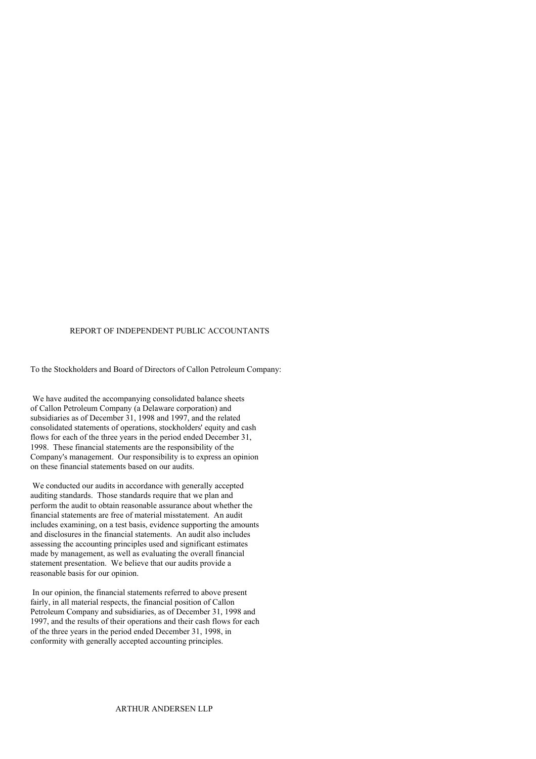# REPORT OF INDEPENDENT PUBLIC ACCOUNTANTS

To the Stockholders and Board of Directors of Callon Petroleum Company:

We have audited the accompanying consolidated balance sheets of Callon Petroleum Company (a Delaware corporation) and subsidiaries as of December 31, 1998 and 1997, and the related consolidated statements of operations, stockholders' equity and cash flows for each of the three years in the period ended December 31, 1998. These financial statements are the responsibility of the Company's management. Our responsibility is to express an opinion on these financial statements based on our audits.

We conducted our audits in accordance with generally accepted auditing standards. Those standards require that we plan and perform the audit to obtain reasonable assurance about whether the financial statements are free of material misstatement. An audit includes examining, on a test basis, evidence supporting the amounts and disclosures in the financial statements. An audit also includes assessing the accounting principles used and significant estimates made by management, as well as evaluating the overall financial statement presentation. We believe that our audits provide a reasonable basis for our opinion.

In our opinion, the financial statements referred to above present fairly, in all material respects, the financial position of Callon Petroleum Company and subsidiaries, as of December 31, 1998 and 1997, and the results of their operations and their cash flows for each of the three years in the period ended December 31, 1998, in conformity with generally accepted accounting principles.

ARTHUR ANDERSEN LLP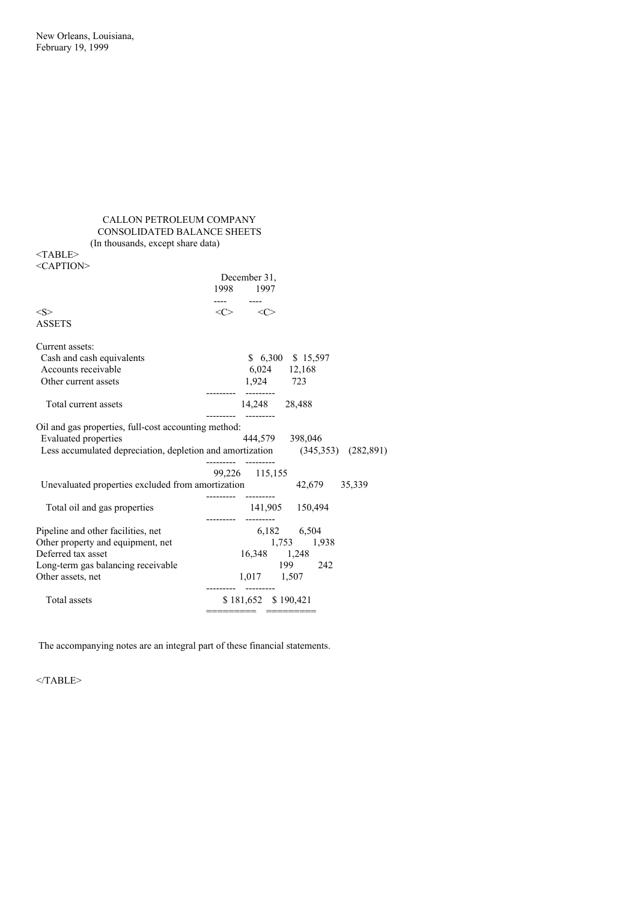New Orleans, Louisiana,
February 19, 1999

CALLON PETROLEUM COMPANY
CONSOLIDATED BALANCE SHEETS
(In thousands, except share data)

| | December 31, 1998 | December 31, 1997 |
|---|---|---|
| **ASSETS** | | |
| Current assets: | | |
| Cash and cash equivalents | $ 6,300 | $ 15,597 |
| Accounts receivable | 6,024 | 12,168 |
| Other current assets | 1,924 | 723 |
| Total current assets | 14,248 | 28,488 |
| Oil and gas properties, full-cost accounting method: | | |
| Evaluated properties | 444,579 | 398,046 |
| Less accumulated depreciation, depletion and amortization | (345,353) | (282,891) |
| | 99,226 | 115,155 |
| Unevaluated properties excluded from amortization | 42,679 | 35,339 |
| Total oil and gas properties | 141,905 | 150,494 |
| Pipeline and other facilities, net | 6,182 | 6,504 |
| Other property and equipment, net | 1,753 | 1,938 |
| Deferred tax asset | 16,348 | 1,248 |
| Long-term gas balancing receivable | 199 | 242 |
| Other assets, net | 1,017 | 1,507 |
| Total assets | $ 181,652 | $ 190,421 |

The accompanying notes are an integral part of these financial statements.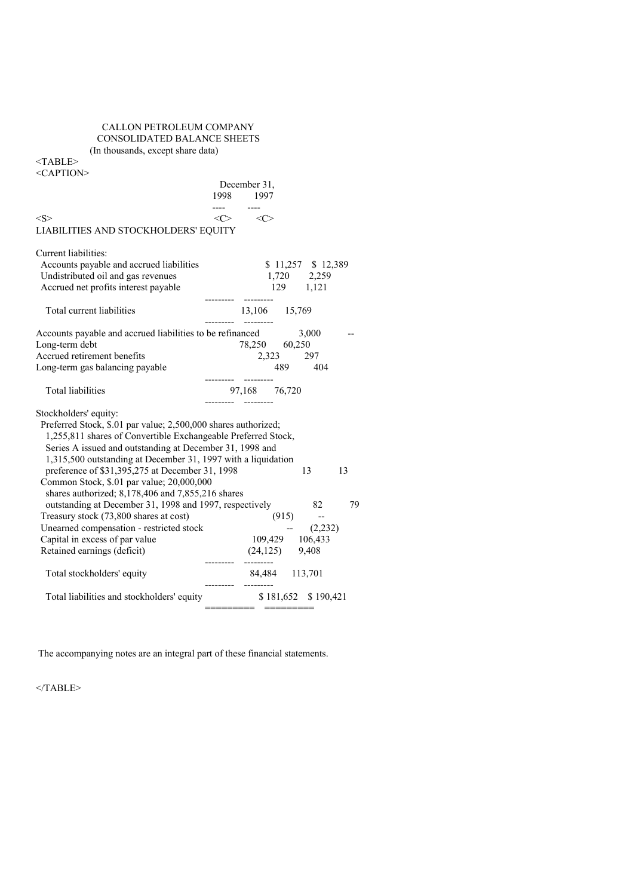CALLON PETROLEUM COMPANY
CONSOLIDATED BALANCE SHEETS
(In thousands, except share data)

| | December 31, 1998 | December 31, 1997 |
|---|---|---|
| **LIABILITIES AND STOCKHOLDERS' EQUITY** | | |
| Current liabilities: | | |
| Accounts payable and accrued liabilities | $ 11,257 | $ 12,389 |
| Undistributed oil and gas revenues | 1,720 | 2,259 |
| Accrued net profits interest payable | 129 | 1,121 |
| Total current liabilities | 13,106 | 15,769 |
| Accounts payable and accrued liabilities to be refinanced | 3,000 | -- |
| Long-term debt | 78,250 | 60,250 |
| Accrued retirement benefits | 2,323 | 297 |
| Long-term gas balancing payable | 489 | 404 |
| Total liabilities | 97,168 | 76,720 |
| Stockholders' equity: | | |
| Preferred Stock, $.01 par value; 2,500,000 shares authorized; 1,255,811 shares of Convertible Exchangeable Preferred Stock, Series A issued and outstanding at December 31, 1998 and 1,315,500 outstanding at December 31, 1997 with a liquidation preference of $31,395,275 at December 31, 1998 | 13 | 13 |
| Common Stock, $.01 par value; 20,000,000 shares authorized; 8,178,406 and 7,855,216 shares outstanding at December 31, 1998 and 1997, respectively | 82 | 79 |
| Treasury stock (73,800 shares at cost) | (915) | -- |
| Unearned compensation - restricted stock | -- | (2,232) |
| Capital in excess of par value | 109,429 | 106,433 |
| Retained earnings (deficit) | (24,125) | 9,408 |
| Total stockholders' equity | 84,484 | 113,701 |
| Total liabilities and stockholders' equity | $ 181,652 | $ 190,421 |

The accompanying notes are an integral part of these financial statements.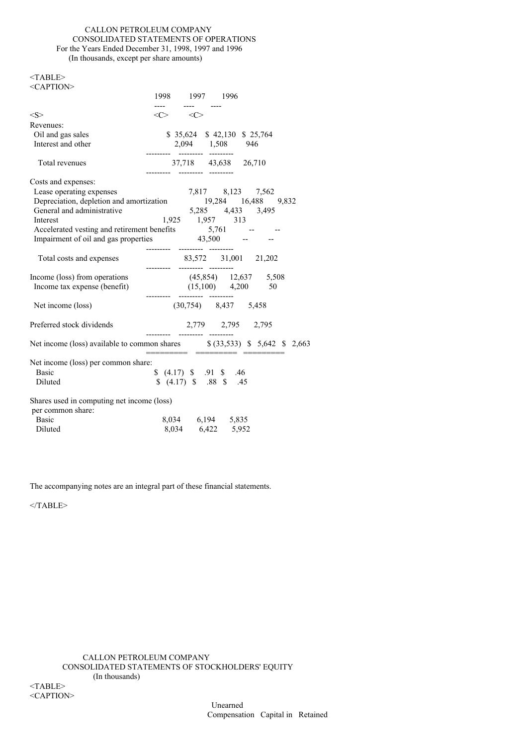CALLON PETROLEUM COMPANY
CONSOLIDATED STATEMENTS OF OPERATIONS
For the Years Ended December 31, 1998, 1997 and 1996
(In thousands, except per share amounts)

| | 1998 | 1997 | 1996 |
|---|---|---|---|
| Revenues: | | | |
| Oil and gas sales | $ 35,624 | $ 42,130 | $ 25,764 |
| Interest and other | 2,094 | 1,508 | 946 |
| Total revenues | 37,718 | 43,638 | 26,710 |
| Costs and expenses: | | | |
| Lease operating expenses | 7,817 | 8,123 | 7,562 |
| Depreciation, depletion and amortization | 19,284 | 16,488 | 9,832 |
| General and administrative | 5,285 | 4,433 | 3,495 |
| Interest | 1,925 | 1,957 | 313 |
| Accelerated vesting and retirement benefits | 5,761 | -- | -- |
| Impairment of oil and gas properties | 43,500 | -- | -- |
| Total costs and expenses | 83,572 | 31,001 | 21,202 |
| Income (loss) from operations | (45,854) | 12,637 | 5,508 |
| Income tax expense (benefit) | (15,100) | 4,200 | 50 |
| Net income (loss) | (30,754) | 8,437 | 5,458 |
| Preferred stock dividends | 2,779 | 2,795 | 2,795 |
| Net income (loss) available to common shares | $ (33,533) | $ 5,642 | $ 2,663 |
| Net income (loss) per common share: | | | |
| Basic | $ (4.17) | $ .91 | $ .46 |
| Diluted | $ (4.17) | $ .88 | $ .45 |
| Shares used in computing net income (loss) per common share: | | | |
| Basic | 8,034 | 6,194 | 5,835 |
| Diluted | 8,034 | 6,422 | 5,952 |

The accompanying notes are an integral part of these financial statements.

CALLON PETROLEUM COMPANY
CONSOLIDATED STATEMENTS OF STOCKHOLDERS' EQUITY
(In thousands)

| Unearned Compensation | Capital in | Retained |
|---|---|---|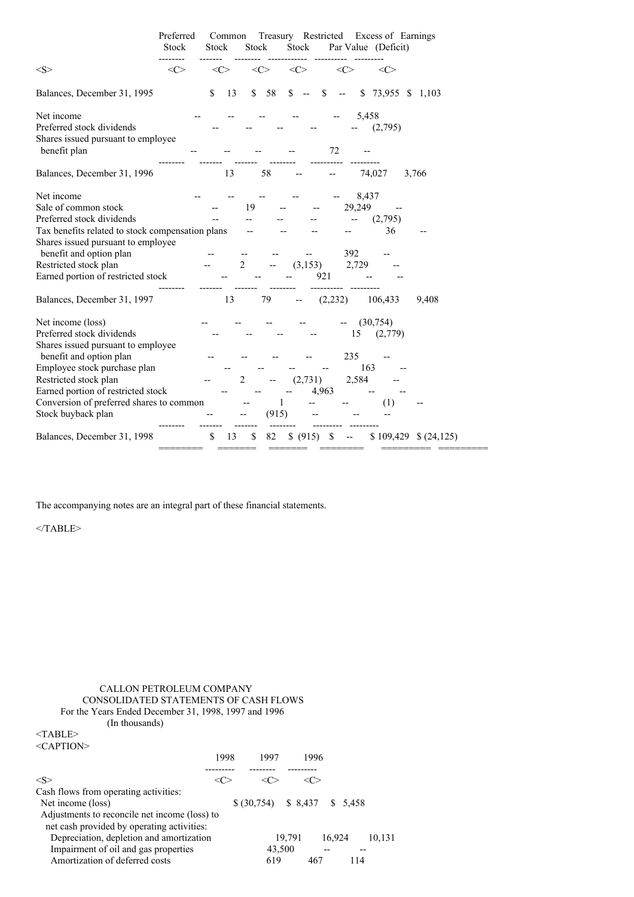| | Preferred Stock | Common Stock | Treasury Stock | Restricted Stock | Excess of Par Value | Earnings (Deficit) |
|---|---|---|---|---|---|---|
| Balances, December 31, 1995 | $ 13 | $ 58 | $ -- | $ -- | $ 73,955 | $ 1,103 |
| Net income | -- | -- | -- | -- | -- | 5,458 |
| Preferred stock dividends | -- | -- | -- | -- | -- | (2,795) |
| Shares issued pursuant to employee benefit plan | -- | -- | -- | -- | 72 | -- |
| Balances, December 31, 1996 | 13 | 58 | -- | -- | 74,027 | 3,766 |
| Net income | -- | -- | -- | -- | -- | 8,437 |
| Sale of common stock | -- | 19 | -- | -- | 29,249 | -- |
| Preferred stock dividends | -- | -- | -- | -- | -- | (2,795) |
| Tax benefits related to stock compensation plans | -- | -- | -- | -- | 36 | -- |
| Shares issued pursuant to employee benefit and option plan | -- | -- | -- | -- | 392 | -- |
| Restricted stock plan | -- | 2 | -- | (3,153) | 2,729 | -- |
| Earned portion of restricted stock | -- | -- | -- | 921 | -- | -- |
| Balances, December 31, 1997 | 13 | 79 | -- | (2,232) | 106,433 | 9,408 |
| Net income (loss) | -- | -- | -- | -- | -- | (30,754) |
| Preferred stock dividends | -- | -- | -- | -- | 15 | (2,779) |
| Shares issued pursuant to employee benefit and option plan | -- | -- | -- | -- | 235 | -- |
| Employee stock purchase plan | -- | -- | -- | -- | 163 | -- |
| Restricted stock plan | -- | 2 | -- | (2,731) | 2,584 | -- |
| Earned portion of restricted stock | -- | -- | -- | 4,963 | -- | -- |
| Conversion of preferred shares to common | -- | 1 | -- | -- | (1) | -- |
| Stock buyback plan | -- | -- | (915) | -- | -- | -- |
| Balances, December 31, 1998 | $ 13 | $ 82 | $ (915) | $ -- | $ 109,429 | $ (24,125) |

The accompanying notes are an integral part of these financial statements.

CALLON PETROLEUM COMPANY
CONSOLIDATED STATEMENTS OF CASH FLOWS
For the Years Ended December 31, 1998, 1997 and 1996
(In thousands)

| | 1998 | 1997 | 1996 |
|---|---|---|---|
| Cash flows from operating activities: | | | |
| Net income (loss) | $ (30,754) | $ 8,437 | $ 5,458 |
| Adjustments to reconcile net income (loss) to net cash provided by operating activities: | | | |
| Depreciation, depletion and amortization | 19,791 | 16,924 | 10,131 |
| Impairment of oil and gas properties | 43,500 | -- | -- |
| Amortization of deferred costs | 619 | 467 | 114 |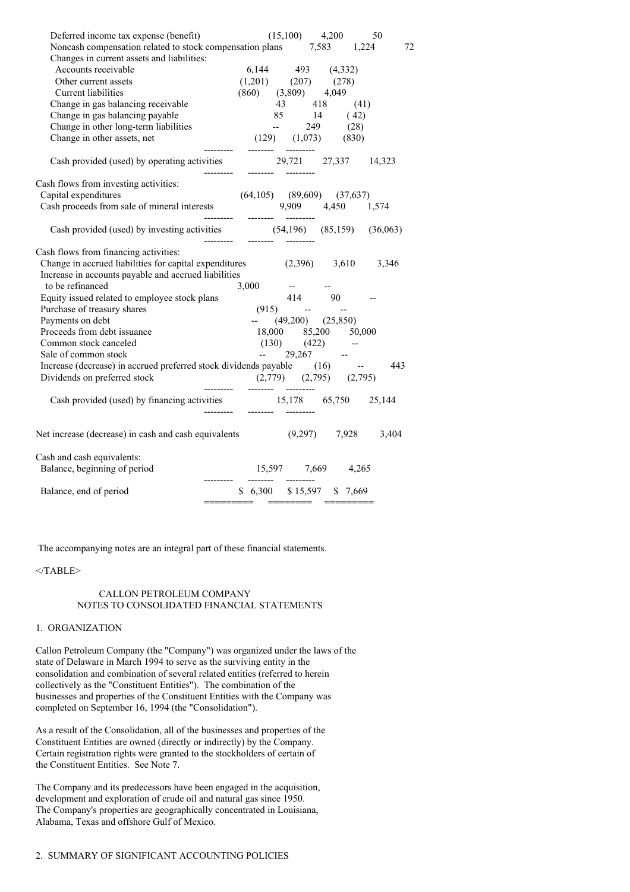| | | | |
|---|---|---|---|
| Deferred income tax expense (benefit) | (15,100) | 4,200 | 50 |
| Noncash compensation related to stock compensation plans | 7,583 | 1,224 | 72 |
| Changes in current assets and liabilities: | | | |
| Accounts receivable | 6,144 | 493 | (4,332) |
| Other current assets | (1,201) | (207) | (278) |
| Current liabilities | (860) | (3,809) | 4,049 |
| Change in gas balancing receivable | 43 | 418 | (41) |
| Change in gas balancing payable | 85 | 14 | (42) |
| Change in other long-term liabilities | -- | 249 | (28) |
| Change in other assets, net | (129) | (1,073) | (830) |
| Cash provided (used) by operating activities | 29,721 | 27,337 | 14,323 |
| Cash flows from investing activities: | | | |
| Capital expenditures | (64,105) | (89,609) | (37,637) |
| Cash proceeds from sale of mineral interests | 9,909 | 4,450 | 1,574 |
| Cash provided (used) by investing activities | (54,196) | (85,159) | (36,063) |
| Cash flows from financing activities: | | | |
| Change in accrued liabilities for capital expenditures | (2,396) | 3,610 | 3,346 |
| Increase in accounts payable and accrued liabilities to be refinanced | 3,000 | -- | -- |
| Equity issued related to employee stock plans | 414 | 90 | -- |
| Purchase of treasury shares | (915) | -- | -- |
| Payments on debt | -- | (49,200) | (25,850) |
| Proceeds from debt issuance | 18,000 | 85,200 | 50,000 |
| Common stock canceled | (130) | (422) | -- |
| Sale of common stock | -- | 29,267 | -- |
| Increase (decrease) in accrued preferred stock dividends payable | (16) | -- | 443 |
| Dividends on preferred stock | (2,779) | (2,795) | (2,795) |
| Cash provided (used) by financing activities | 15,178 | 65,750 | 25,144 |
| Net increase (decrease) in cash and cash equivalents | (9,297) | 7,928 | 3,404 |
| Cash and cash equivalents: | | | |
| Balance, beginning of period | 15,597 | 7,669 | 4,265 |
| Balance, end of period | $ 6,300 | $ 15,597 | $ 7,669 |

The accompanying notes are an integral part of these financial statements.

CALLON PETROLEUM COMPANY
NOTES TO CONSOLIDATED FINANCIAL STATEMENTS

## 1. ORGANIZATION

Callon Petroleum Company (the "Company") was organized under the laws of the state of Delaware in March 1994 to serve as the surviving entity in the consolidation and combination of several related entities (referred to herein collectively as the "Constituent Entities"). The combination of the businesses and properties of the Constituent Entities with the Company was completed on September 16, 1994 (the "Consolidation").

As a result of the Consolidation, all of the businesses and properties of the Constituent Entities are owned (directly or indirectly) by the Company. Certain registration rights were granted to the stockholders of certain of the Constituent Entities. See Note 7.

The Company and its predecessors have been engaged in the acquisition, development and exploration of crude oil and natural gas since 1950. The Company's properties are geographically concentrated in Louisiana, Alabama, Texas and offshore Gulf of Mexico.

## 2. SUMMARY OF SIGNIFICANT ACCOUNTING POLICIES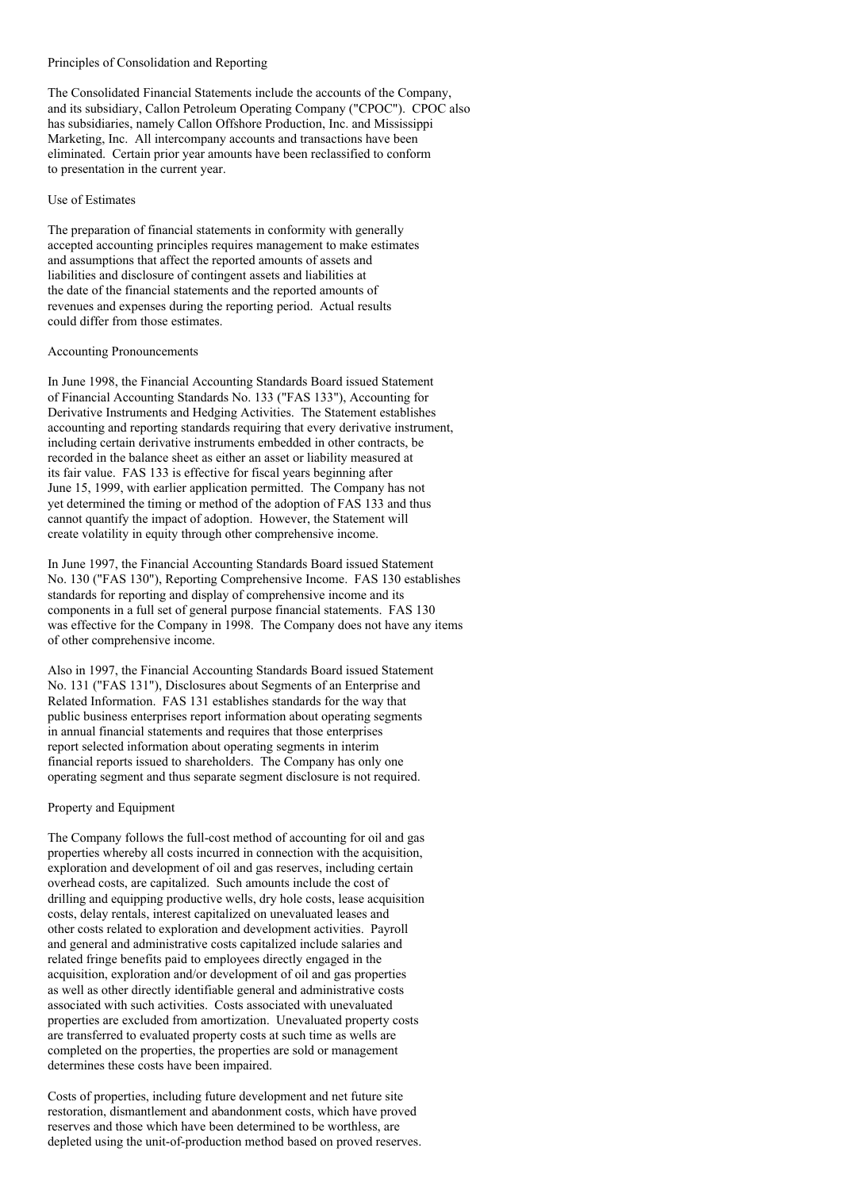## Principles of Consolidation and Reporting

The Consolidated Financial Statements include the accounts of the Company, and its subsidiary, Callon Petroleum Operating Company ("CPOC"). CPOC also has subsidiaries, namely Callon Offshore Production, Inc. and Mississippi Marketing, Inc. All intercompany accounts and transactions have been eliminated. Certain prior year amounts have been reclassified to conform to presentation in the current year.

## Use of Estimates

The preparation of financial statements in conformity with generally accepted accounting principles requires management to make estimates and assumptions that affect the reported amounts of assets and liabilities and disclosure of contingent assets and liabilities at the date of the financial statements and the reported amounts of revenues and expenses during the reporting period. Actual results could differ from those estimates.

## Accounting Pronouncements

In June 1998, the Financial Accounting Standards Board issued Statement of Financial Accounting Standards No. 133 ("FAS 133"), Accounting for Derivative Instruments and Hedging Activities. The Statement establishes accounting and reporting standards requiring that every derivative instrument, including certain derivative instruments embedded in other contracts, be recorded in the balance sheet as either an asset or liability measured at its fair value. FAS 133 is effective for fiscal years beginning after June 15, 1999, with earlier application permitted. The Company has not yet determined the timing or method of the adoption of FAS 133 and thus cannot quantify the impact of adoption. However, the Statement will create volatility in equity through other comprehensive income.

In June 1997, the Financial Accounting Standards Board issued Statement No. 130 ("FAS 130"), Reporting Comprehensive Income. FAS 130 establishes standards for reporting and display of comprehensive income and its components in a full set of general purpose financial statements. FAS 130 was effective for the Company in 1998. The Company does not have any items of other comprehensive income.

Also in 1997, the Financial Accounting Standards Board issued Statement No. 131 ("FAS 131"), Disclosures about Segments of an Enterprise and Related Information. FAS 131 establishes standards for the way that public business enterprises report information about operating segments in annual financial statements and requires that those enterprises report selected information about operating segments in interim financial reports issued to shareholders. The Company has only one operating segment and thus separate segment disclosure is not required.

## Property and Equipment

The Company follows the full-cost method of accounting for oil and gas properties whereby all costs incurred in connection with the acquisition, exploration and development of oil and gas reserves, including certain overhead costs, are capitalized. Such amounts include the cost of drilling and equipping productive wells, dry hole costs, lease acquisition costs, delay rentals, interest capitalized on unevaluated leases and other costs related to exploration and development activities. Payroll and general and administrative costs capitalized include salaries and related fringe benefits paid to employees directly engaged in the acquisition, exploration and/or development of oil and gas properties as well as other directly identifiable general and administrative costs associated with such activities. Costs associated with unevaluated properties are excluded from amortization. Unevaluated property costs are transferred to evaluated property costs at such time as wells are completed on the properties, the properties are sold or management determines these costs have been impaired.

Costs of properties, including future development and net future site restoration, dismantlement and abandonment costs, which have proved reserves and those which have been determined to be worthless, are depleted using the unit-of-production method based on proved reserves.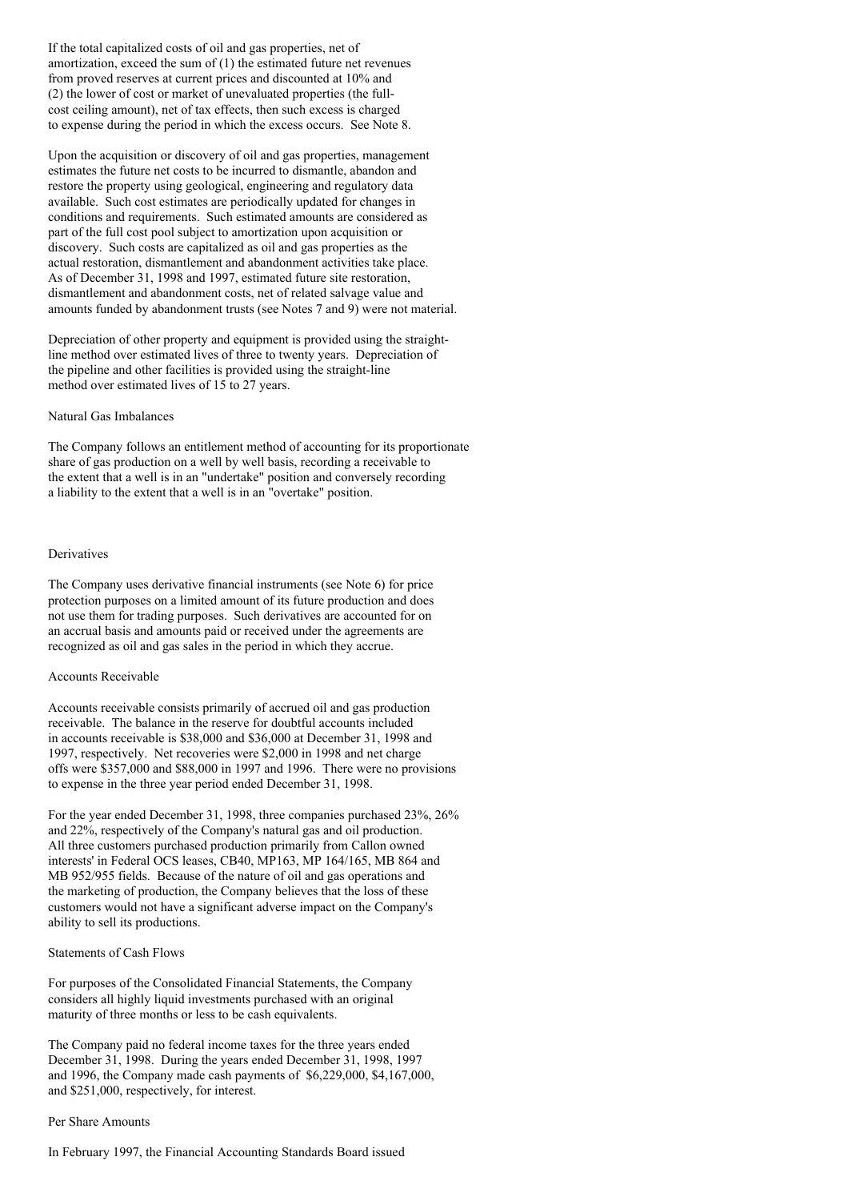If the total capitalized costs of oil and gas properties, net of amortization, exceed the sum of (1) the estimated future net revenues from proved reserves at current prices and discounted at 10% and (2) the lower of cost or market of unevaluated properties (the full-cost ceiling amount), net of tax effects, then such excess is charged to expense during the period in which the excess occurs. See Note 8.

Upon the acquisition or discovery of oil and gas properties, management estimates the future net costs to be incurred to dismantle, abandon and restore the property using geological, engineering and regulatory data available. Such cost estimates are periodically updated for changes in conditions and requirements. Such estimated amounts are considered as part of the full cost pool subject to amortization upon acquisition or discovery. Such costs are capitalized as oil and gas properties as the actual restoration, dismantlement and abandonment activities take place. As of December 31, 1998 and 1997, estimated future site restoration, dismantlement and abandonment costs, net of related salvage value and amounts funded by abandonment trusts (see Notes 7 and 9) were not material.

Depreciation of other property and equipment is provided using the straight-line method over estimated lives of three to twenty years. Depreciation of the pipeline and other facilities is provided using the straight-line method over estimated lives of 15 to 27 years.

Natural Gas Imbalances

The Company follows an entitlement method of accounting for its proportionate share of gas production on a well by well basis, recording a receivable to the extent that a well is in an "undertake" position and conversely recording a liability to the extent that a well is in an "overtake" position.

Derivatives

The Company uses derivative financial instruments (see Note 6) for price protection purposes on a limited amount of its future production and does not use them for trading purposes. Such derivatives are accounted for on an accrual basis and amounts paid or received under the agreements are recognized as oil and gas sales in the period in which they accrue.

Accounts Receivable

Accounts receivable consists primarily of accrued oil and gas production receivable. The balance in the reserve for doubtful accounts included in accounts receivable is $38,000 and $36,000 at December 31, 1998 and 1997, respectively. Net recoveries were $2,000 in 1998 and net charge offs were $357,000 and $88,000 in 1997 and 1996. There were no provisions to expense in the three year period ended December 31, 1998.

For the year ended December 31, 1998, three companies purchased 23%, 26% and 22%, respectively of the Company's natural gas and oil production. All three customers purchased production primarily from Callon owned interests' in Federal OCS leases, CB40, MP163, MP 164/165, MB 864 and MB 952/955 fields. Because of the nature of oil and gas operations and the marketing of production, the Company believes that the loss of these customers would not have a significant adverse impact on the Company's ability to sell its productions.

Statements of Cash Flows

For purposes of the Consolidated Financial Statements, the Company considers all highly liquid investments purchased with an original maturity of three months or less to be cash equivalents.

The Company paid no federal income taxes for the three years ended December 31, 1998. During the years ended December 31, 1998, 1997 and 1996, the Company made cash payments of $6,229,000, $4,167,000, and $251,000, respectively, for interest.

Per Share Amounts

In February 1997, the Financial Accounting Standards Board issued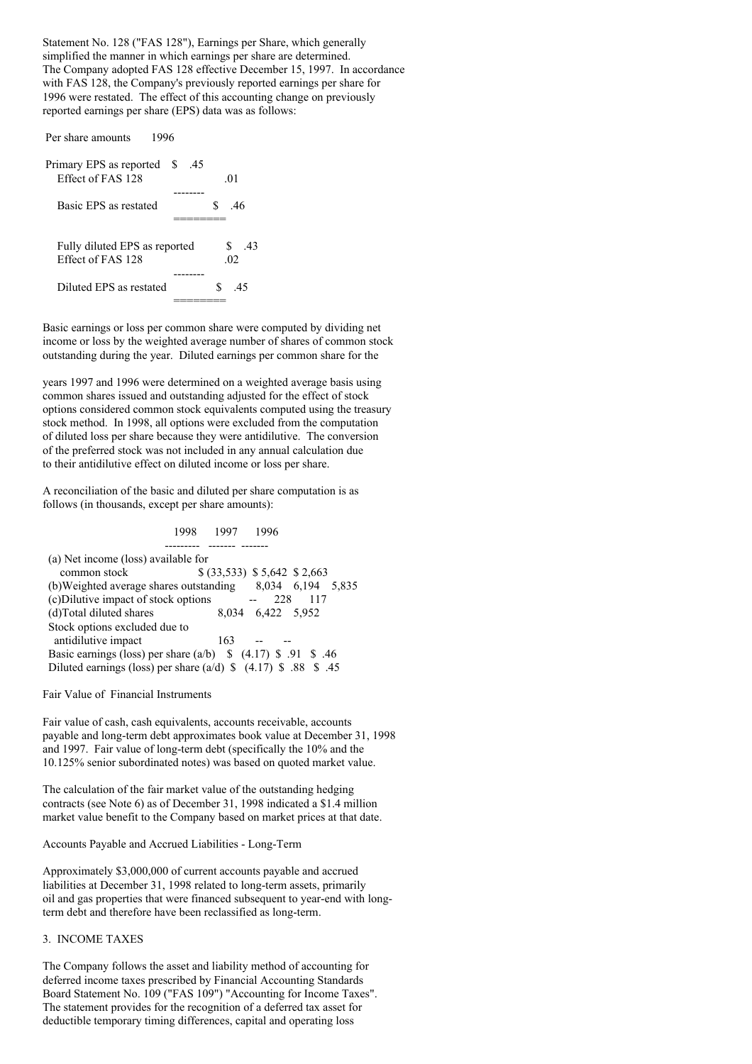Statement No. 128 ("FAS 128"), Earnings per Share, which generally simplified the manner in which earnings per share are determined. The Company adopted FAS 128 effective December 15, 1997. In accordance with FAS 128, the Company's previously reported earnings per share for 1996 were restated. The effect of this accounting change on previously reported earnings per share (EPS) data was as follows:

| Per share amounts | 1996 |
|---|---|
| Primary EPS as reported | $ .45 |
| Effect of FAS 128 | .01 |
| Basic EPS as restated | $ .46 |
| | |
| Fully diluted EPS as reported | $ .43 |
| Effect of FAS 128 | .02 |
| Diluted EPS as restated | $ .45 |

Basic earnings or loss per common share were computed by dividing net income or loss by the weighted average number of shares of common stock outstanding during the year. Diluted earnings per common share for the years 1997 and 1996 were determined on a weighted average basis using common shares issued and outstanding adjusted for the effect of stock options considered common stock equivalents computed using the treasury stock method. In 1998, all options were excluded from the computation of diluted loss per share because they were antidilutive. The conversion of the preferred stock was not included in any annual calculation due to their antidilutive effect on diluted income or loss per share.

A reconciliation of the basic and diluted per share computation is as follows (in thousands, except per share amounts):

| | 1998 | 1997 | 1996 |
|---|---|---|---|
| (a) Net income (loss) available for common stock | $ (33,533) | $ 5,642 | $ 2,663 |
| (b)Weighted average shares outstanding | 8,034 | 6,194 | 5,835 |
| (c)Dilutive impact of stock options | -- | 228 | 117 |
| (d)Total diluted shares | 8,034 | 6,422 | 5,952 |
| Stock options excluded due to antidilutive impact | 163 | -- | -- |
| Basic earnings (loss) per share (a/b) | $ (4.17) | $ .91 | $ .46 |
| Diluted earnings (loss) per share (a/d) | $ (4.17) | $ .88 | $ .45 |

Fair Value of Financial Instruments

Fair value of cash, cash equivalents, accounts receivable, accounts payable and long-term debt approximates book value at December 31, 1998 and 1997. Fair value of long-term debt (specifically the 10% and the 10.125% senior subordinated notes) was based on quoted market value.

The calculation of the fair market value of the outstanding hedging contracts (see Note 6) as of December 31, 1998 indicated a $1.4 million market value benefit to the Company based on market prices at that date.

Accounts Payable and Accrued Liabilities - Long-Term

Approximately $3,000,000 of current accounts payable and accrued liabilities at December 31, 1998 related to long-term assets, primarily oil and gas properties that were financed subsequent to year-end with long-term debt and therefore have been reclassified as long-term.

## 3. INCOME TAXES

The Company follows the asset and liability method of accounting for deferred income taxes prescribed by Financial Accounting Standards Board Statement No. 109 ("FAS 109") "Accounting for Income Taxes". The statement provides for the recognition of a deferred tax asset for deductible temporary timing differences, capital and operating loss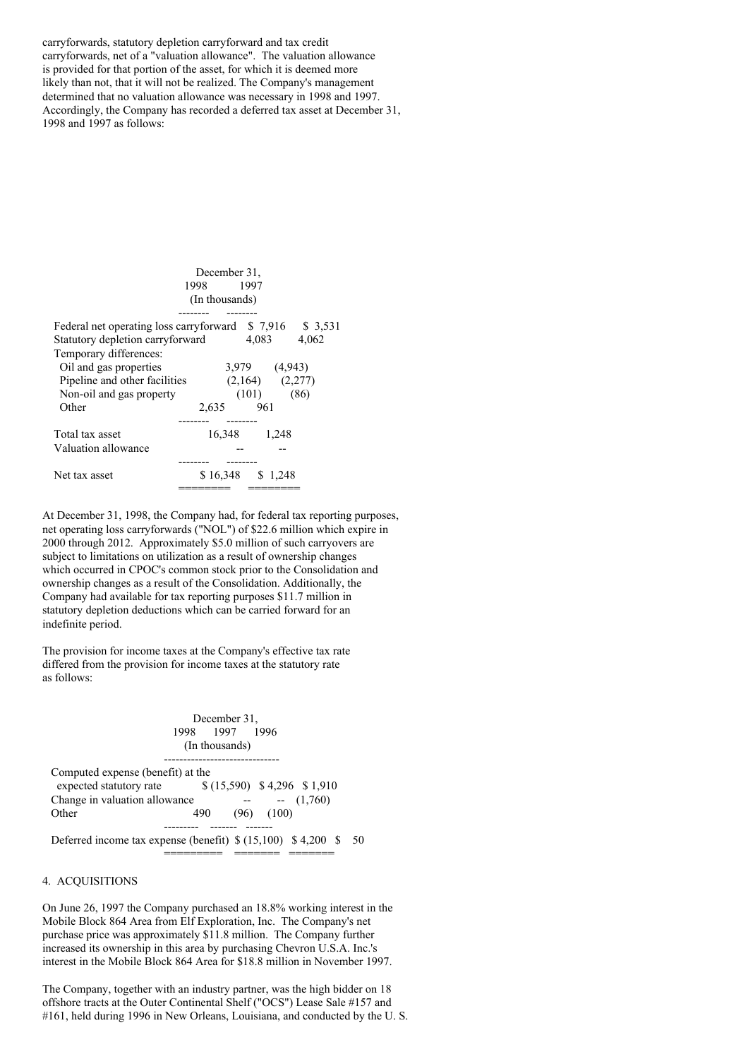carryforwards, statutory depletion carryforward and tax credit carryforwards, net of a "valuation allowance". The valuation allowance is provided for that portion of the asset, for which it is deemed more likely than not, that it will not be realized. The Company's management determined that no valuation allowance was necessary in 1998 and 1997. Accordingly, the Company has recorded a deferred tax asset at December 31, 1998 and 1997 as follows:

| | December 31, 1998 | December 31, 1997 |
|---|---|---|
| | (In thousands) | |
| Federal net operating loss carryforward | $ 7,916 | $ 3,531 |
| Statutory depletion carryforward | 4,083 | 4,062 |
| Temporary differences: | | |
| Oil and gas properties | 3,979 | (4,943) |
| Pipeline and other facilities | (2,164) | (2,277) |
| Non-oil and gas property | (101) | (86) |
| Other | 2,635 | 961 |
| Total tax asset | 16,348 | 1,248 |
| Valuation allowance | -- | -- |
| Net tax asset | $ 16,348 | $ 1,248 |

At December 31, 1998, the Company had, for federal tax reporting purposes, net operating loss carryforwards ("NOL") of $22.6 million which expire in 2000 through 2012. Approximately $5.0 million of such carryovers are subject to limitations on utilization as a result of ownership changes which occurred in CPOC's common stock prior to the Consolidation and ownership changes as a result of the Consolidation. Additionally, the Company had available for tax reporting purposes $11.7 million in statutory depletion deductions which can be carried forward for an indefinite period.

The provision for income taxes at the Company's effective tax rate differed from the provision for income taxes at the statutory rate as follows:

| | December 31, 1998 | December 31, 1997 | December 31, 1996 |
|---|---|---|---|
| | (In thousands) | | |
| Computed expense (benefit) at the expected statutory rate | $ (15,590) | $ 4,296 | $ 1,910 |
| Change in valuation allowance | -- | -- | (1,760) |
| Other | 490 | (96) | (100) |
| Deferred income tax expense (benefit) | $ (15,100) | $ 4,200 | $ 50 |

4. ACQUISITIONS

On June 26, 1997 the Company purchased an 18.8% working interest in the Mobile Block 864 Area from Elf Exploration, Inc. The Company's net purchase price was approximately $11.8 million. The Company further increased its ownership in this area by purchasing Chevron U.S.A. Inc.'s interest in the Mobile Block 864 Area for $18.8 million in November 1997.

The Company, together with an industry partner, was the high bidder on 18 offshore tracts at the Outer Continental Shelf ("OCS") Lease Sale #157 and #161, held during 1996 in New Orleans, Louisiana, and conducted by the U. S.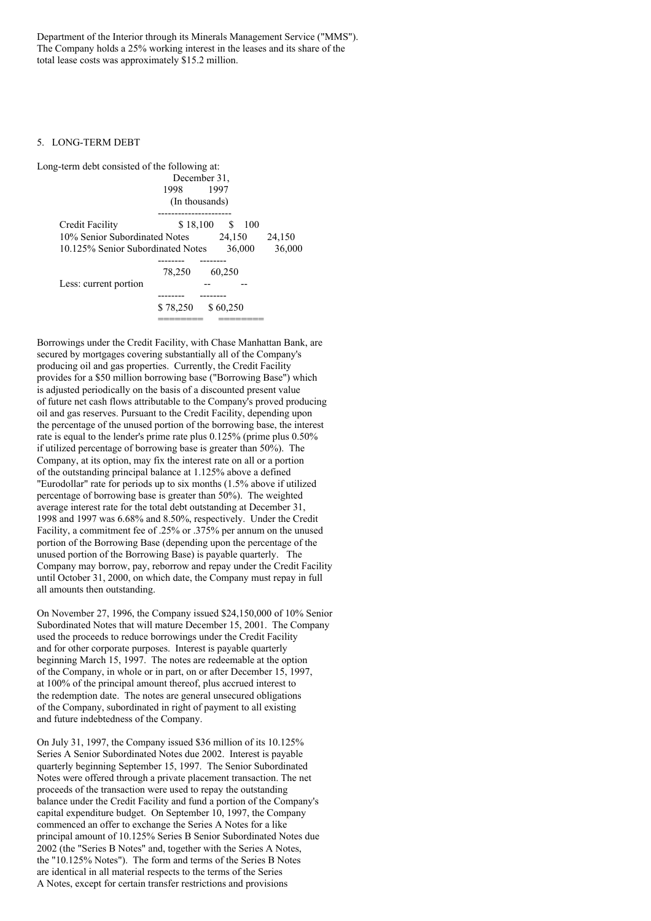Department of the Interior through its Minerals Management Service ("MMS"). The Company holds a 25% working interest in the leases and its share of the total lease costs was approximately $15.2 million.

## 5. LONG-TERM DEBT

Long-term debt consisted of the following at:

| | December 31, 1998 | December 31, 1997 |
|---|---|---|
| | (In thousands) | |
| Credit Facility | $ 18,100 | $ 100 |
| 10% Senior Subordinated Notes | 24,150 | 24,150 |
| 10.125% Senior Subordinated Notes | 36,000 | 36,000 |
| | 78,250 | 60,250 |
| Less: current portion | -- | -- |
| | $ 78,250 | $ 60,250 |

Borrowings under the Credit Facility, with Chase Manhattan Bank, are secured by mortgages covering substantially all of the Company's producing oil and gas properties. Currently, the Credit Facility provides for a $50 million borrowing base ("Borrowing Base") which is adjusted periodically on the basis of a discounted present value of future net cash flows attributable to the Company's proved producing oil and gas reserves. Pursuant to the Credit Facility, depending upon the percentage of the unused portion of the borrowing base, the interest rate is equal to the lender's prime rate plus 0.125% (prime plus 0.50% if utilized percentage of borrowing base is greater than 50%). The Company, at its option, may fix the interest rate on all or a portion of the outstanding principal balance at 1.125% above a defined "Eurodollar" rate for periods up to six months (1.5% above if utilized percentage of borrowing base is greater than 50%). The weighted average interest rate for the total debt outstanding at December 31, 1998 and 1997 was 6.68% and 8.50%, respectively. Under the Credit Facility, a commitment fee of .25% or .375% per annum on the unused portion of the Borrowing Base (depending upon the percentage of the unused portion of the Borrowing Base) is payable quarterly. The Company may borrow, pay, reborrow and repay under the Credit Facility until October 31, 2000, on which date, the Company must repay in full all amounts then outstanding.

On November 27, 1996, the Company issued $24,150,000 of 10% Senior Subordinated Notes that will mature December 15, 2001. The Company used the proceeds to reduce borrowings under the Credit Facility and for other corporate purposes. Interest is payable quarterly beginning March 15, 1997. The notes are redeemable at the option of the Company, in whole or in part, on or after December 15, 1997, at 100% of the principal amount thereof, plus accrued interest to the redemption date. The notes are general unsecured obligations of the Company, subordinated in right of payment to all existing and future indebtedness of the Company.

On July 31, 1997, the Company issued $36 million of its 10.125% Series A Senior Subordinated Notes due 2002. Interest is payable quarterly beginning September 15, 1997. The Senior Subordinated Notes were offered through a private placement transaction. The net proceeds of the transaction were used to repay the outstanding balance under the Credit Facility and fund a portion of the Company's capital expenditure budget. On September 10, 1997, the Company commenced an offer to exchange the Series A Notes for a like principal amount of 10.125% Series B Senior Subordinated Notes due 2002 (the "Series B Notes" and, together with the Series A Notes, the "10.125% Notes"). The form and terms of the Series B Notes are identical in all material respects to the terms of the Series A Notes, except for certain transfer restrictions and provisions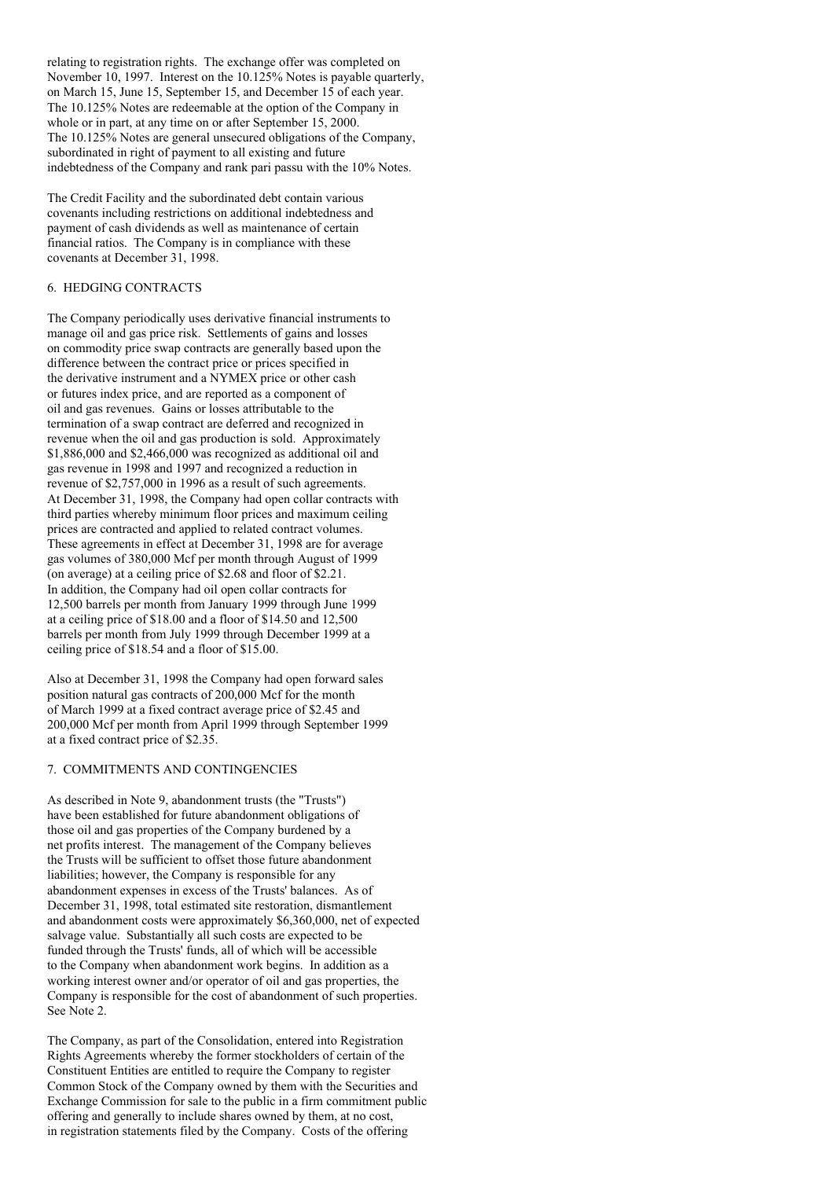relating to registration rights. The exchange offer was completed on November 10, 1997. Interest on the 10.125% Notes is payable quarterly, on March 15, June 15, September 15, and December 15 of each year. The 10.125% Notes are redeemable at the option of the Company in whole or in part, at any time on or after September 15, 2000. The 10.125% Notes are general unsecured obligations of the Company, subordinated in right of payment to all existing and future indebtedness of the Company and rank pari passu with the 10% Notes.

The Credit Facility and the subordinated debt contain various covenants including restrictions on additional indebtedness and payment of cash dividends as well as maintenance of certain financial ratios. The Company is in compliance with these covenants at December 31, 1998.

## 6. HEDGING CONTRACTS

The Company periodically uses derivative financial instruments to manage oil and gas price risk. Settlements of gains and losses on commodity price swap contracts are generally based upon the difference between the contract price or prices specified in the derivative instrument and a NYMEX price or other cash or futures index price, and are reported as a component of oil and gas revenues. Gains or losses attributable to the termination of a swap contract are deferred and recognized in revenue when the oil and gas production is sold. Approximately $1,886,000 and $2,466,000 was recognized as additional oil and gas revenue in 1998 and 1997 and recognized a reduction in revenue of $2,757,000 in 1996 as a result of such agreements. At December 31, 1998, the Company had open collar contracts with third parties whereby minimum floor prices and maximum ceiling prices are contracted and applied to related contract volumes. These agreements in effect at December 31, 1998 are for average gas volumes of 380,000 Mcf per month through August of 1999 (on average) at a ceiling price of $2.68 and floor of $2.21. In addition, the Company had oil open collar contracts for 12,500 barrels per month from January 1999 through June 1999 at a ceiling price of $18.00 and a floor of $14.50 and 12,500 barrels per month from July 1999 through December 1999 at a ceiling price of $18.54 and a floor of $15.00.

Also at December 31, 1998 the Company had open forward sales position natural gas contracts of 200,000 Mcf for the month of March 1999 at a fixed contract average price of $2.45 and 200,000 Mcf per month from April 1999 through September 1999 at a fixed contract price of $2.35.

## 7. COMMITMENTS AND CONTINGENCIES

As described in Note 9, abandonment trusts (the "Trusts") have been established for future abandonment obligations of those oil and gas properties of the Company burdened by a net profits interest. The management of the Company believes the Trusts will be sufficient to offset those future abandonment liabilities; however, the Company is responsible for any abandonment expenses in excess of the Trusts' balances. As of December 31, 1998, total estimated site restoration, dismantlement and abandonment costs were approximately $6,360,000, net of expected salvage value. Substantially all such costs are expected to be funded through the Trusts' funds, all of which will be accessible to the Company when abandonment work begins. In addition as a working interest owner and/or operator of oil and gas properties, the Company is responsible for the cost of abandonment of such properties. See Note 2.

The Company, as part of the Consolidation, entered into Registration Rights Agreements whereby the former stockholders of certain of the Constituent Entities are entitled to require the Company to register Common Stock of the Company owned by them with the Securities and Exchange Commission for sale to the public in a firm commitment public offering and generally to include shares owned by them, at no cost, in registration statements filed by the Company. Costs of the offering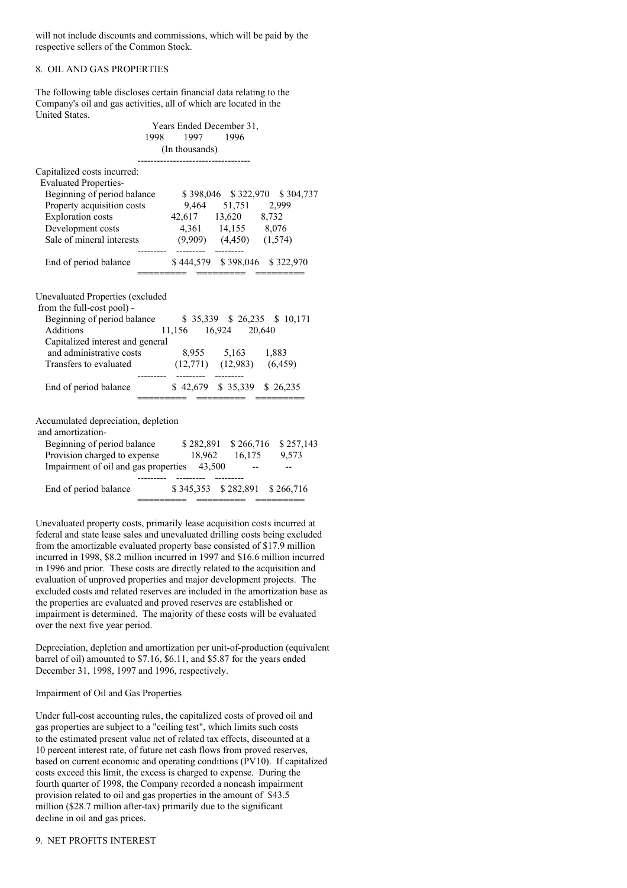will not include discounts and commissions, which will be paid by the respective sellers of the Common Stock.

## 8. OIL AND GAS PROPERTIES

The following table discloses certain financial data relating to the Company's oil and gas activities, all of which are located in the United States.

| | Years Ended December 31, | | |
|---|---|---|---|
| | 1998 | 1997 | 1996 |
| | (In thousands) | | |
| Capitalized costs incurred: | | | |
| Evaluated Properties- | | | |
| Beginning of period balance | $ 398,046 | $ 322,970 | $ 304,737 |
| Property acquisition costs | 9,464 | 51,751 | 2,999 |
| Exploration costs | 42,617 | 13,620 | 8,732 |
| Development costs | 4,361 | 14,155 | 8,076 |
| Sale of mineral interests | (9,909) | (4,450) | (1,574) |
| End of period balance | $ 444,579 | $ 398,046 | $ 322,970 |
| Unevaluated Properties (excluded from the full-cost pool) - | | | |
| Beginning of period balance | $ 35,339 | $ 26,235 | $ 10,171 |
| Additions | 11,156 | 16,924 | 20,640 |
| Capitalized interest and general and administrative costs | 8,955 | 5,163 | 1,883 |
| Transfers to evaluated | (12,771) | (12,983) | (6,459) |
| End of period balance | $ 42,679 | $ 35,339 | $ 26,235 |
| Accumulated depreciation, depletion and amortization- | | | |
| Beginning of period balance | $ 282,891 | $ 266,716 | $ 257,143 |
| Provision charged to expense | 18,962 | 16,175 | 9,573 |
| Impairment of oil and gas properties | 43,500 | -- | -- |
| End of period balance | $ 345,353 | $ 282,891 | $ 266,716 |

Unevaluated property costs, primarily lease acquisition costs incurred at federal and state lease sales and unevaluated drilling costs being excluded from the amortizable evaluated property base consisted of $17.9 million incurred in 1998, $8.2 million incurred in 1997 and $16.6 million incurred in 1996 and prior. These costs are directly related to the acquisition and evaluation of unproved properties and major development projects. The excluded costs and related reserves are included in the amortization base as the properties are evaluated and proved reserves are established or impairment is determined. The majority of these costs will be evaluated over the next five year period.

Depreciation, depletion and amortization per unit-of-production (equivalent barrel of oil) amounted to $7.16, $6.11, and $5.87 for the years ended December 31, 1998, 1997 and 1996, respectively.

### Impairment of Oil and Gas Properties

Under full-cost accounting rules, the capitalized costs of proved oil and gas properties are subject to a "ceiling test", which limits such costs to the estimated present value net of related tax effects, discounted at a 10 percent interest rate, of future net cash flows from proved reserves, based on current economic and operating conditions (PV10). If capitalized costs exceed this limit, the excess is charged to expense. During the fourth quarter of 1998, the Company recorded a noncash impairment provision related to oil and gas properties in the amount of $43.5 million ($28.7 million after-tax) primarily due to the significant decline in oil and gas prices.

## 9. NET PROFITS INTEREST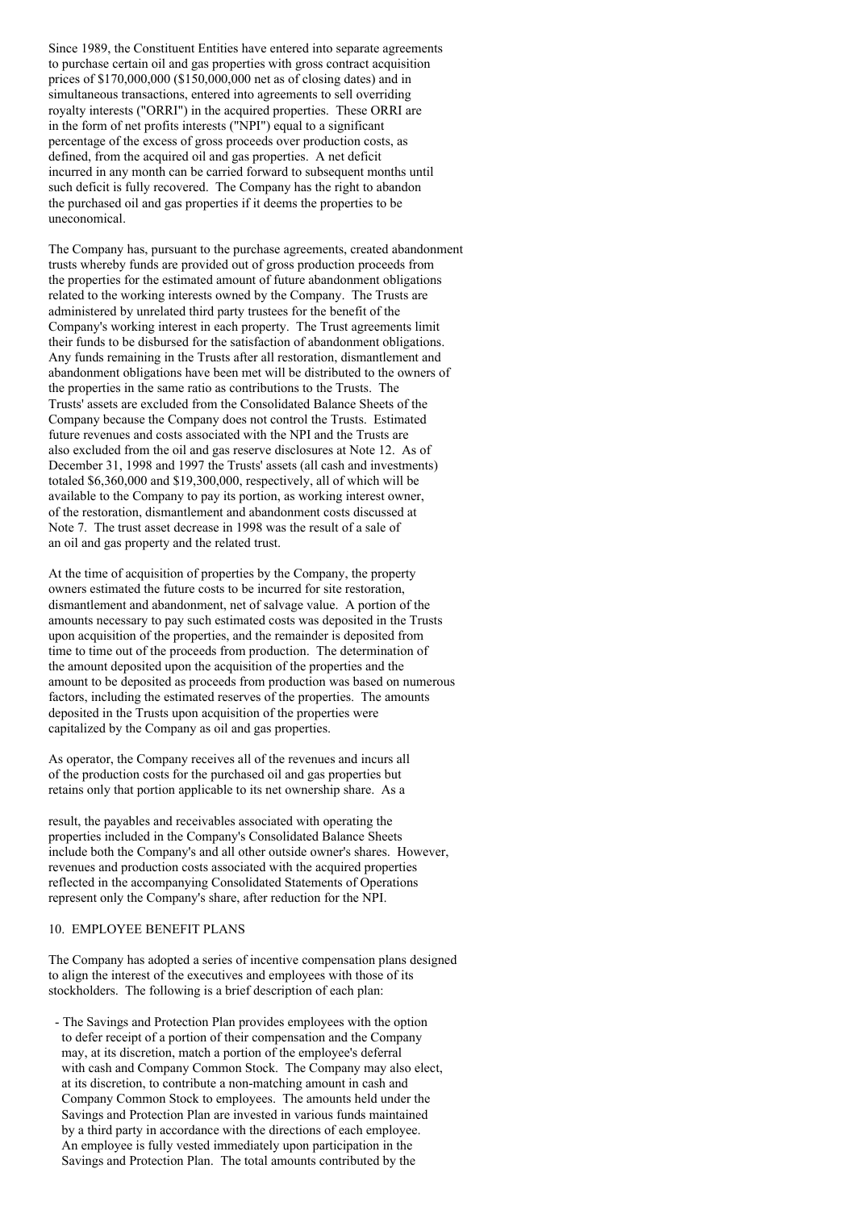Since 1989, the Constituent Entities have entered into separate agreements to purchase certain oil and gas properties with gross contract acquisition prices of $170,000,000 ($150,000,000 net as of closing dates) and in simultaneous transactions, entered into agreements to sell overriding royalty interests ("ORRI") in the acquired properties. These ORRI are in the form of net profits interests ("NPI") equal to a significant percentage of the excess of gross proceeds over production costs, as defined, from the acquired oil and gas properties. A net deficit incurred in any month can be carried forward to subsequent months until such deficit is fully recovered. The Company has the right to abandon the purchased oil and gas properties if it deems the properties to be uneconomical.

The Company has, pursuant to the purchase agreements, created abandonment trusts whereby funds are provided out of gross production proceeds from the properties for the estimated amount of future abandonment obligations related to the working interests owned by the Company. The Trusts are administered by unrelated third party trustees for the benefit of the Company's working interest in each property. The Trust agreements limit their funds to be disbursed for the satisfaction of abandonment obligations. Any funds remaining in the Trusts after all restoration, dismantlement and abandonment obligations have been met will be distributed to the owners of the properties in the same ratio as contributions to the Trusts. The Trusts' assets are excluded from the Consolidated Balance Sheets of the Company because the Company does not control the Trusts. Estimated future revenues and costs associated with the NPI and the Trusts are also excluded from the oil and gas reserve disclosures at Note 12. As of December 31, 1998 and 1997 the Trusts' assets (all cash and investments) totaled $6,360,000 and $19,300,000, respectively, all of which will be available to the Company to pay its portion, as working interest owner, of the restoration, dismantlement and abandonment costs discussed at Note 7. The trust asset decrease in 1998 was the result of a sale of an oil and gas property and the related trust.

At the time of acquisition of properties by the Company, the property owners estimated the future costs to be incurred for site restoration, dismantlement and abandonment, net of salvage value. A portion of the amounts necessary to pay such estimated costs was deposited in the Trusts upon acquisition of the properties, and the remainder is deposited from time to time out of the proceeds from production. The determination of the amount deposited upon the acquisition of the properties and the amount to be deposited as proceeds from production was based on numerous factors, including the estimated reserves of the properties. The amounts deposited in the Trusts upon acquisition of the properties were capitalized by the Company as oil and gas properties.

As operator, the Company receives all of the revenues and incurs all of the production costs for the purchased oil and gas properties but retains only that portion applicable to its net ownership share. As a result, the payables and receivables associated with operating the properties included in the Company's Consolidated Balance Sheets include both the Company's and all other outside owner's shares. However, revenues and production costs associated with the acquired properties reflected in the accompanying Consolidated Statements of Operations represent only the Company's share, after reduction for the NPI.

## 10. EMPLOYEE BENEFIT PLANS

The Company has adopted a series of incentive compensation plans designed to align the interest of the executives and employees with those of its stockholders. The following is a brief description of each plan:

- The Savings and Protection Plan provides employees with the option to defer receipt of a portion of their compensation and the Company may, at its discretion, match a portion of the employee's deferral with cash and Company Common Stock. The Company may also elect, at its discretion, to contribute a non-matching amount in cash and Company Common Stock to employees. The amounts held under the Savings and Protection Plan are invested in various funds maintained by a third party in accordance with the directions of each employee. An employee is fully vested immediately upon participation in the Savings and Protection Plan. The total amounts contributed by the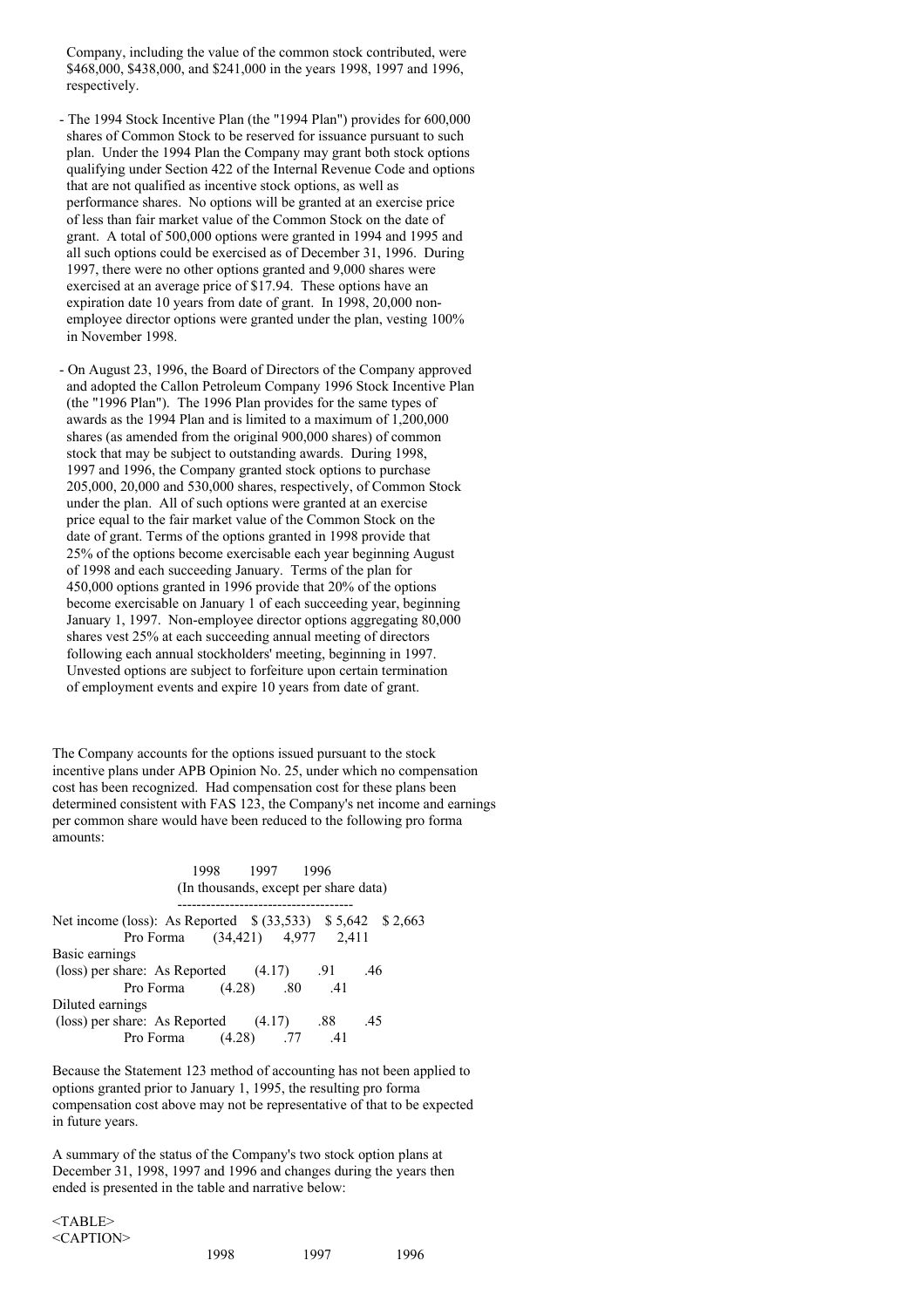Company, including the value of the common stock contributed, were $468,000, $438,000, and $241,000 in the years 1998, 1997 and 1996, respectively.

- The 1994 Stock Incentive Plan (the "1994 Plan") provides for 600,000 shares of Common Stock to be reserved for issuance pursuant to such plan. Under the 1994 Plan the Company may grant both stock options qualifying under Section 422 of the Internal Revenue Code and options that are not qualified as incentive stock options, as well as performance shares. No options will be granted at an exercise price of less than fair market value of the Common Stock on the date of grant. A total of 500,000 options were granted in 1994 and 1995 and all such options could be exercised as of December 31, 1996. During 1997, there were no other options granted and 9,000 shares were exercised at an average price of $17.94. These options have an expiration date 10 years from date of grant. In 1998, 20,000 non-employee director options were granted under the plan, vesting 100% in November 1998.

- On August 23, 1996, the Board of Directors of the Company approved and adopted the Callon Petroleum Company 1996 Stock Incentive Plan (the "1996 Plan"). The 1996 Plan provides for the same types of awards as the 1994 Plan and is limited to a maximum of 1,200,000 shares (as amended from the original 900,000 shares) of common stock that may be subject to outstanding awards. During 1998, 1997 and 1996, the Company granted stock options to purchase 205,000, 20,000 and 530,000 shares, respectively, of Common Stock under the plan. All of such options were granted at an exercise price equal to the fair market value of the Common Stock on the date of grant. Terms of the options granted in 1998 provide that 25% of the options become exercisable each year beginning August of 1998 and each succeeding January. Terms of the plan for 450,000 options granted in 1996 provide that 20% of the options become exercisable on January 1 of each succeeding year, beginning January 1, 1997. Non-employee director options aggregating 80,000 shares vest 25% at each succeeding annual meeting of directors following each annual stockholders' meeting, beginning in 1997. Unvested options are subject to forfeiture upon certain termination of employment events and expire 10 years from date of grant.

The Company accounts for the options issued pursuant to the stock incentive plans under APB Opinion No. 25, under which no compensation cost has been recognized. Had compensation cost for these plans been determined consistent with FAS 123, the Company's net income and earnings per common share would have been reduced to the following pro forma amounts:

| | | 1998 | 1997 | 1996 |
|---|---|---|---|---|
| | | (In thousands, except per share data) | | |
| Net income (loss): | As Reported | $ (33,533) | $ 5,642 | $ 2,663 |
| | Pro Forma | (34,421) | 4,977 | 2,411 |
| Basic earnings (loss) per share: | As Reported | (4.17) | .91 | .46 |
| | Pro Forma | (4.28) | .80 | .41 |
| Diluted earnings (loss) per share: | As Reported | (4.17) | .88 | .45 |
| | Pro Forma | (4.28) | .77 | .41 |

Because the Statement 123 method of accounting has not been applied to options granted prior to January 1, 1995, the resulting pro forma compensation cost above may not be representative of that to be expected in future years.

A summary of the status of the Company's two stock option plans at December 31, 1998, 1997 and 1996 and changes during the years then ended is presented in the table and narrative below:

| 1998 | 1997 | 1996 |
|---|---|---|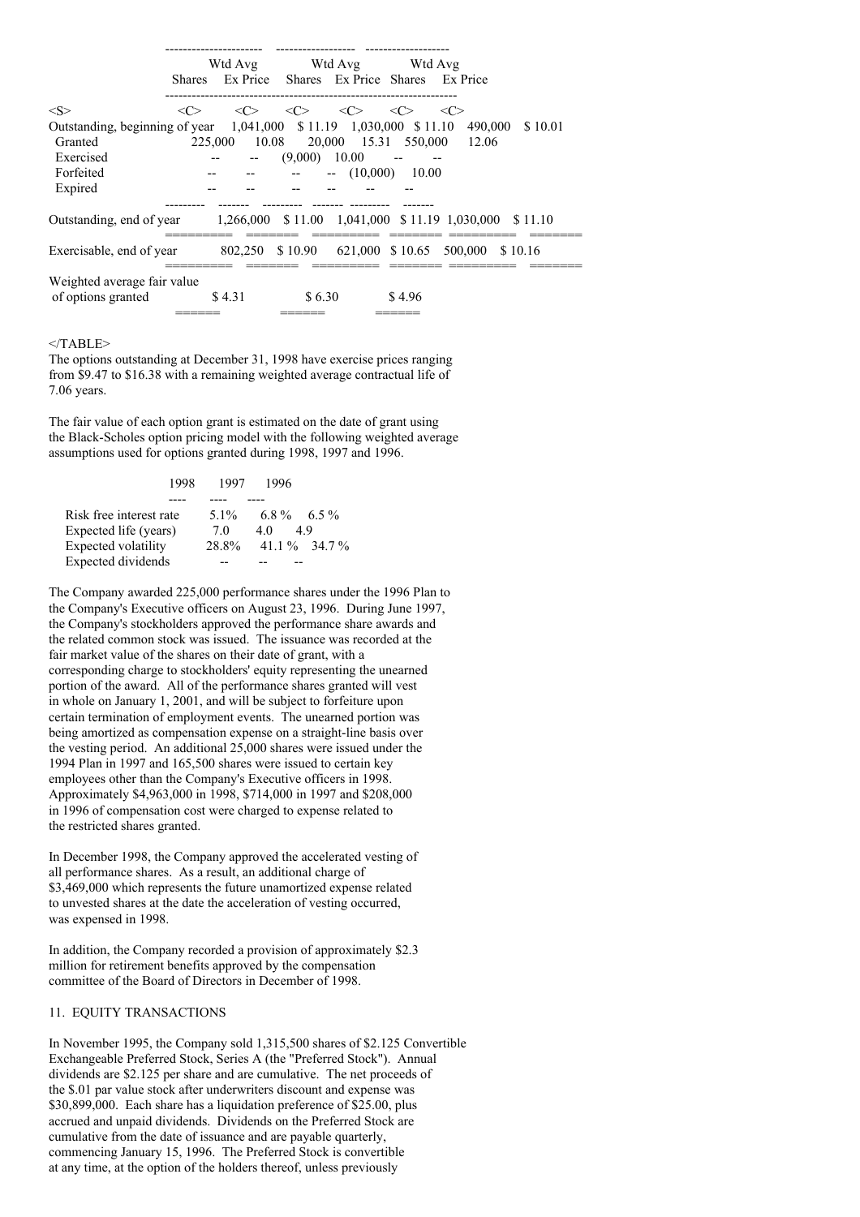| | Shares | Wtd Avg Ex Price | Shares | Wtd Avg Ex Price | Shares | Wtd Avg Ex Price |
|---|---|---|---|---|---|---|
| Outstanding, beginning of year | 1,041,000 | $ 11.19 | 1,030,000 | $ 11.10 | 490,000 | $ 10.01 |
| Granted | 225,000 | 10.08 | 20,000 | 15.31 | 550,000 | 12.06 |
| Exercised | -- | -- | (9,000) | 10.00 | -- | -- |
| Forfeited | -- | -- | -- | -- | (10,000) | 10.00 |
| Expired | -- | -- | -- | -- | -- | -- |
| Outstanding, end of year | 1,266,000 | $ 11.00 | 1,041,000 | $ 11.19 | 1,030,000 | $ 11.10 |
| Exercisable, end of year | 802,250 | $ 10.90 | 621,000 | $ 10.65 | 500,000 | $ 10.16 |
| Weighted average fair value of options granted | $ 4.31 | | $ 6.30 | | $ 4.96 | |

The options outstanding at December 31, 1998 have exercise prices ranging from $9.47 to $16.38 with a remaining weighted average contractual life of 7.06 years.

The fair value of each option grant is estimated on the date of grant using the Black-Scholes option pricing model with the following weighted average assumptions used for options granted during 1998, 1997 and 1996.

| | 1998 | 1997 | 1996 |
|---|---|---|---|
| Risk free interest rate | 5.1% | 6.8 % | 6.5 % |
| Expected life (years) | 7.0 | 4.0 | 4.9 |
| Expected volatility | 28.8% | 41.1 % | 34.7 % |
| Expected dividends | -- | -- | -- |

The Company awarded 225,000 performance shares under the 1996 Plan to the Company's Executive officers on August 23, 1996. During June 1997, the Company's stockholders approved the performance share awards and the related common stock was issued. The issuance was recorded at the fair market value of the shares on their date of grant, with a corresponding charge to stockholders' equity representing the unearned portion of the award. All of the performance shares granted will vest in whole on January 1, 2001, and will be subject to forfeiture upon certain termination of employment events. The unearned portion was being amortized as compensation expense on a straight-line basis over the vesting period. An additional 25,000 shares were issued under the 1994 Plan in 1997 and 165,500 shares were issued to certain key employees other than the Company's Executive officers in 1998. Approximately $4,963,000 in 1998, $714,000 in 1997 and $208,000 in 1996 of compensation cost were charged to expense related to the restricted shares granted.

In December 1998, the Company approved the accelerated vesting of all performance shares. As a result, an additional charge of $3,469,000 which represents the future unamortized expense related to unvested shares at the date the acceleration of vesting occurred, was expensed in 1998.

In addition, the Company recorded a provision of approximately $2.3 million for retirement benefits approved by the compensation committee of the Board of Directors in December of 1998.

## 11. EQUITY TRANSACTIONS

In November 1995, the Company sold 1,315,500 shares of $2.125 Convertible Exchangeable Preferred Stock, Series A (the "Preferred Stock"). Annual dividends are $2.125 per share and are cumulative. The net proceeds of the $.01 par value stock after underwriters discount and expense was $30,899,000. Each share has a liquidation preference of $25.00, plus accrued and unpaid dividends. Dividends on the Preferred Stock are cumulative from the date of issuance and are payable quarterly, commencing January 15, 1996. The Preferred Stock is convertible at any time, at the option of the holders thereof, unless previously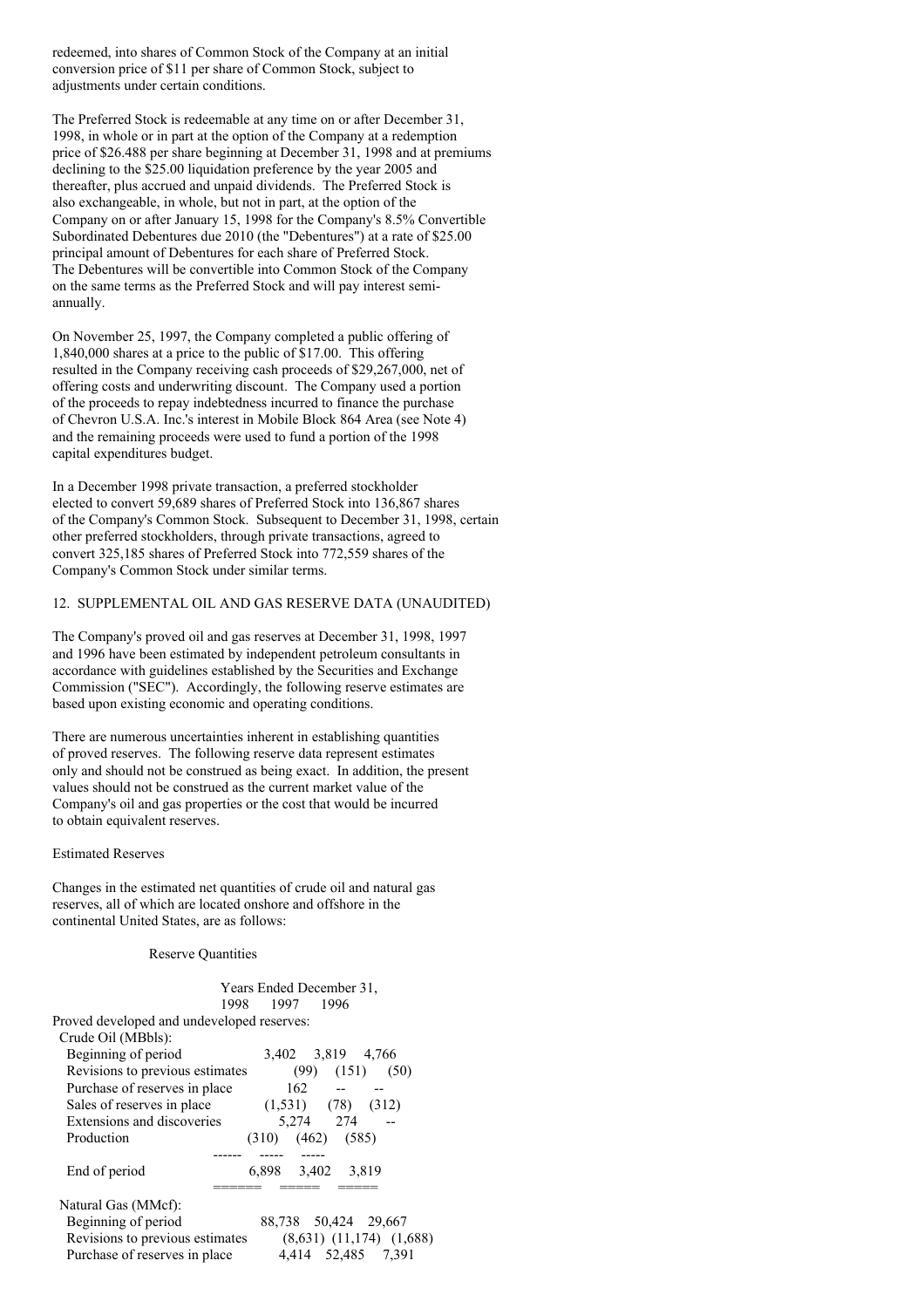redeemed, into shares of Common Stock of the Company at an initial conversion price of $11 per share of Common Stock, subject to adjustments under certain conditions.

The Preferred Stock is redeemable at any time on or after December 31, 1998, in whole or in part at the option of the Company at a redemption price of $26.488 per share beginning at December 31, 1998 and at premiums declining to the $25.00 liquidation preference by the year 2005 and thereafter, plus accrued and unpaid dividends. The Preferred Stock is also exchangeable, in whole, but not in part, at the option of the Company on or after January 15, 1998 for the Company's 8.5% Convertible Subordinated Debentures due 2010 (the "Debentures") at a rate of $25.00 principal amount of Debentures for each share of Preferred Stock. The Debentures will be convertible into Common Stock of the Company on the same terms as the Preferred Stock and will pay interest semi-annually.

On November 25, 1997, the Company completed a public offering of 1,840,000 shares at a price to the public of $17.00. This offering resulted in the Company receiving cash proceeds of $29,267,000, net of offering costs and underwriting discount. The Company used a portion of the proceeds to repay indebtedness incurred to finance the purchase of Chevron U.S.A. Inc.'s interest in Mobile Block 864 Area (see Note 4) and the remaining proceeds were used to fund a portion of the 1998 capital expenditures budget.

In a December 1998 private transaction, a preferred stockholder elected to convert 59,689 shares of Preferred Stock into 136,867 shares of the Company's Common Stock. Subsequent to December 31, 1998, certain other preferred stockholders, through private transactions, agreed to convert 325,185 shares of Preferred Stock into 772,559 shares of the Company's Common Stock under similar terms.

## 12. SUPPLEMENTAL OIL AND GAS RESERVE DATA (UNAUDITED)

The Company's proved oil and gas reserves at December 31, 1998, 1997 and 1996 have been estimated by independent petroleum consultants in accordance with guidelines established by the Securities and Exchange Commission ("SEC"). Accordingly, the following reserve estimates are based upon existing economic and operating conditions.

There are numerous uncertainties inherent in establishing quantities of proved reserves. The following reserve data represent estimates only and should not be construed as being exact. In addition, the present values should not be construed as the current market value of the Company's oil and gas properties or the cost that would be incurred to obtain equivalent reserves.

Estimated Reserves

Changes in the estimated net quantities of crude oil and natural gas reserves, all of which are located onshore and offshore in the continental United States, are as follows:

Reserve Quantities

| | Years Ended December 31, | | |
|---|---|---|---|
| | 1998 | 1997 | 1996 |
| Proved developed and undeveloped reserves: | | | |
| Crude Oil (MBbls): | | | |
| Beginning of period | 3,402 | 3,819 | 4,766 |
| Revisions to previous estimates | (99) | (151) | (50) |
| Purchase of reserves in place | 162 | -- | -- |
| Sales of reserves in place | (1,531) | (78) | (312) |
| Extensions and discoveries | 5,274 | 274 | -- |
| Production | (310) | (462) | (585) |
| End of period | 6,898 | 3,402 | 3,819 |
| Natural Gas (MMcf): | | | |
| Beginning of period | 88,738 | 50,424 | 29,667 |
| Revisions to previous estimates | (8,631) | (11,174) | (1,688) |
| Purchase of reserves in place | 4,414 | 52,485 | 7,391 |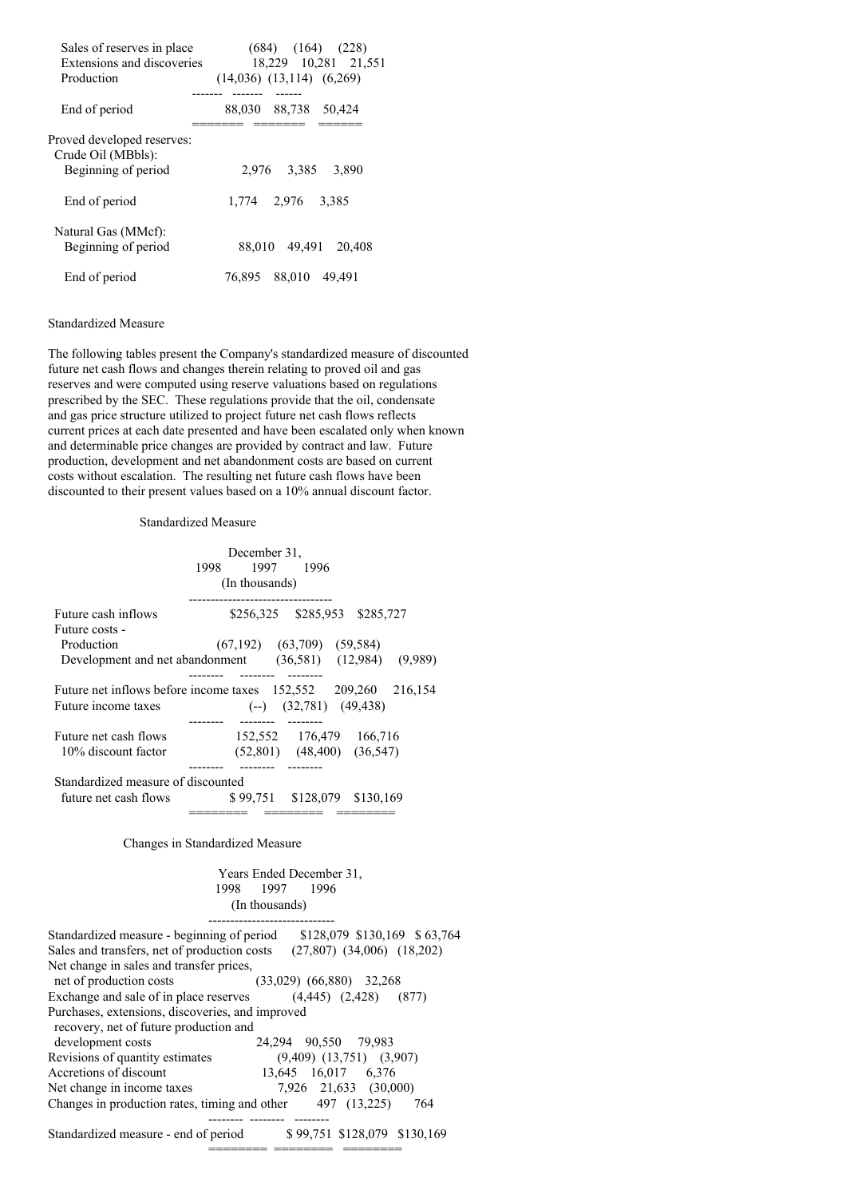| | | | |
|---|---|---|---|
| Sales of reserves in place | (684) | (164) | (228) |
| Extensions and discoveries | 18,229 | 10,281 | 21,551 |
| Production | (14,036) | (13,114) | (6,269) |
| End of period | 88,030 | 88,738 | 50,424 |
| Proved developed reserves: | | | |
| Crude Oil (MBbls): | | | |
| Beginning of period | 2,976 | 3,385 | 3,890 |
| End of period | 1,774 | 2,976 | 3,385 |
| Natural Gas (MMcf): | | | |
| Beginning of period | 88,010 | 49,491 | 20,408 |
| End of period | 76,895 | 88,010 | 49,491 |

Standardized Measure

The following tables present the Company's standardized measure of discounted future net cash flows and changes therein relating to proved oil and gas reserves and were computed using reserve valuations based on regulations prescribed by the SEC. These regulations provide that the oil, condensate and gas price structure utilized to project future net cash flows reflects current prices at each date presented and have been escalated only when known and determinable price changes are provided by contract and law. Future production, development and net abandonment costs are based on current costs without escalation. The resulting net future cash flows have been discounted to their present values based on a 10% annual discount factor.

Standardized Measure

| | December 31, 1998 | 1997 | 1996 |
|---|---|---|---|
| | (In thousands) | | |
| Future cash inflows | $256,325 | $285,953 | $285,727 |
| Future costs - | | | |
| Production | (67,192) | (63,709) | (59,584) |
| Development and net abandonment | (36,581) | (12,984) | (9,989) |
| Future net inflows before income taxes | 152,552 | 209,260 | 216,154 |
| Future income taxes | (--) | (32,781) | (49,438) |
| Future net cash flows | 152,552 | 176,479 | 166,716 |
| 10% discount factor | (52,801) | (48,400) | (36,547) |
| Standardized measure of discounted future net cash flows | $ 99,751 | $128,079 | $130,169 |

Changes in Standardized Measure

| | Years Ended December 31, 1998 | 1997 | 1996 |
|---|---|---|---|
| | (In thousands) | | |
| Standardized measure - beginning of period | $128,079 | $130,169 | $ 63,764 |
| Sales and transfers, net of production costs | (27,807) | (34,006) | (18,202) |
| Net change in sales and transfer prices, net of production costs | (33,029) | (66,880) | 32,268 |
| Exchange and sale of in place reserves | (4,445) | (2,428) | (877) |
| Purchases, extensions, discoveries, and improved recovery, net of future production and development costs | 24,294 | 90,550 | 79,983 |
| Revisions of quantity estimates | (9,409) | (13,751) | (3,907) |
| Accretions of discount | 13,645 | 16,017 | 6,376 |
| Net change in income taxes | 7,926 | 21,633 | (30,000) |
| Changes in production rates, timing and other | 497 | (13,225) | 764 |
| Standardized measure - end of period | $ 99,751 | $128,079 | $130,169 |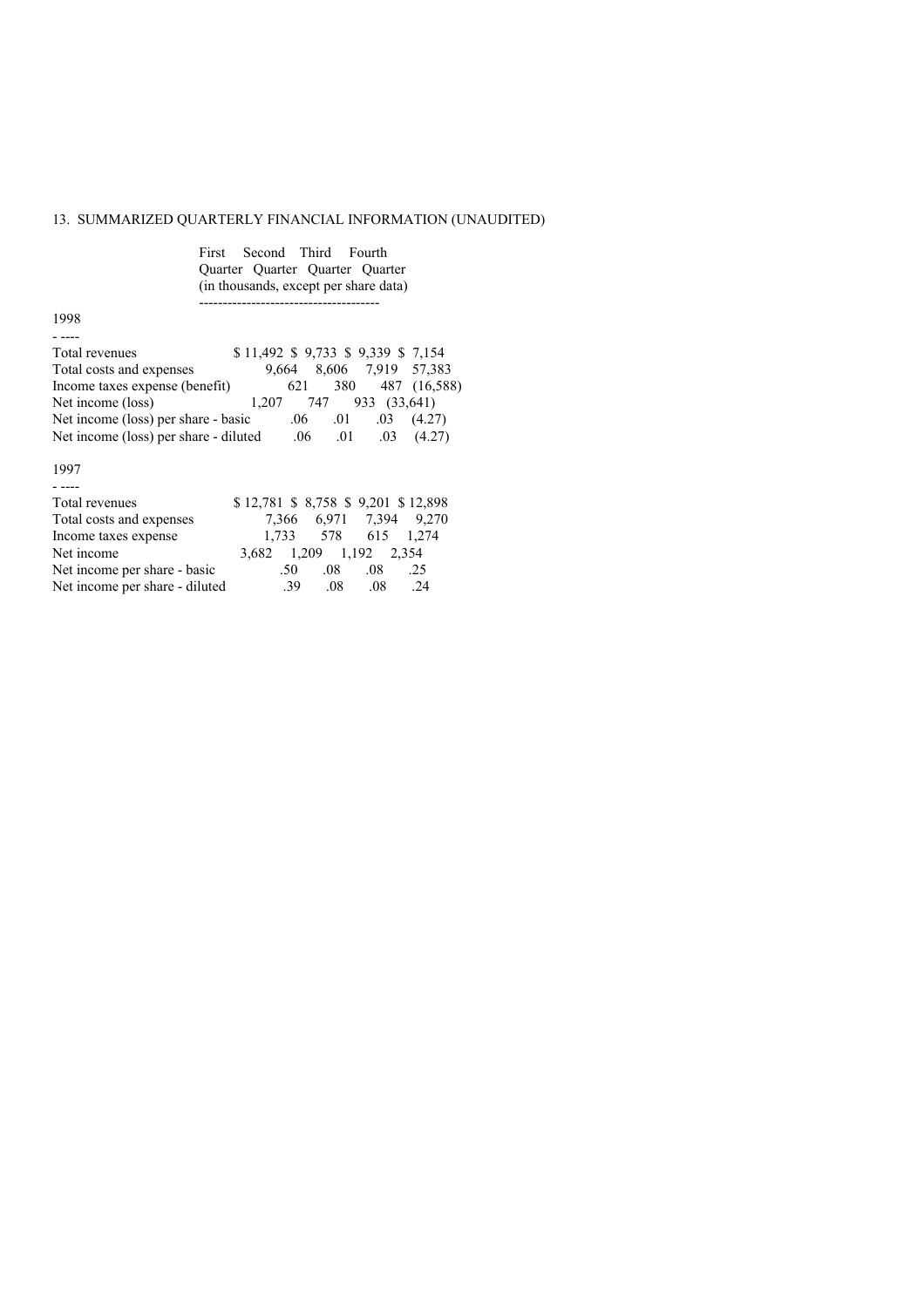13. SUMMARIZED QUARTERLY FINANCIAL INFORMATION (UNAUDITED)

| | First Quarter | Second Quarter | Third Quarter | Fourth Quarter |
|---|---|---|---|---|
| | (in thousands, except per share data) | | | |
| **1998** | | | | |
| Total revenues | $ 11,492 | $ 9,733 | $ 9,339 | $ 7,154 |
| Total costs and expenses | 9,664 | 8,606 | 7,919 | 57,383 |
| Income taxes expense (benefit) | 621 | 380 | 487 | (16,588) |
| Net income (loss) | 1,207 | 747 | 933 | (33,641) |
| Net income (loss) per share - basic | .06 | .01 | .03 | (4.27) |
| Net income (loss) per share - diluted | .06 | .01 | .03 | (4.27) |
| **1997** | | | | |
| Total revenues | $ 12,781 | $ 8,758 | $ 9,201 | $ 12,898 |
| Total costs and expenses | 7,366 | 6,971 | 7,394 | 9,270 |
| Income taxes expense | 1,733 | 578 | 615 | 1,274 |
| Net income | 3,682 | 1,209 | 1,192 | 2,354 |
| Net income per share - basic | .50 | .08 | .08 | .25 |
| Net income per share - diluted | .39 | .08 | .08 | .24 |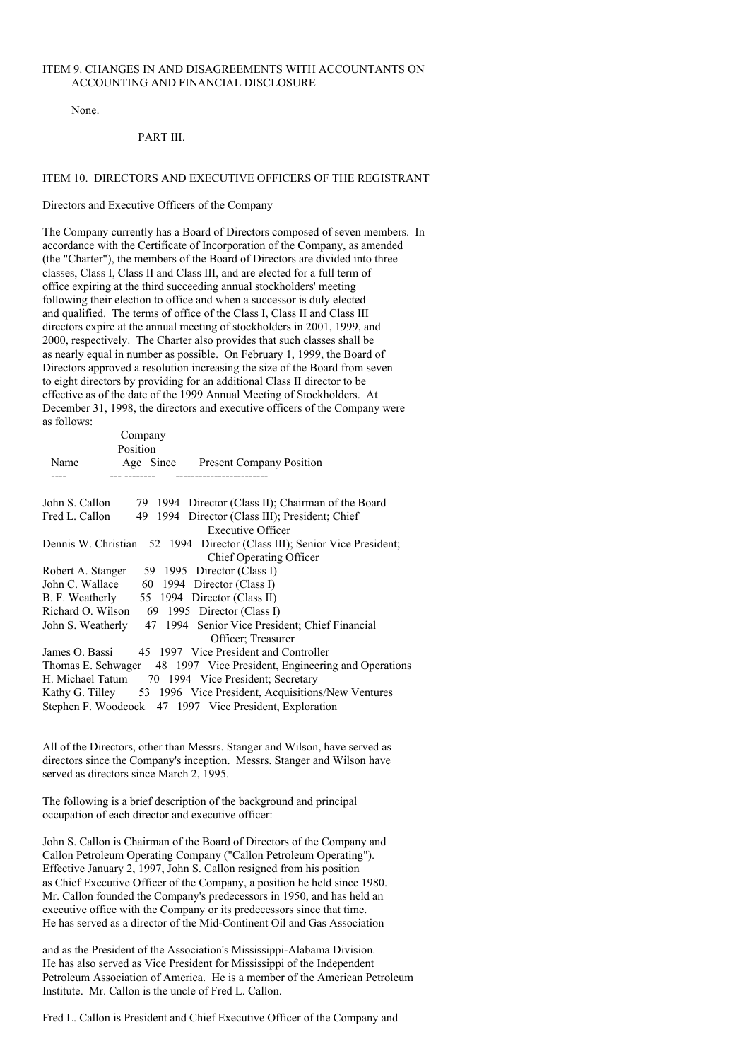## ITEM 9. CHANGES IN AND DISAGREEMENTS WITH ACCOUNTANTS ON ACCOUNTING AND FINANCIAL DISCLOSURE

None.

# PART III.

## ITEM 10. DIRECTORS AND EXECUTIVE OFFICERS OF THE REGISTRANT

Directors and Executive Officers of the Company

The Company currently has a Board of Directors composed of seven members. In accordance with the Certificate of Incorporation of the Company, as amended (the "Charter"), the members of the Board of Directors are divided into three classes, Class I, Class II and Class III, and are elected for a full term of office expiring at the third succeeding annual stockholders' meeting following their election to office and when a successor is duly elected and qualified. The terms of office of the Class I, Class II and Class III directors expire at the annual meeting of stockholders in 2001, 1999, and 2000, respectively. The Charter also provides that such classes shall be as nearly equal in number as possible. On February 1, 1999, the Board of Directors approved a resolution increasing the size of the Board from seven to eight directors by providing for an additional Class II director to be effective as of the date of the 1999 Annual Meeting of Stockholders. At December 31, 1998, the directors and executive officers of the Company were as follows:

| Name | Age | Company Position Since | Present Company Position |
|---|---|---|---|
| John S. Callon | 79 | 1994 | Director (Class II); Chairman of the Board |
| Fred L. Callon | 49 | 1994 | Director (Class III); President; Chief Executive Officer |
| Dennis W. Christian | 52 | 1994 | Director (Class III); Senior Vice President; Chief Operating Officer |
| Robert A. Stanger | 59 | 1995 | Director (Class I) |
| John C. Wallace | 60 | 1994 | Director (Class I) |
| B. F. Weatherly | 55 | 1994 | Director (Class II) |
| Richard O. Wilson | 69 | 1995 | Director (Class I) |
| John S. Weatherly | 47 | 1994 | Senior Vice President; Chief Financial Officer; Treasurer |
| James O. Bassi | 45 | 1997 | Vice President and Controller |
| Thomas E. Schwager | 48 | 1997 | Vice President, Engineering and Operations |
| H. Michael Tatum | 70 | 1994 | Vice President; Secretary |
| Kathy G. Tilley | 53 | 1996 | Vice President, Acquisitions/New Ventures |
| Stephen F. Woodcock | 47 | 1997 | Vice President, Exploration |

All of the Directors, other than Messrs. Stanger and Wilson, have served as directors since the Company's inception. Messrs. Stanger and Wilson have served as directors since March 2, 1995.

The following is a brief description of the background and principal occupation of each director and executive officer:

John S. Callon is Chairman of the Board of Directors of the Company and Callon Petroleum Operating Company ("Callon Petroleum Operating"). Effective January 2, 1997, John S. Callon resigned from his position as Chief Executive Officer of the Company, a position he held since 1980. Mr. Callon founded the Company's predecessors in 1950, and has held an executive office with the Company or its predecessors since that time. He has served as a director of the Mid-Continent Oil and Gas Association and as the President of the Association's Mississippi-Alabama Division. He has also served as Vice President for Mississippi of the Independent Petroleum Association of America. He is a member of the American Petroleum Institute. Mr. Callon is the uncle of Fred L. Callon.

Fred L. Callon is President and Chief Executive Officer of the Company and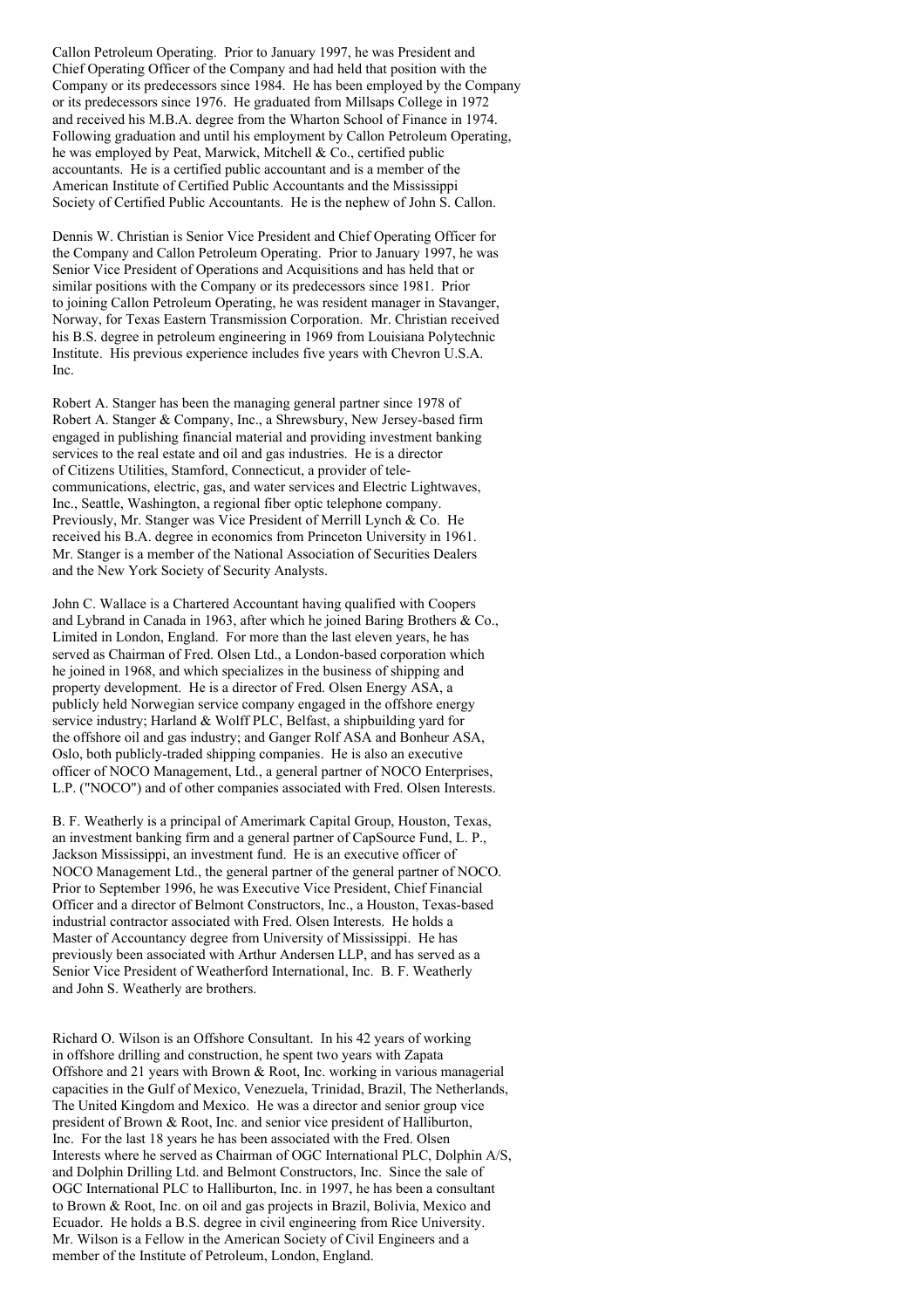Callon Petroleum Operating. Prior to January 1997, he was President and Chief Operating Officer of the Company and had held that position with the Company or its predecessors since 1984. He has been employed by the Company or its predecessors since 1976. He graduated from Millsaps College in 1972 and received his M.B.A. degree from the Wharton School of Finance in 1974. Following graduation and until his employment by Callon Petroleum Operating, he was employed by Peat, Marwick, Mitchell & Co., certified public accountants. He is a certified public accountant and is a member of the American Institute of Certified Public Accountants and the Mississippi Society of Certified Public Accountants. He is the nephew of John S. Callon.

Dennis W. Christian is Senior Vice President and Chief Operating Officer for the Company and Callon Petroleum Operating. Prior to January 1997, he was Senior Vice President of Operations and Acquisitions and has held that or similar positions with the Company or its predecessors since 1981. Prior to joining Callon Petroleum Operating, he was resident manager in Stavanger, Norway, for Texas Eastern Transmission Corporation. Mr. Christian received his B.S. degree in petroleum engineering in 1969 from Louisiana Polytechnic Institute. His previous experience includes five years with Chevron U.S.A. Inc.

Robert A. Stanger has been the managing general partner since 1978 of Robert A. Stanger & Company, Inc., a Shrewsbury, New Jersey-based firm engaged in publishing financial material and providing investment banking services to the real estate and oil and gas industries. He is a director of Citizens Utilities, Stamford, Connecticut, a provider of tele-communications, electric, gas, and water services and Electric Lightwaves, Inc., Seattle, Washington, a regional fiber optic telephone company. Previously, Mr. Stanger was Vice President of Merrill Lynch & Co. He received his B.A. degree in economics from Princeton University in 1961. Mr. Stanger is a member of the National Association of Securities Dealers and the New York Society of Security Analysts.

John C. Wallace is a Chartered Accountant having qualified with Coopers and Lybrand in Canada in 1963, after which he joined Baring Brothers & Co., Limited in London, England. For more than the last eleven years, he has served as Chairman of Fred. Olsen Ltd., a London-based corporation which he joined in 1968, and which specializes in the business of shipping and property development. He is a director of Fred. Olsen Energy ASA, a publicly held Norwegian service company engaged in the offshore energy service industry; Harland & Wolff PLC, Belfast, a shipbuilding yard for the offshore oil and gas industry; and Ganger Rolf ASA and Bonheur ASA, Oslo, both publicly-traded shipping companies. He is also an executive officer of NOCO Management, Ltd., a general partner of NOCO Enterprises, L.P. ("NOCO") and of other companies associated with Fred. Olsen Interests.

B. F. Weatherly is a principal of Amerimark Capital Group, Houston, Texas, an investment banking firm and a general partner of CapSource Fund, L. P., Jackson Mississippi, an investment fund. He is an executive officer of NOCO Management Ltd., the general partner of the general partner of NOCO. Prior to September 1996, he was Executive Vice President, Chief Financial Officer and a director of Belmont Constructors, Inc., a Houston, Texas-based industrial contractor associated with Fred. Olsen Interests. He holds a Master of Accountancy degree from University of Mississippi. He has previously been associated with Arthur Andersen LLP, and has served as a Senior Vice President of Weatherford International, Inc. B. F. Weatherly and John S. Weatherly are brothers.

Richard O. Wilson is an Offshore Consultant. In his 42 years of working in offshore drilling and construction, he spent two years with Zapata Offshore and 21 years with Brown & Root, Inc. working in various managerial capacities in the Gulf of Mexico, Venezuela, Trinidad, Brazil, The Netherlands, The United Kingdom and Mexico. He was a director and senior group vice president of Brown & Root, Inc. and senior vice president of Halliburton, Inc. For the last 18 years he has been associated with the Fred. Olsen Interests where he served as Chairman of OGC International PLC, Dolphin A/S, and Dolphin Drilling Ltd. and Belmont Constructors, Inc. Since the sale of OGC International PLC to Halliburton, Inc. in 1997, he has been a consultant to Brown & Root, Inc. on oil and gas projects in Brazil, Bolivia, Mexico and Ecuador. He holds a B.S. degree in civil engineering from Rice University. Mr. Wilson is a Fellow in the American Society of Civil Engineers and a member of the Institute of Petroleum, London, England.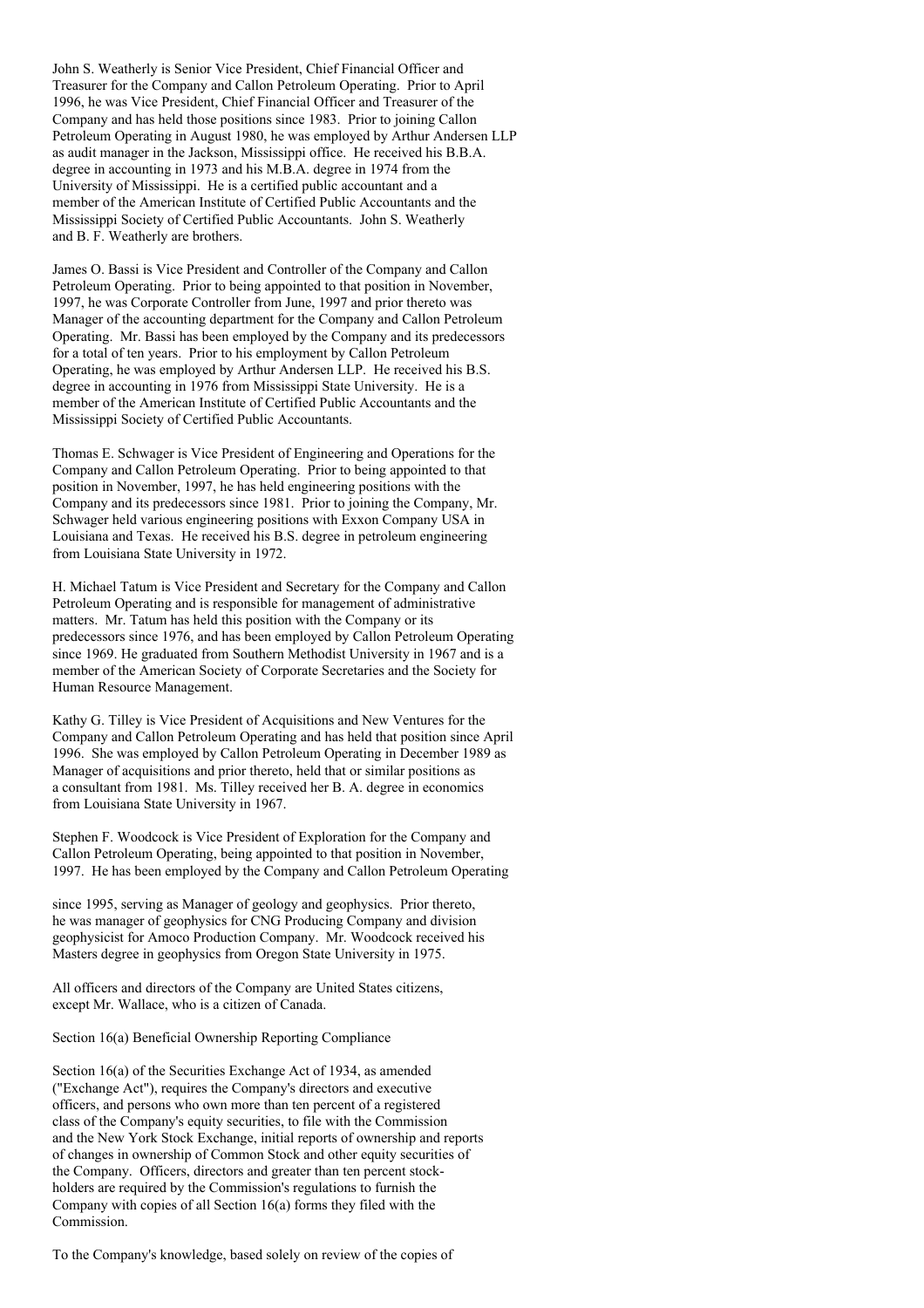John S. Weatherly is Senior Vice President, Chief Financial Officer and Treasurer for the Company and Callon Petroleum Operating. Prior to April 1996, he was Vice President, Chief Financial Officer and Treasurer of the Company and has held those positions since 1983. Prior to joining Callon Petroleum Operating in August 1980, he was employed by Arthur Andersen LLP as audit manager in the Jackson, Mississippi office. He received his B.B.A. degree in accounting in 1973 and his M.B.A. degree in 1974 from the University of Mississippi. He is a certified public accountant and a member of the American Institute of Certified Public Accountants and the Mississippi Society of Certified Public Accountants. John S. Weatherly and B. F. Weatherly are brothers.

James O. Bassi is Vice President and Controller of the Company and Callon Petroleum Operating. Prior to being appointed to that position in November, 1997, he was Corporate Controller from June, 1997 and prior thereto was Manager of the accounting department for the Company and Callon Petroleum Operating. Mr. Bassi has been employed by the Company and its predecessors for a total of ten years. Prior to his employment by Callon Petroleum Operating, he was employed by Arthur Andersen LLP. He received his B.S. degree in accounting in 1976 from Mississippi State University. He is a member of the American Institute of Certified Public Accountants and the Mississippi Society of Certified Public Accountants.

Thomas E. Schwager is Vice President of Engineering and Operations for the Company and Callon Petroleum Operating. Prior to being appointed to that position in November, 1997, he has held engineering positions with the Company and its predecessors since 1981. Prior to joining the Company, Mr. Schwager held various engineering positions with Exxon Company USA in Louisiana and Texas. He received his B.S. degree in petroleum engineering from Louisiana State University in 1972.

H. Michael Tatum is Vice President and Secretary for the Company and Callon Petroleum Operating and is responsible for management of administrative matters. Mr. Tatum has held this position with the Company or its predecessors since 1976, and has been employed by Callon Petroleum Operating since 1969. He graduated from Southern Methodist University in 1967 and is a member of the American Society of Corporate Secretaries and the Society for Human Resource Management.

Kathy G. Tilley is Vice President of Acquisitions and New Ventures for the Company and Callon Petroleum Operating and has held that position since April 1996. She was employed by Callon Petroleum Operating in December 1989 as Manager of acquisitions and prior thereto, held that or similar positions as a consultant from 1981. Ms. Tilley received her B. A. degree in economics from Louisiana State University in 1967.

Stephen F. Woodcock is Vice President of Exploration for the Company and Callon Petroleum Operating, being appointed to that position in November, 1997. He has been employed by the Company and Callon Petroleum Operating since 1995, serving as Manager of geology and geophysics. Prior thereto, he was manager of geophysics for CNG Producing Company and division geophysicist for Amoco Production Company. Mr. Woodcock received his Masters degree in geophysics from Oregon State University in 1975.

All officers and directors of the Company are United States citizens, except Mr. Wallace, who is a citizen of Canada.

Section 16(a) Beneficial Ownership Reporting Compliance

Section 16(a) of the Securities Exchange Act of 1934, as amended ("Exchange Act"), requires the Company's directors and executive officers, and persons who own more than ten percent of a registered class of the Company's equity securities, to file with the Commission and the New York Stock Exchange, initial reports of ownership and reports of changes in ownership of Common Stock and other equity securities of the Company. Officers, directors and greater than ten percent stock-holders are required by the Commission's regulations to furnish the Company with copies of all Section 16(a) forms they filed with the Commission.

To the Company's knowledge, based solely on review of the copies of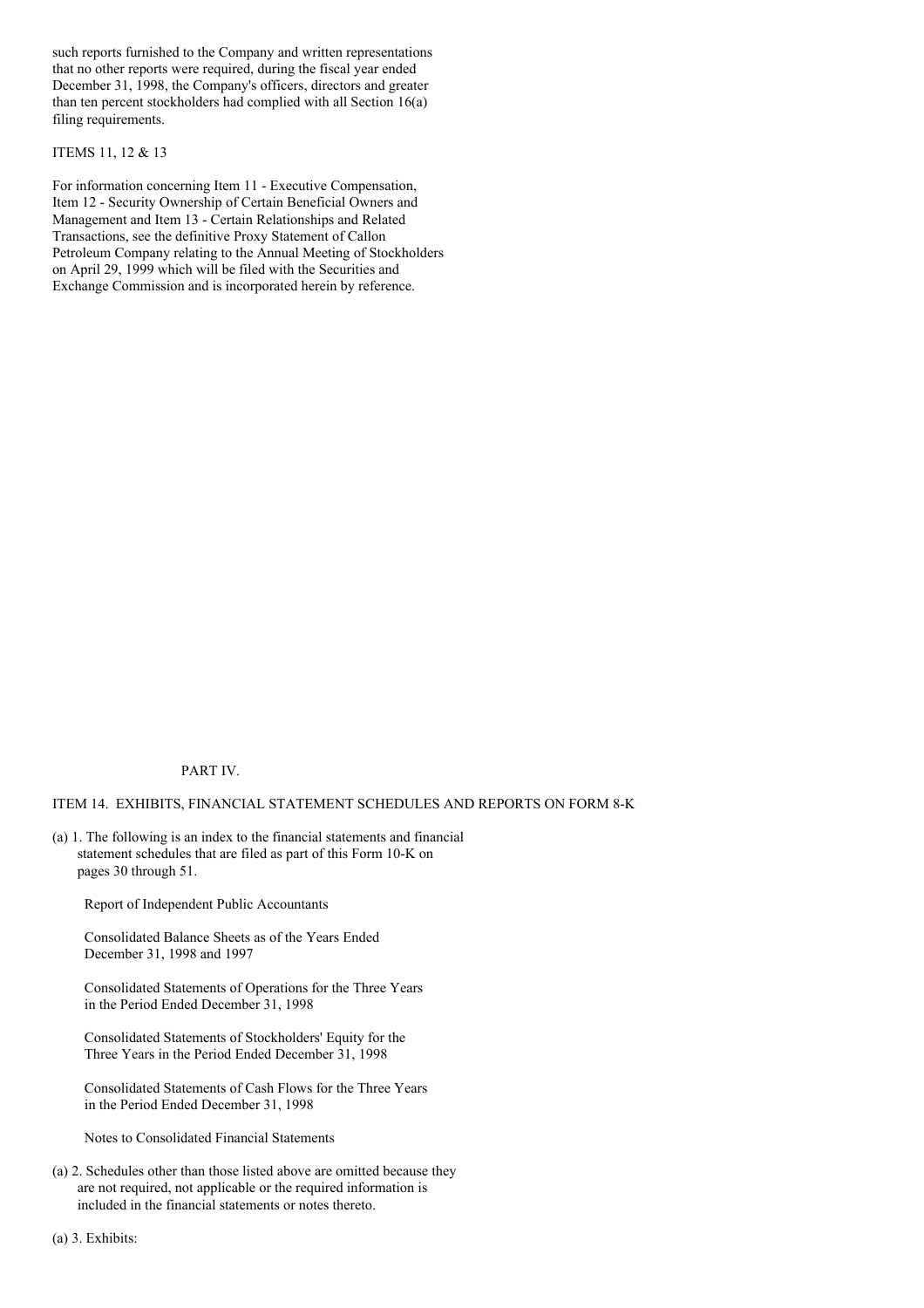such reports furnished to the Company and written representations that no other reports were required, during the fiscal year ended December 31, 1998, the Company's officers, directors and greater than ten percent stockholders had complied with all Section 16(a) filing requirements.

ITEMS 11, 12 & 13

For information concerning Item 11 - Executive Compensation, Item 12 - Security Ownership of Certain Beneficial Owners and Management and Item 13 - Certain Relationships and Related Transactions, see the definitive Proxy Statement of Callon Petroleum Company relating to the Annual Meeting of Stockholders on April 29, 1999 which will be filed with the Securities and Exchange Commission and is incorporated herein by reference.

## PART IV.

## ITEM 14. EXHIBITS, FINANCIAL STATEMENT SCHEDULES AND REPORTS ON FORM 8-K

(a) 1. The following is an index to the financial statements and financial statement schedules that are filed as part of this Form 10-K on pages 30 through 51.

Report of Independent Public Accountants

Consolidated Balance Sheets as of the Years Ended December 31, 1998 and 1997

Consolidated Statements of Operations for the Three Years in the Period Ended December 31, 1998

Consolidated Statements of Stockholders' Equity for the Three Years in the Period Ended December 31, 1998

Consolidated Statements of Cash Flows for the Three Years in the Period Ended December 31, 1998

Notes to Consolidated Financial Statements

(a) 2. Schedules other than those listed above are omitted because they are not required, not applicable or the required information is included in the financial statements or notes thereto.

(a) 3. Exhibits: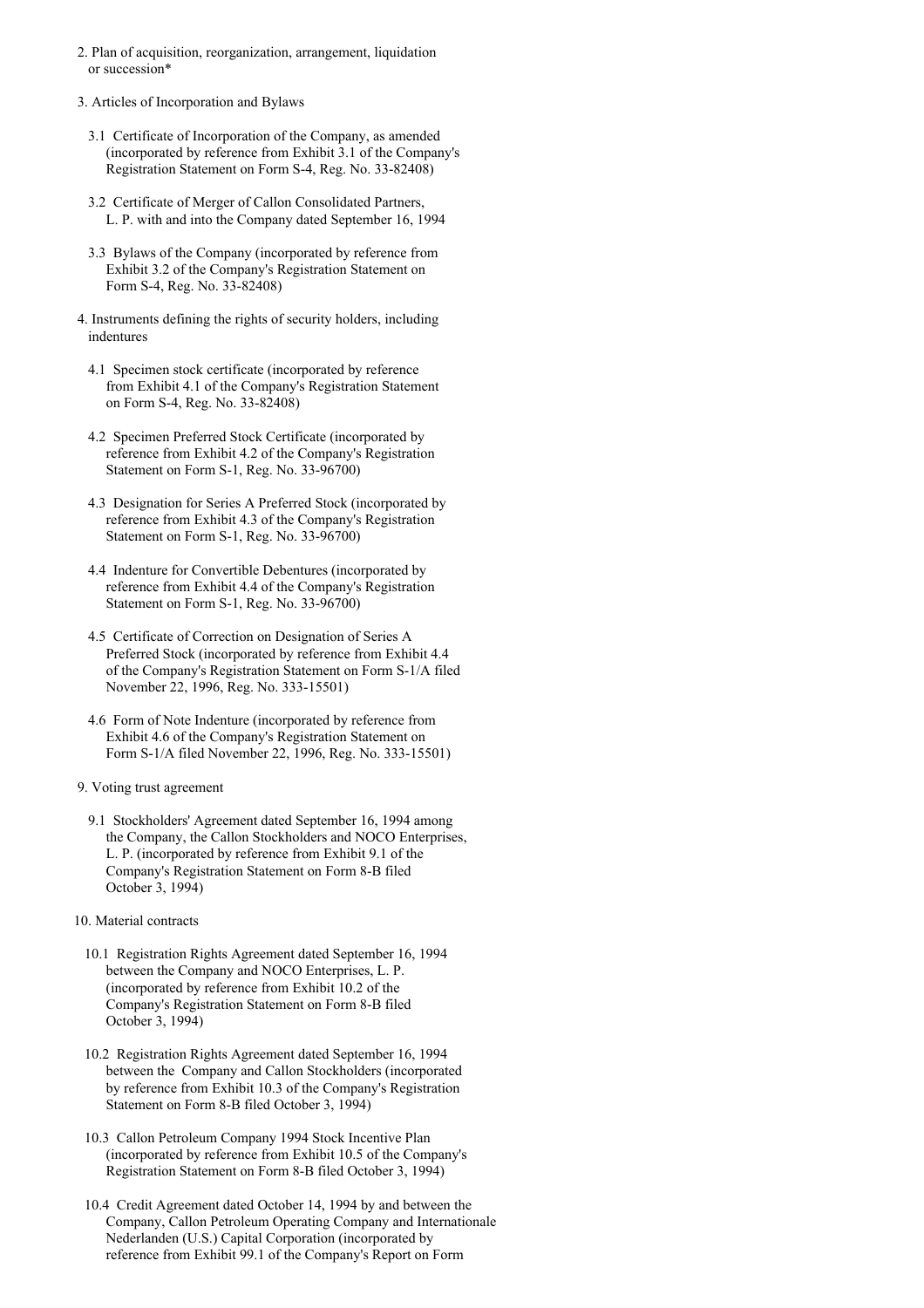2. Plan of acquisition, reorganization, arrangement, liquidation or succession*

3. Articles of Incorporation and Bylaws

   3.1 Certificate of Incorporation of the Company, as amended (incorporated by reference from Exhibit 3.1 of the Company's Registration Statement on Form S-4, Reg. No. 33-82408)

   3.2 Certificate of Merger of Callon Consolidated Partners, L. P. with and into the Company dated September 16, 1994

   3.3 Bylaws of the Company (incorporated by reference from Exhibit 3.2 of the Company's Registration Statement on Form S-4, Reg. No. 33-82408)

4. Instruments defining the rights of security holders, including indentures

   4.1 Specimen stock certificate (incorporated by reference from Exhibit 4.1 of the Company's Registration Statement on Form S-4, Reg. No. 33-82408)

   4.2 Specimen Preferred Stock Certificate (incorporated by reference from Exhibit 4.2 of the Company's Registration Statement on Form S-1, Reg. No. 33-96700)

   4.3 Designation for Series A Preferred Stock (incorporated by reference from Exhibit 4.3 of the Company's Registration Statement on Form S-1, Reg. No. 33-96700)

   4.4 Indenture for Convertible Debentures (incorporated by reference from Exhibit 4.4 of the Company's Registration Statement on Form S-1, Reg. No. 33-96700)

   4.5 Certificate of Correction on Designation of Series A Preferred Stock (incorporated by reference from Exhibit 4.4 of the Company's Registration Statement on Form S-1/A filed November 22, 1996, Reg. No. 333-15501)

   4.6 Form of Note Indenture (incorporated by reference from Exhibit 4.6 of the Company's Registration Statement on Form S-1/A filed November 22, 1996, Reg. No. 333-15501)

9. Voting trust agreement

   9.1 Stockholders' Agreement dated September 16, 1994 among the Company, the Callon Stockholders and NOCO Enterprises, L. P. (incorporated by reference from Exhibit 9.1 of the Company's Registration Statement on Form 8-B filed October 3, 1994)

10. Material contracts

   10.1 Registration Rights Agreement dated September 16, 1994 between the Company and NOCO Enterprises, L. P. (incorporated by reference from Exhibit 10.2 of the Company's Registration Statement on Form 8-B filed October 3, 1994)

   10.2 Registration Rights Agreement dated September 16, 1994 between the Company and Callon Stockholders (incorporated by reference from Exhibit 10.3 of the Company's Registration Statement on Form 8-B filed October 3, 1994)

   10.3 Callon Petroleum Company 1994 Stock Incentive Plan (incorporated by reference from Exhibit 10.5 of the Company's Registration Statement on Form 8-B filed October 3, 1994)

   10.4 Credit Agreement dated October 14, 1994 by and between the Company, Callon Petroleum Operating Company and Internationale Nederlanden (U.S.) Capital Corporation (incorporated by reference from Exhibit 99.1 of the Company's Report on Form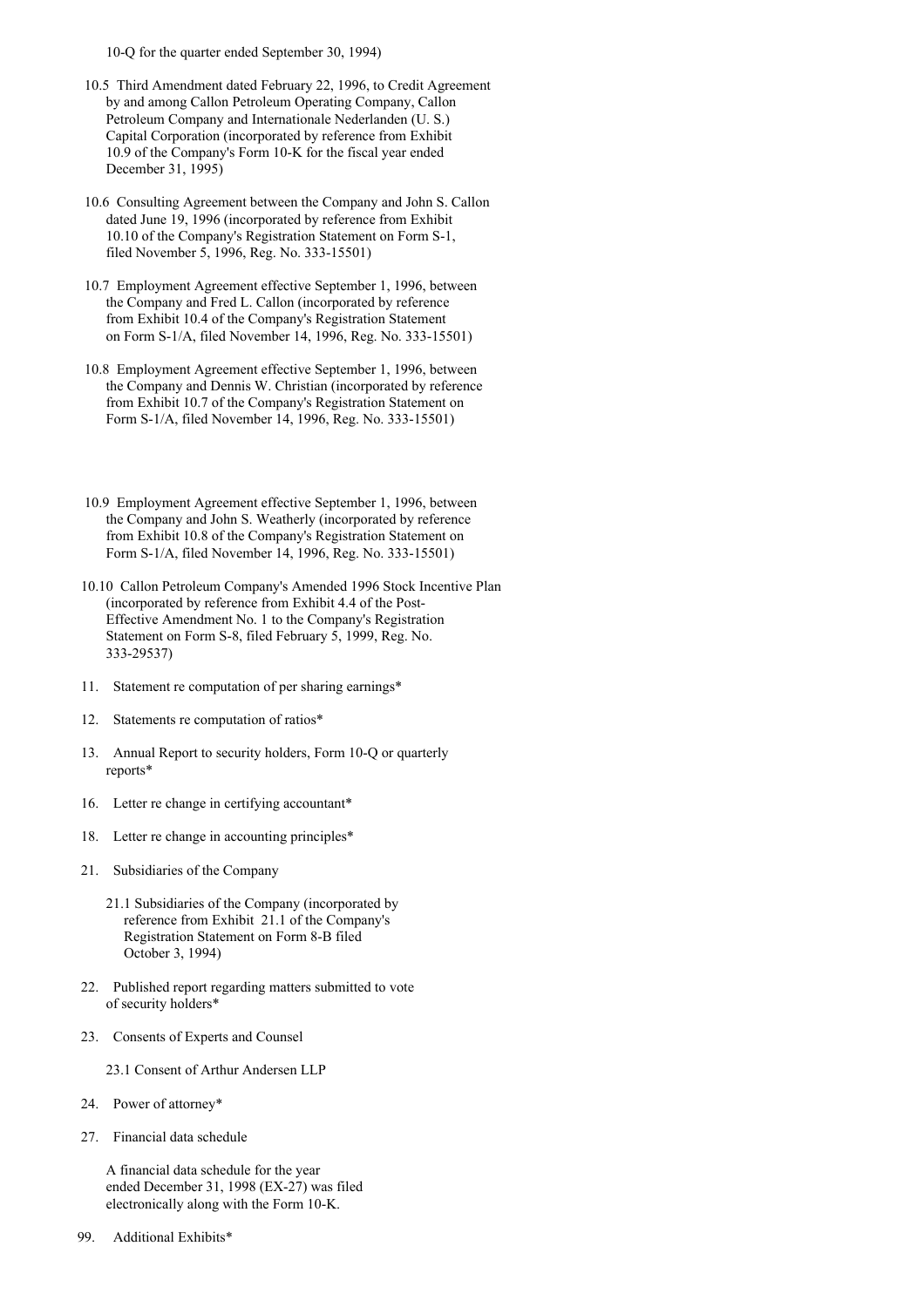10-Q for the quarter ended September 30, 1994)

10.5 Third Amendment dated February 22, 1996, to Credit Agreement by and among Callon Petroleum Operating Company, Callon Petroleum Company and Internationale Nederlanden (U. S.) Capital Corporation (incorporated by reference from Exhibit 10.9 of the Company's Form 10-K for the fiscal year ended December 31, 1995)

10.6 Consulting Agreement between the Company and John S. Callon dated June 19, 1996 (incorporated by reference from Exhibit 10.10 of the Company's Registration Statement on Form S-1, filed November 5, 1996, Reg. No. 333-15501)

10.7 Employment Agreement effective September 1, 1996, between the Company and Fred L. Callon (incorporated by reference from Exhibit 10.4 of the Company's Registration Statement on Form S-1/A, filed November 14, 1996, Reg. No. 333-15501)

10.8 Employment Agreement effective September 1, 1996, between the Company and Dennis W. Christian (incorporated by reference from Exhibit 10.7 of the Company's Registration Statement on Form S-1/A, filed November 14, 1996, Reg. No. 333-15501)

10.9 Employment Agreement effective September 1, 1996, between the Company and John S. Weatherly (incorporated by reference from Exhibit 10.8 of the Company's Registration Statement on Form S-1/A, filed November 14, 1996, Reg. No. 333-15501)

10.10 Callon Petroleum Company's Amended 1996 Stock Incentive Plan (incorporated by reference from Exhibit 4.4 of the Post-Effective Amendment No. 1 to the Company's Registration Statement on Form S-8, filed February 5, 1999, Reg. No. 333-29537)

11. Statement re computation of per sharing earnings*

12. Statements re computation of ratios*

13. Annual Report to security holders, Form 10-Q or quarterly reports*

16. Letter re change in certifying accountant*

18. Letter re change in accounting principles*

21. Subsidiaries of the Company

    21.1 Subsidiaries of the Company (incorporated by reference from Exhibit 21.1 of the Company's Registration Statement on Form 8-B filed October 3, 1994)

22. Published report regarding matters submitted to vote of security holders*

23. Consents of Experts and Counsel

    23.1 Consent of Arthur Andersen LLP

24. Power of attorney*

27. Financial data schedule

    A financial data schedule for the year ended December 31, 1998 (EX-27) was filed electronically along with the Form 10-K.

99. Additional Exhibits*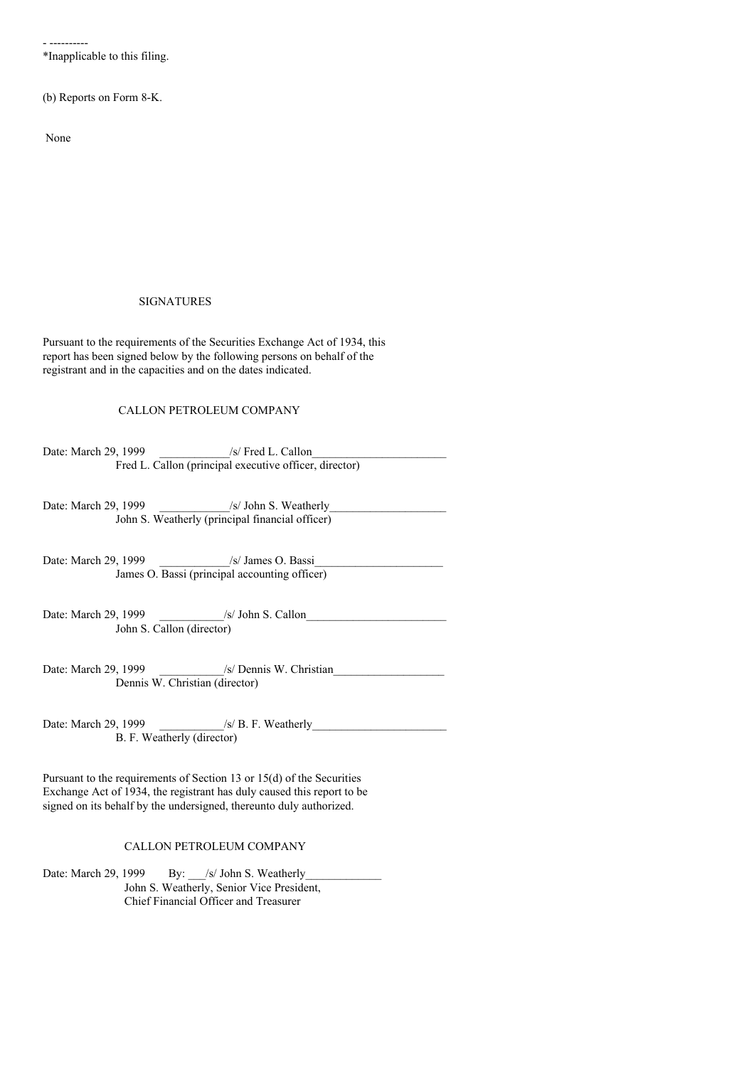- ----------

*Inapplicable to this filing.

(b) Reports on Form 8-K.

None

## SIGNATURES

Pursuant to the requirements of the Securities Exchange Act of 1934, this report has been signed below by the following persons on behalf of the registrant and in the capacities and on the dates indicated.

CALLON PETROLEUM COMPANY

Date: March 29, 1999 ____________/s/ Fred L. Callon_______________________
Fred L. Callon (principal executive officer, director)

Date: March 29, 1999 ____________/s/ John S. Weatherly____________________
John S. Weatherly (principal financial officer)

Date: March 29, 1999 ____________/s/ James O. Bassi_____________________
James O. Bassi (principal accounting officer)

Date: March 29, 1999 ___________/s/ John S. Callon________________________
John S. Callon (director)

Date: March 29, 1999 ___________/s/ Dennis W. Christian___________________
Dennis W. Christian (director)

Date: March 29, 1999 ___________/s/ B. F. Weatherly_______________________
B. F. Weatherly (director)

Pursuant to the requirements of Section 13 or 15(d) of the Securities Exchange Act of 1934, the registrant has duly caused this report to be signed on its behalf by the undersigned, thereunto duly authorized.

CALLON PETROLEUM COMPANY

Date: March 29, 1999 By: ___/s/ John S. Weatherly_____________
John S. Weatherly, Senior Vice President,
Chief Financial Officer and Treasurer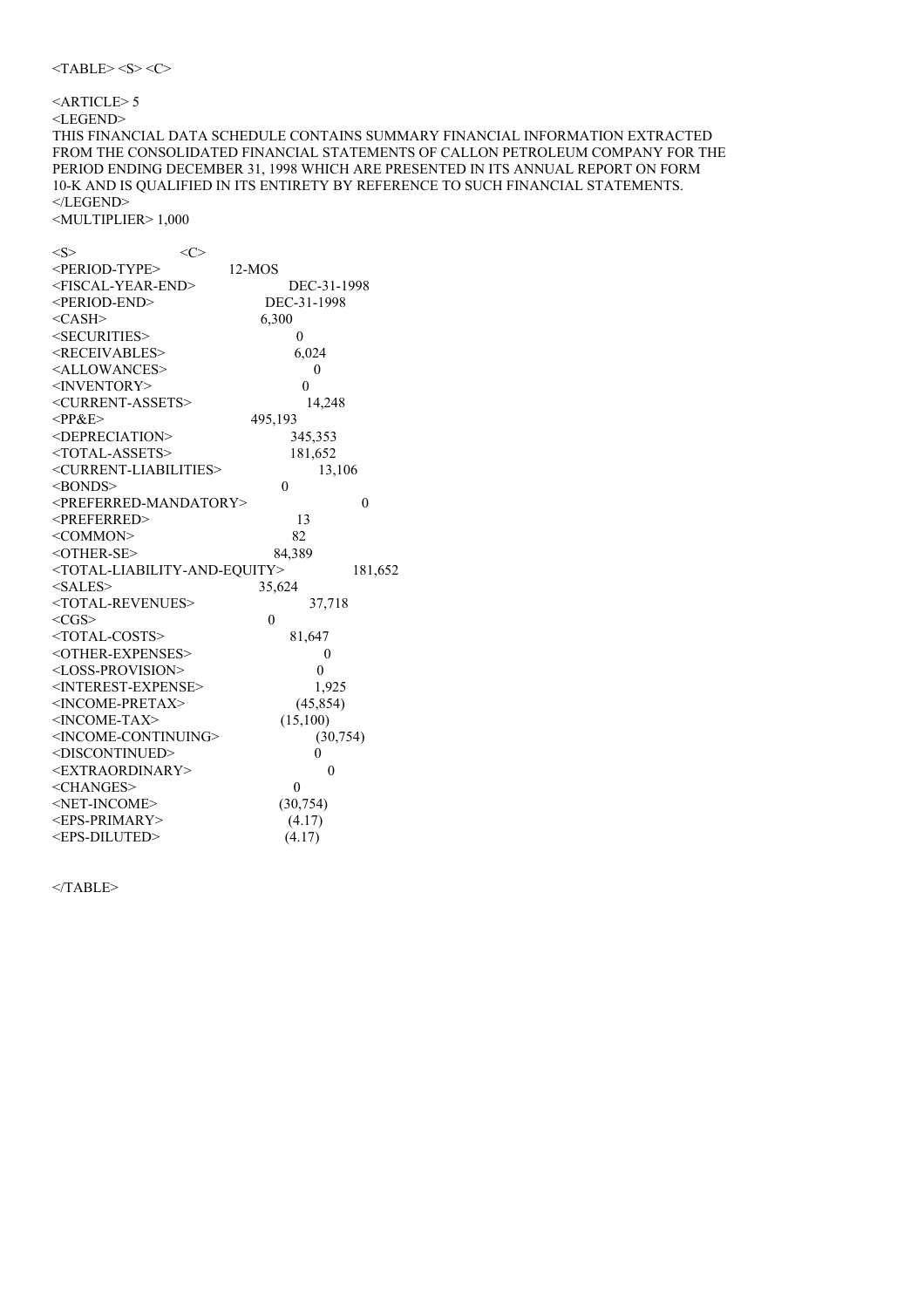<TABLE> <S> <C>

<ARTICLE> 5
<LEGEND>
THIS FINANCIAL DATA SCHEDULE CONTAINS SUMMARY FINANCIAL INFORMATION EXTRACTED FROM THE CONSOLIDATED FINANCIAL STATEMENTS OF CALLON PETROLEUM COMPANY FOR THE PERIOD ENDING DECEMBER 31, 1998 WHICH ARE PRESENTED IN ITS ANNUAL REPORT ON FORM 10-K AND IS QUALIFIED IN ITS ENTIRETY BY REFERENCE TO SUCH FINANCIAL STATEMENTS.
</LEGEND>
<MULTIPLIER> 1,000

| <S> | <C> |
|---|---|
| <PERIOD-TYPE> | 12-MOS |
| <FISCAL-YEAR-END> | DEC-31-1998 |
| <PERIOD-END> | DEC-31-1998 |
| <CASH> | 6,300 |
| <SECURITIES> | 0 |
| <RECEIVABLES> | 6,024 |
| <ALLOWANCES> | 0 |
| <INVENTORY> | 0 |
| <CURRENT-ASSETS> | 14,248 |
| <PP&E> | 495,193 |
| <DEPRECIATION> | 345,353 |
| <TOTAL-ASSETS> | 181,652 |
| <CURRENT-LIABILITIES> | 13,106 |
| <BONDS> | 0 |
| <PREFERRED-MANDATORY> | 0 |
| <PREFERRED> | 13 |
| <COMMON> | 82 |
| <OTHER-SE> | 84,389 |
| <TOTAL-LIABILITY-AND-EQUITY> | 181,652 |
| <SALES> | 35,624 |
| <TOTAL-REVENUES> | 37,718 |
| <CGS> | 0 |
| <TOTAL-COSTS> | 81,647 |
| <OTHER-EXPENSES> | 0 |
| <LOSS-PROVISION> | 0 |
| <INTEREST-EXPENSE> | 1,925 |
| <INCOME-PRETAX> | (45,854) |
| <INCOME-TAX> | (15,100) |
| <INCOME-CONTINUING> | (30,754) |
| <DISCONTINUED> | 0 |
| <EXTRAORDINARY> | 0 |
| <CHANGES> | 0 |
| <NET-INCOME> | (30,754) |
| <EPS-PRIMARY> | (4.17) |
| <EPS-DILUTED> | (4.17) |

</TABLE>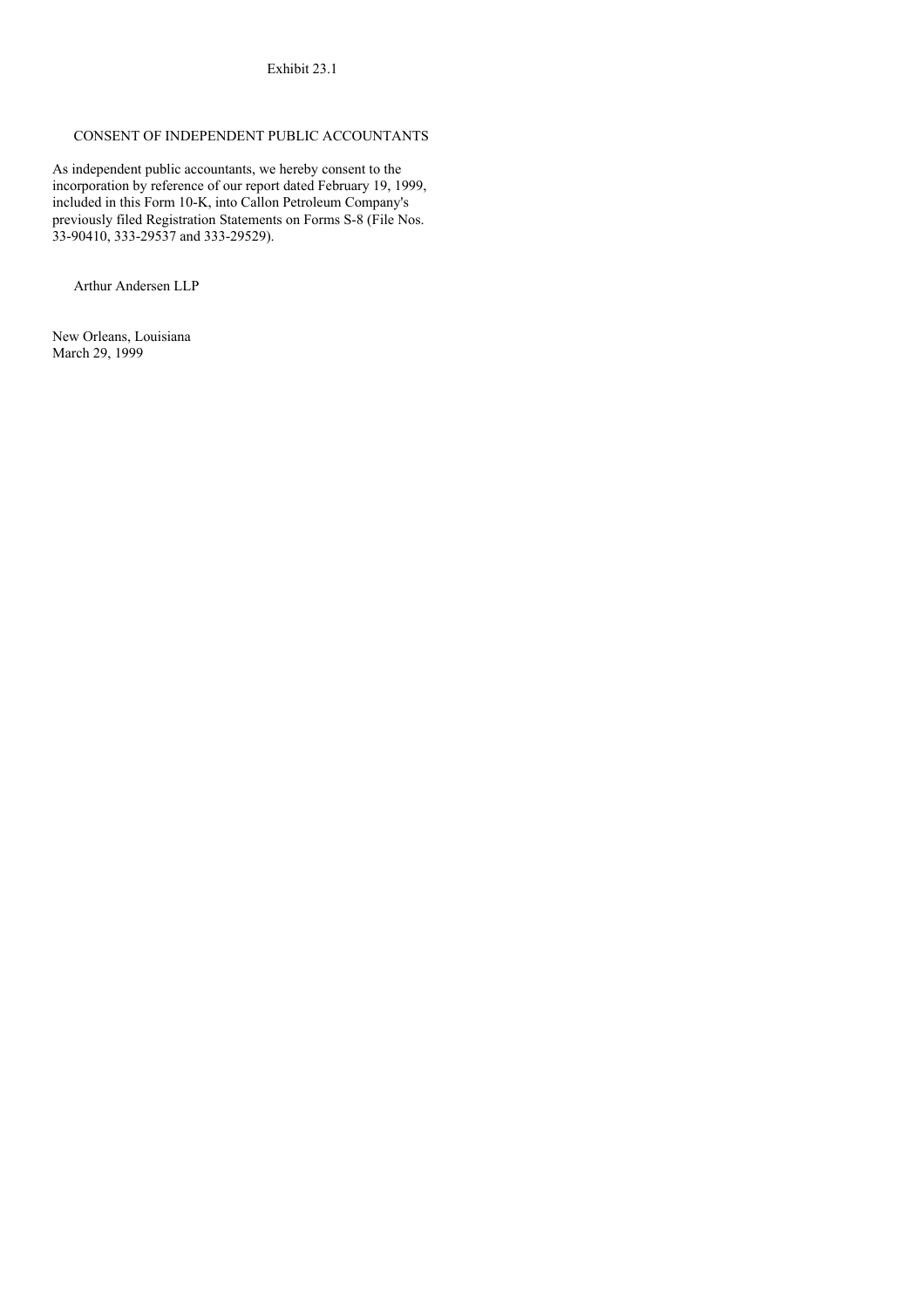Exhibit 23.1

CONSENT OF INDEPENDENT PUBLIC ACCOUNTANTS

As independent public accountants, we hereby consent to the incorporation by reference of our report dated February 19, 1999, included in this Form 10-K, into Callon Petroleum Company's previously filed Registration Statements on Forms S-8 (File Nos. 33-90410, 333-29537 and 333-29529).

Arthur Andersen LLP

New Orleans, Louisiana
March 29, 1999